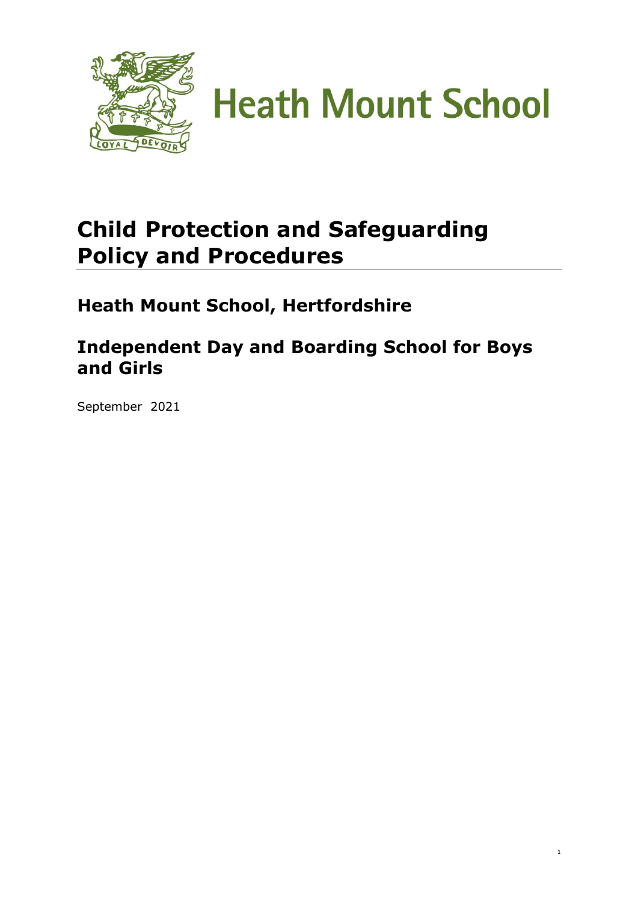Heath Mount School

# Child Protection and Safeguarding Policy and Procedures

## Heath Mount School, Hertfordshire

## Independent Day and Boarding School for Boys and Girls

September 2021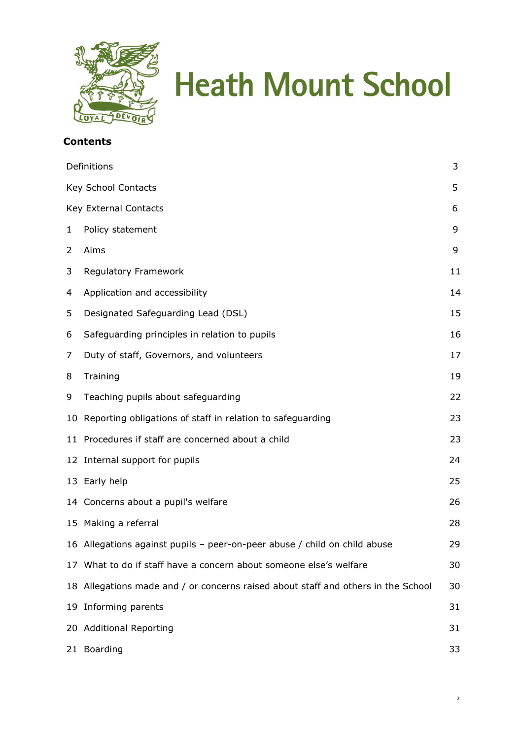# Heath Mount School

**Contents**

| | | |
|---|---|---|
| | Definitions | 3 |
| | Key School Contacts | 5 |
| | Key External Contacts | 6 |
| 1 | Policy statement | 9 |
| 2 | Aims | 9 |
| 3 | Regulatory Framework | 11 |
| 4 | Application and accessibility | 14 |
| 5 | Designated Safeguarding Lead (DSL) | 15 |
| 6 | Safeguarding principles in relation to pupils | 16 |
| 7 | Duty of staff, Governors, and volunteers | 17 |
| 8 | Training | 19 |
| 9 | Teaching pupils about safeguarding | 22 |
| 10 | Reporting obligations of staff in relation to safeguarding | 23 |
| 11 | Procedures if staff are concerned about a child | 23 |
| 12 | Internal support for pupils | 24 |
| 13 | Early help | 25 |
| 14 | Concerns about a pupil's welfare | 26 |
| 15 | Making a referral | 28 |
| 16 | Allegations against pupils – peer-on-peer abuse / child on child abuse | 29 |
| 17 | What to do if staff have a concern about someone else's welfare | 30 |
| 18 | Allegations made and / or concerns raised about staff and others in the School | 30 |
| 19 | Informing parents | 31 |
| 20 | Additional Reporting | 31 |
| 21 | Boarding | 33 |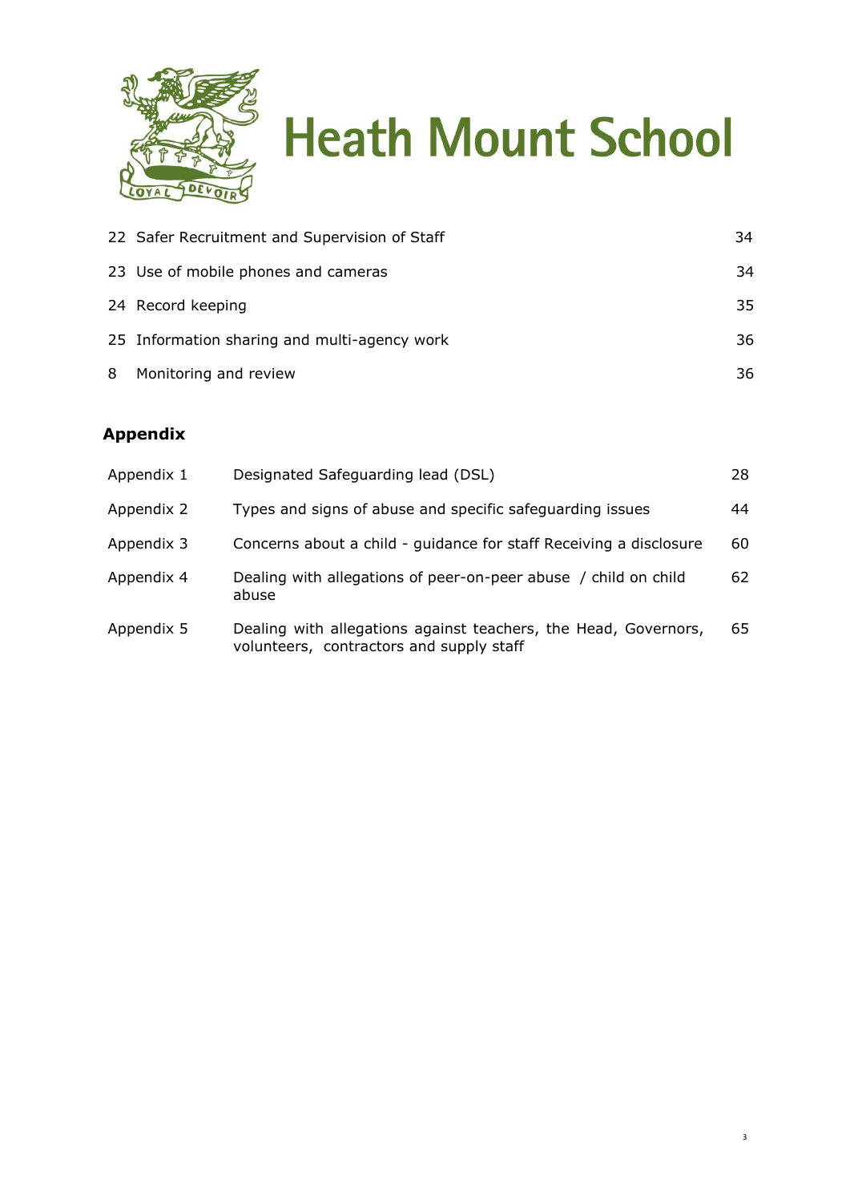| | | |
|---|---|---|
| 22 | Safer Recruitment and Supervision of Staff | 34 |
| 23 | Use of mobile phones and cameras | 34 |
| 24 | Record keeping | 35 |
| 25 | Information sharing and multi-agency work | 36 |
| 8 | Monitoring and review | 36 |

## Appendix

| | | |
|---|---|---|
| Appendix 1 | Designated Safeguarding lead (DSL) | 28 |
| Appendix 2 | Types and signs of abuse and specific safeguarding issues | 44 |
| Appendix 3 | Concerns about a child - guidance for staff Receiving a disclosure | 60 |
| Appendix 4 | Dealing with allegations of peer-on-peer abuse / child on child abuse | 62 |
| Appendix 5 | Dealing with allegations against teachers, the Head, Governors, volunteers, contractors and supply staff | 65 |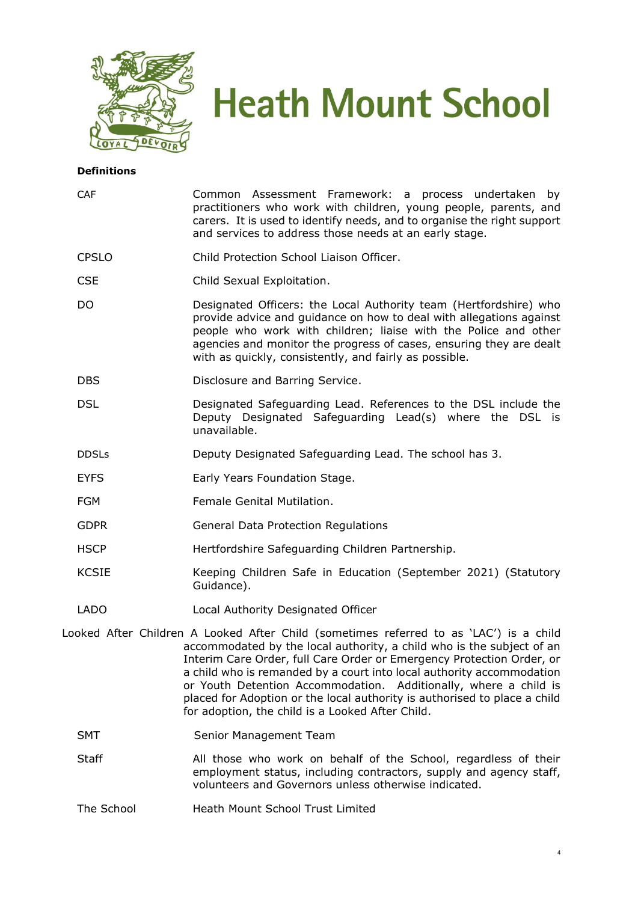**Definitions**

| | |
|---|---|
| CAF | Common Assessment Framework: a process undertaken by practitioners who work with children, young people, parents, and carers. It is used to identify needs, and to organise the right support and services to address those needs at an early stage. |
| CPSLO | Child Protection School Liaison Officer. |
| CSE | Child Sexual Exploitation. |
| DO | Designated Officers: the Local Authority team (Hertfordshire) who provide advice and guidance on how to deal with allegations against people who work with children; liaise with the Police and other agencies and monitor the progress of cases, ensuring they are dealt with as quickly, consistently, and fairly as possible. |
| DBS | Disclosure and Barring Service. |
| DSL | Designated Safeguarding Lead. References to the DSL include the Deputy Designated Safeguarding Lead(s) where the DSL is unavailable. |
| DDSLs | Deputy Designated Safeguarding Lead. The school has 3. |
| EYFS | Early Years Foundation Stage. |
| FGM | Female Genital Mutilation. |
| GDPR | General Data Protection Regulations |
| HSCP | Hertfordshire Safeguarding Children Partnership. |
| KCSIE | Keeping Children Safe in Education (September 2021) (Statutory Guidance). |
| LADO | Local Authority Designated Officer |
| Looked After Children | A Looked After Child (sometimes referred to as 'LAC') is a child accommodated by the local authority, a child who is the subject of an Interim Care Order, full Care Order or Emergency Protection Order, or a child who is remanded by a court into local authority accommodation or Youth Detention Accommodation. Additionally, where a child is placed for Adoption or the local authority is authorised to place a child for adoption, the child is a Looked After Child. |
| SMT | Senior Management Team |
| Staff | All those who work on behalf of the School, regardless of their employment status, including contractors, supply and agency staff, volunteers and Governors unless otherwise indicated. |
| The School | Heath Mount School Trust Limited |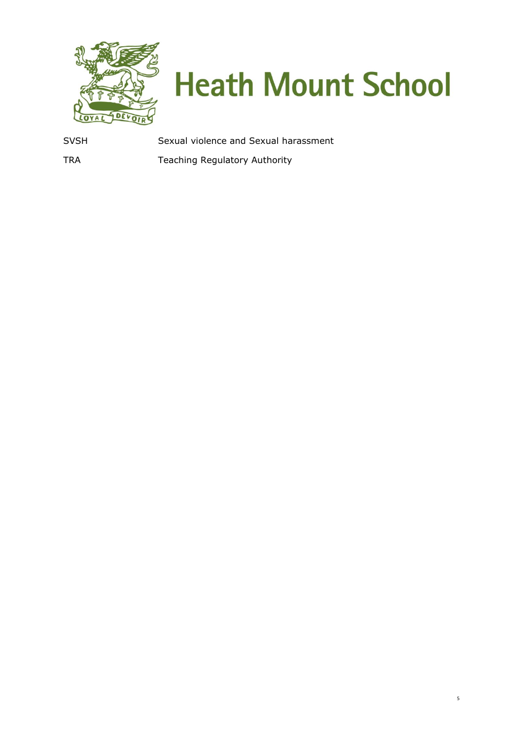| | |
|---|---|
| SVSH | Sexual violence and Sexual harassment |
| TRA | Teaching Regulatory Authority |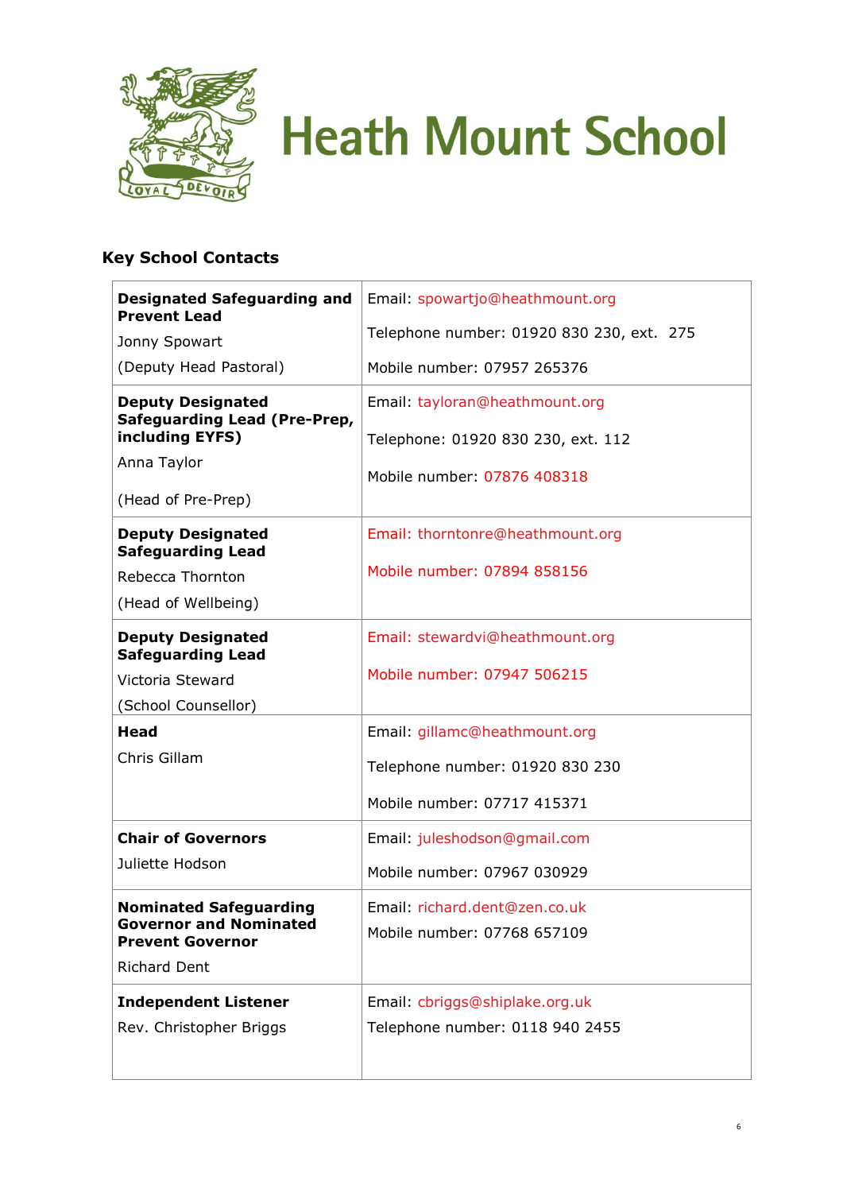# Heath Mount School

## Key School Contacts

| | |
|---|---|
| **Designated Safeguarding and Prevent Lead**<br>Jonny Spowart<br>(Deputy Head Pastoral) | Email: spowartjo@heathmount.org<br>Telephone number: 01920 830 230, ext. 275<br>Mobile number: 07957 265376 |
| **Deputy Designated Safeguarding Lead (Pre-Prep, including EYFS)**<br>Anna Taylor<br>(Head of Pre-Prep) | Email: tayloran@heathmount.org<br>Telephone: 01920 830 230, ext. 112<br>Mobile number: 07876 408318 |
| **Deputy Designated Safeguarding Lead**<br>Rebecca Thornton<br>(Head of Wellbeing) | Email: thorntonre@heathmount.org<br>Mobile number: 07894 858156 |
| **Deputy Designated Safeguarding Lead**<br>Victoria Steward<br>(School Counsellor) | Email: stewardvi@heathmount.org<br>Mobile number: 07947 506215 |
| **Head**<br>Chris Gillam | Email: gillamc@heathmount.org<br>Telephone number: 01920 830 230<br>Mobile number: 07717 415371 |
| **Chair of Governors**<br>Juliette Hodson | Email: juleshodson@gmail.com<br>Mobile number: 07967 030929 |
| **Nominated Safeguarding Governor and Nominated Prevent Governor**<br>Richard Dent | Email: richard.dent@zen.co.uk<br>Mobile number: 07768 657109 |
| **Independent Listener**<br>Rev. Christopher Briggs | Email: cbriggs@shiplake.org.uk<br>Telephone number: 0118 940 2455 |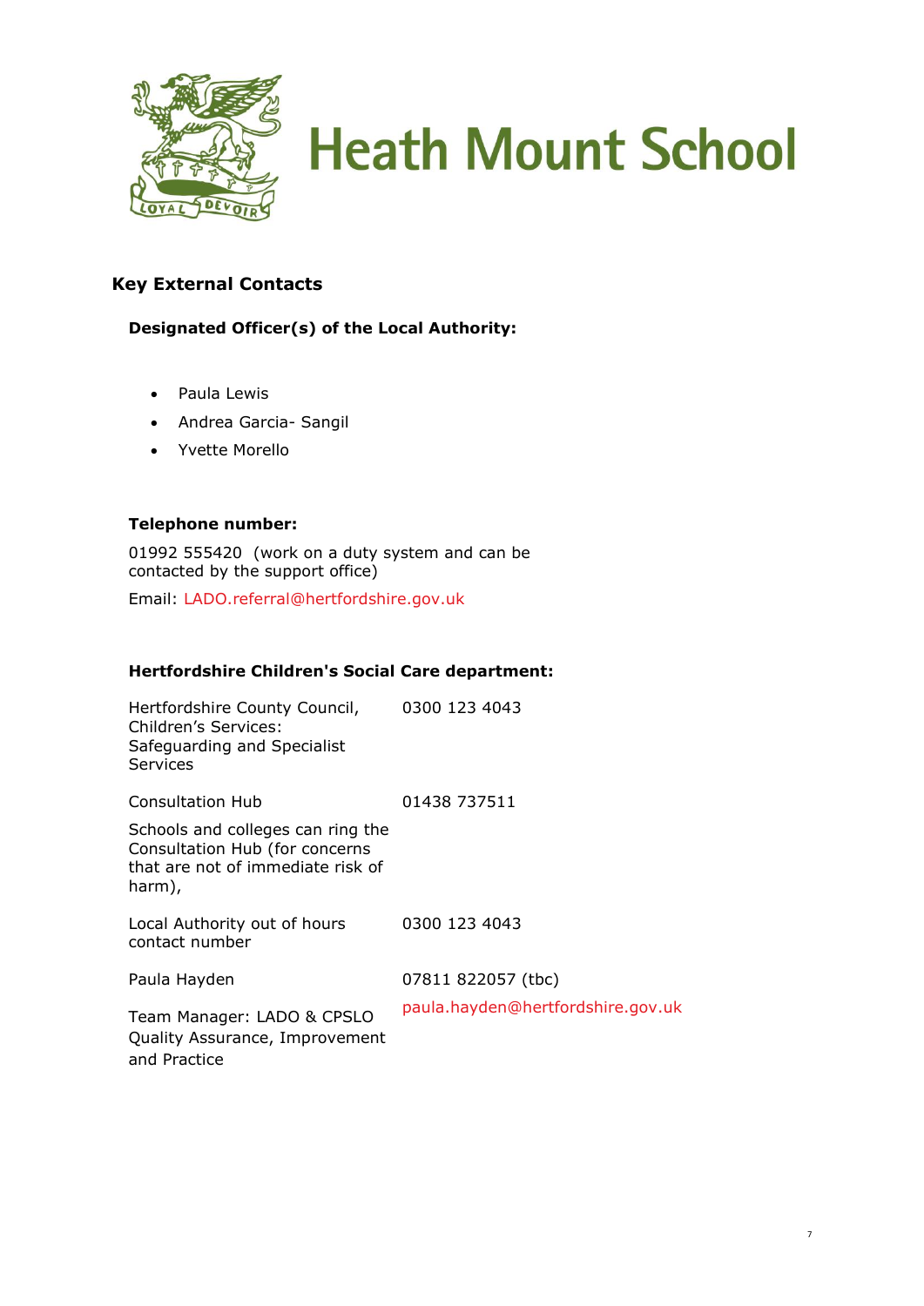# Heath Mount School

## Key External Contacts

### Designated Officer(s) of the Local Authority:

- Paula Lewis
- Andrea Garcia- Sangil
- Yvette Morello

**Telephone number:**

01992 555420 (work on a duty system and can be contacted by the support office)

Email: LADO.referral@hertfordshire.gov.uk

### Hertfordshire Children's Social Care department:

| | |
|---|---|
| Hertfordshire County Council, Children's Services: Safeguarding and Specialist Services | 0300 123 4043 |
| Consultation Hub | 01438 737511 |
| Schools and colleges can ring the Consultation Hub (for concerns that are not of immediate risk of harm), | |
| Local Authority out of hours contact number | 0300 123 4043 |
| Paula Hayden | 07811 822057 (tbc) |
| Team Manager: LADO & CPSLO Quality Assurance, Improvement and Practice | paula.hayden@hertfordshire.gov.uk |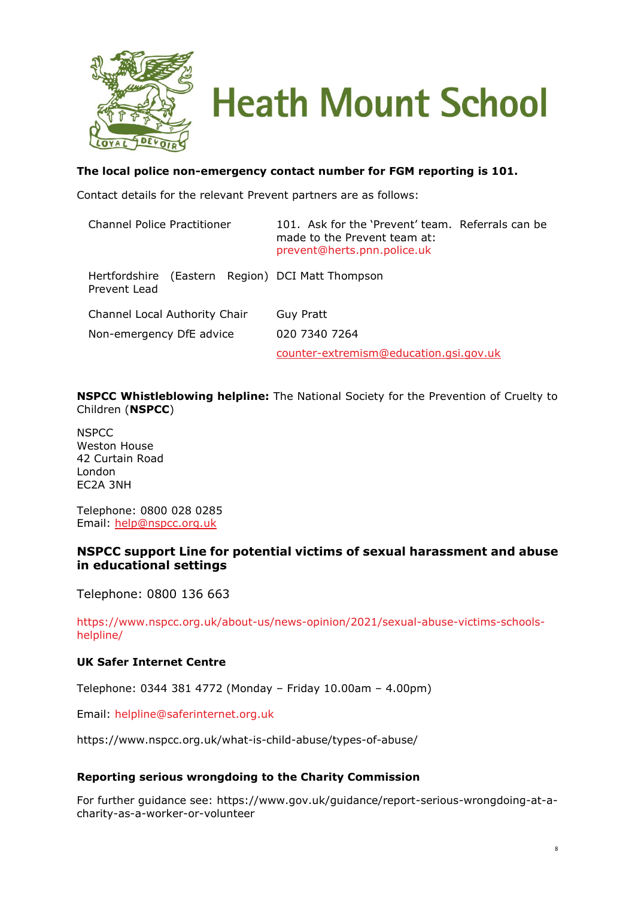**The local police non-emergency contact number for FGM reporting is 101.**

Contact details for the relevant Prevent partners are as follows:

| | |
|---|---|
| Channel Police Practitioner | 101. Ask for the 'Prevent' team. Referrals can be made to the Prevent team at: prevent@herts.pnn.police.uk |
| Hertfordshire (Eastern Region) Prevent Lead | DCI Matt Thompson |
| Channel Local Authority Chair | Guy Pratt |
| Non-emergency DfE advice | 020 7340 7264 |
| | counter-extremism@education.gsi.gov.uk |

**NSPCC Whistleblowing helpline:** The National Society for the Prevention of Cruelty to Children (**NSPCC**)

NSPCC
Weston House
42 Curtain Road
London
EC2A 3NH

Telephone: 0800 028 0285
Email: help@nspcc.org.uk

### NSPCC support Line for potential victims of sexual harassment and abuse in educational settings

Telephone: 0800 136 663

https://www.nspcc.org.uk/about-us/news-opinion/2021/sexual-abuse-victims-schools-helpline/

**UK Safer Internet Centre**

Telephone: 0344 381 4772 (Monday – Friday 10.00am – 4.00pm)

Email: helpline@saferinternet.org.uk

https://www.nspcc.org.uk/what-is-child-abuse/types-of-abuse/

**Reporting serious wrongdoing to the Charity Commission**

For further guidance see: https://www.gov.uk/guidance/report-serious-wrongdoing-at-a-charity-as-a-worker-or-volunteer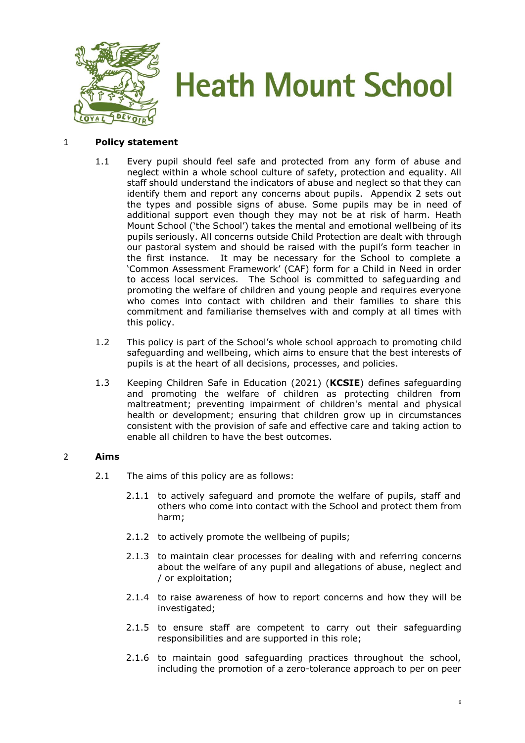# Heath Mount School

## 1 Policy statement

1.1 Every pupil should feel safe and protected from any form of abuse and neglect within a whole school culture of safety, protection and equality. All staff should understand the indicators of abuse and neglect so that they can identify them and report any concerns about pupils. Appendix 2 sets out the types and possible signs of abuse. Some pupils may be in need of additional support even though they may not be at risk of harm. Heath Mount School ('the School') takes the mental and emotional wellbeing of its pupils seriously. All concerns outside Child Protection are dealt with through our pastoral system and should be raised with the pupil's form teacher in the first instance. It may be necessary for the School to complete a 'Common Assessment Framework' (CAF) form for a Child in Need in order to access local services. The School is committed to safeguarding and promoting the welfare of children and young people and requires everyone who comes into contact with children and their families to share this commitment and familiarise themselves with and comply at all times with this policy.

1.2 This policy is part of the School's whole school approach to promoting child safeguarding and wellbeing, which aims to ensure that the best interests of pupils is at the heart of all decisions, processes, and policies.

1.3 Keeping Children Safe in Education (2021) (**KCSIE**) defines safeguarding and promoting the welfare of children as protecting children from maltreatment; preventing impairment of children's mental and physical health or development; ensuring that children grow up in circumstances consistent with the provision of safe and effective care and taking action to enable all children to have the best outcomes.

## 2 Aims

2.1 The aims of this policy are as follows:

2.1.1 to actively safeguard and promote the welfare of pupils, staff and others who come into contact with the School and protect them from harm;

2.1.2 to actively promote the wellbeing of pupils;

2.1.3 to maintain clear processes for dealing with and referring concerns about the welfare of any pupil and allegations of abuse, neglect and / or exploitation;

2.1.4 to raise awareness of how to report concerns and how they will be investigated;

2.1.5 to ensure staff are competent to carry out their safeguarding responsibilities and are supported in this role;

2.1.6 to maintain good safeguarding practices throughout the school, including the promotion of a zero-tolerance approach to per on peer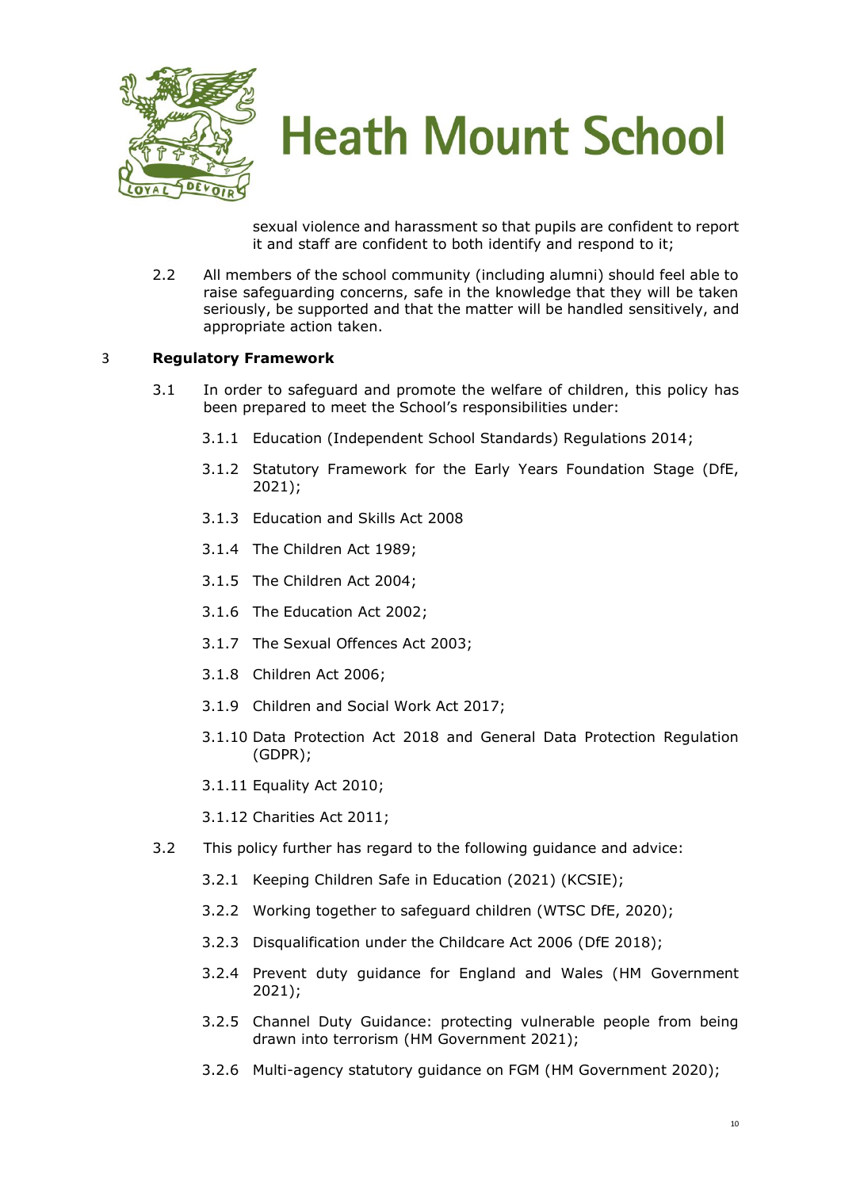sexual violence and harassment so that pupils are confident to report it and staff are confident to both identify and respond to it;

2.2 All members of the school community (including alumni) should feel able to raise safeguarding concerns, safe in the knowledge that they will be taken seriously, be supported and that the matter will be handled sensitively, and appropriate action taken.

## 3 Regulatory Framework

3.1 In order to safeguard and promote the welfare of children, this policy has been prepared to meet the School's responsibilities under:

3.1.1 Education (Independent School Standards) Regulations 2014;

3.1.2 Statutory Framework for the Early Years Foundation Stage (DfE, 2021);

3.1.3 Education and Skills Act 2008

3.1.4 The Children Act 1989;

3.1.5 The Children Act 2004;

3.1.6 The Education Act 2002;

3.1.7 The Sexual Offences Act 2003;

3.1.8 Children Act 2006;

3.1.9 Children and Social Work Act 2017;

3.1.10 Data Protection Act 2018 and General Data Protection Regulation (GDPR);

3.1.11 Equality Act 2010;

3.1.12 Charities Act 2011;

3.2 This policy further has regard to the following guidance and advice:

3.2.1 Keeping Children Safe in Education (2021) (KCSIE);

3.2.2 Working together to safeguard children (WTSC DfE, 2020);

3.2.3 Disqualification under the Childcare Act 2006 (DfE 2018);

3.2.4 Prevent duty guidance for England and Wales (HM Government 2021);

3.2.5 Channel Duty Guidance: protecting vulnerable people from being drawn into terrorism (HM Government 2021);

3.2.6 Multi-agency statutory guidance on FGM (HM Government 2020);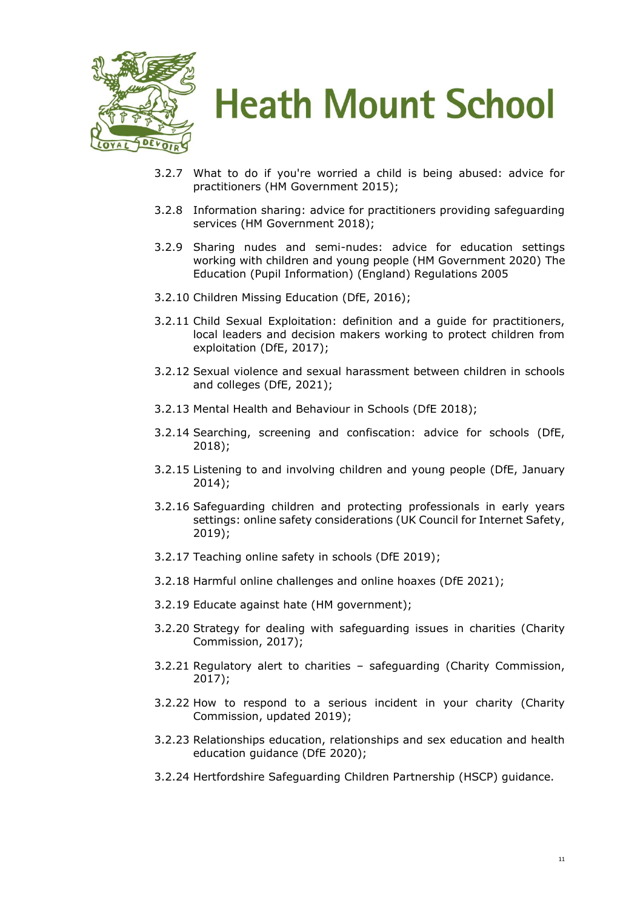3.2.7 What to do if you're worried a child is being abused: advice for practitioners (HM Government 2015);

3.2.8 Information sharing: advice for practitioners providing safeguarding services (HM Government 2018);

3.2.9 Sharing nudes and semi-nudes: advice for education settings working with children and young people (HM Government 2020) The Education (Pupil Information) (England) Regulations 2005

3.2.10 Children Missing Education (DfE, 2016);

3.2.11 Child Sexual Exploitation: definition and a guide for practitioners, local leaders and decision makers working to protect children from exploitation (DfE, 2017);

3.2.12 Sexual violence and sexual harassment between children in schools and colleges (DfE, 2021);

3.2.13 Mental Health and Behaviour in Schools (DfE 2018);

3.2.14 Searching, screening and confiscation: advice for schools (DfE, 2018);

3.2.15 Listening to and involving children and young people (DfE, January 2014);

3.2.16 Safeguarding children and protecting professionals in early years settings: online safety considerations (UK Council for Internet Safety, 2019);

3.2.17 Teaching online safety in schools (DfE 2019);

3.2.18 Harmful online challenges and online hoaxes (DfE 2021);

3.2.19 Educate against hate (HM government);

3.2.20 Strategy for dealing with safeguarding issues in charities (Charity Commission, 2017);

3.2.21 Regulatory alert to charities – safeguarding (Charity Commission, 2017);

3.2.22 How to respond to a serious incident in your charity (Charity Commission, updated 2019);

3.2.23 Relationships education, relationships and sex education and health education guidance (DfE 2020);

3.2.24 Hertfordshire Safeguarding Children Partnership (HSCP) guidance.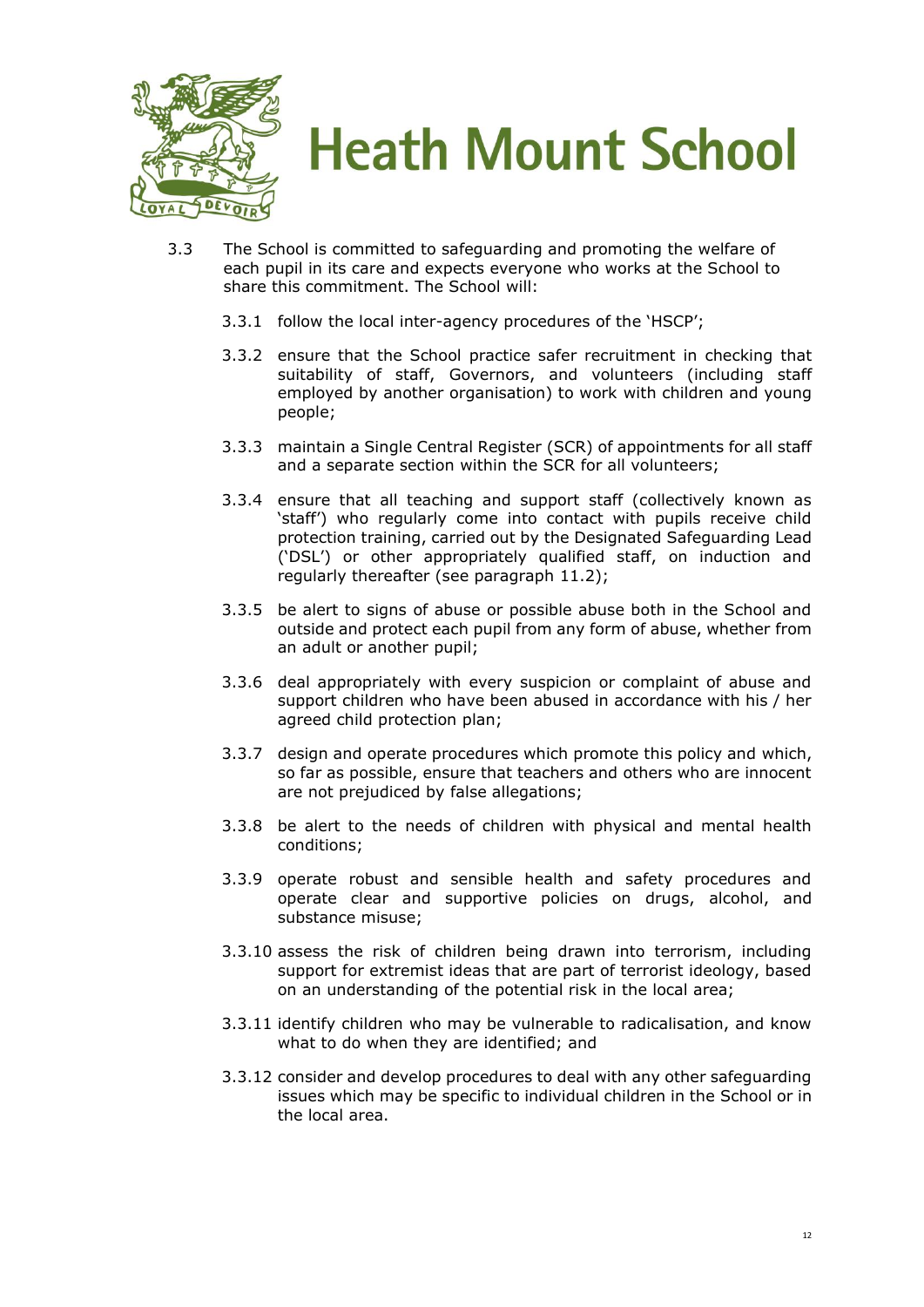3.3 The School is committed to safeguarding and promoting the welfare of each pupil in its care and expects everyone who works at the School to share this commitment. The School will:

3.3.1 follow the local inter-agency procedures of the 'HSCP';

3.3.2 ensure that the School practice safer recruitment in checking that suitability of staff, Governors, and volunteers (including staff employed by another organisation) to work with children and young people;

3.3.3 maintain a Single Central Register (SCR) of appointments for all staff and a separate section within the SCR for all volunteers;

3.3.4 ensure that all teaching and support staff (collectively known as 'staff') who regularly come into contact with pupils receive child protection training, carried out by the Designated Safeguarding Lead ('DSL') or other appropriately qualified staff, on induction and regularly thereafter (see paragraph 11.2);

3.3.5 be alert to signs of abuse or possible abuse both in the School and outside and protect each pupil from any form of abuse, whether from an adult or another pupil;

3.3.6 deal appropriately with every suspicion or complaint of abuse and support children who have been abused in accordance with his / her agreed child protection plan;

3.3.7 design and operate procedures which promote this policy and which, so far as possible, ensure that teachers and others who are innocent are not prejudiced by false allegations;

3.3.8 be alert to the needs of children with physical and mental health conditions;

3.3.9 operate robust and sensible health and safety procedures and operate clear and supportive policies on drugs, alcohol, and substance misuse;

3.3.10 assess the risk of children being drawn into terrorism, including support for extremist ideas that are part of terrorist ideology, based on an understanding of the potential risk in the local area;

3.3.11 identify children who may be vulnerable to radicalisation, and know what to do when they are identified; and

3.3.12 consider and develop procedures to deal with any other safeguarding issues which may be specific to individual children in the School or in the local area.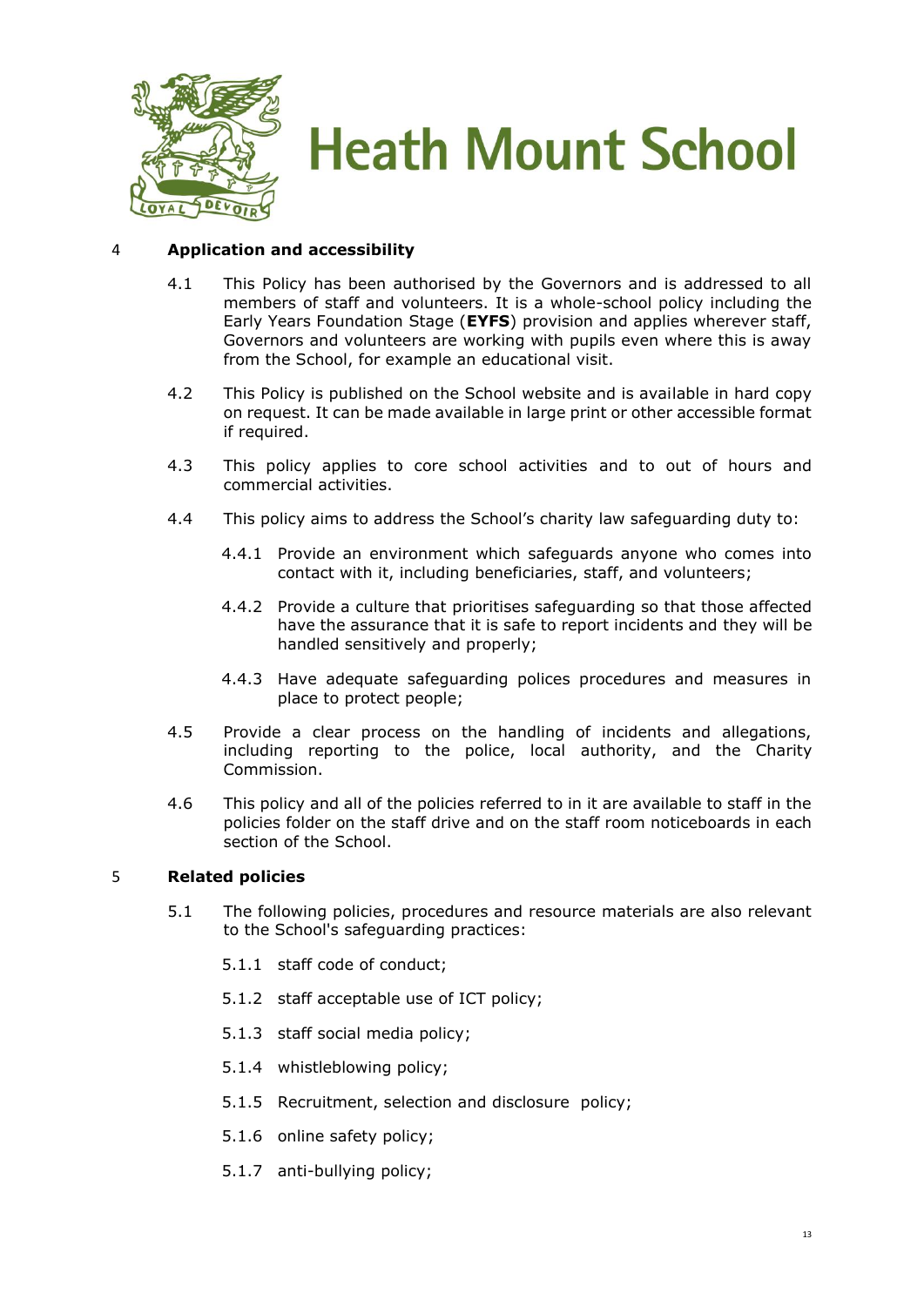## 4 Application and accessibility

4.1 This Policy has been authorised by the Governors and is addressed to all members of staff and volunteers. It is a whole-school policy including the Early Years Foundation Stage (**EYFS**) provision and applies wherever staff, Governors and volunteers are working with pupils even where this is away from the School, for example an educational visit.

4.2 This Policy is published on the School website and is available in hard copy on request. It can be made available in large print or other accessible format if required.

4.3 This policy applies to core school activities and to out of hours and commercial activities.

4.4 This policy aims to address the School's charity law safeguarding duty to:

4.4.1 Provide an environment which safeguards anyone who comes into contact with it, including beneficiaries, staff, and volunteers;

4.4.2 Provide a culture that prioritises safeguarding so that those affected have the assurance that it is safe to report incidents and they will be handled sensitively and properly;

4.4.3 Have adequate safeguarding polices procedures and measures in place to protect people;

4.5 Provide a clear process on the handling of incidents and allegations, including reporting to the police, local authority, and the Charity Commission.

4.6 This policy and all of the policies referred to in it are available to staff in the policies folder on the staff drive and on the staff room noticeboards in each section of the School.

## 5 Related policies

5.1 The following policies, procedures and resource materials are also relevant to the School's safeguarding practices:

5.1.1 staff code of conduct;

5.1.2 staff acceptable use of ICT policy;

5.1.3 staff social media policy;

5.1.4 whistleblowing policy;

5.1.5 Recruitment, selection and disclosure policy;

5.1.6 online safety policy;

5.1.7 anti-bullying policy;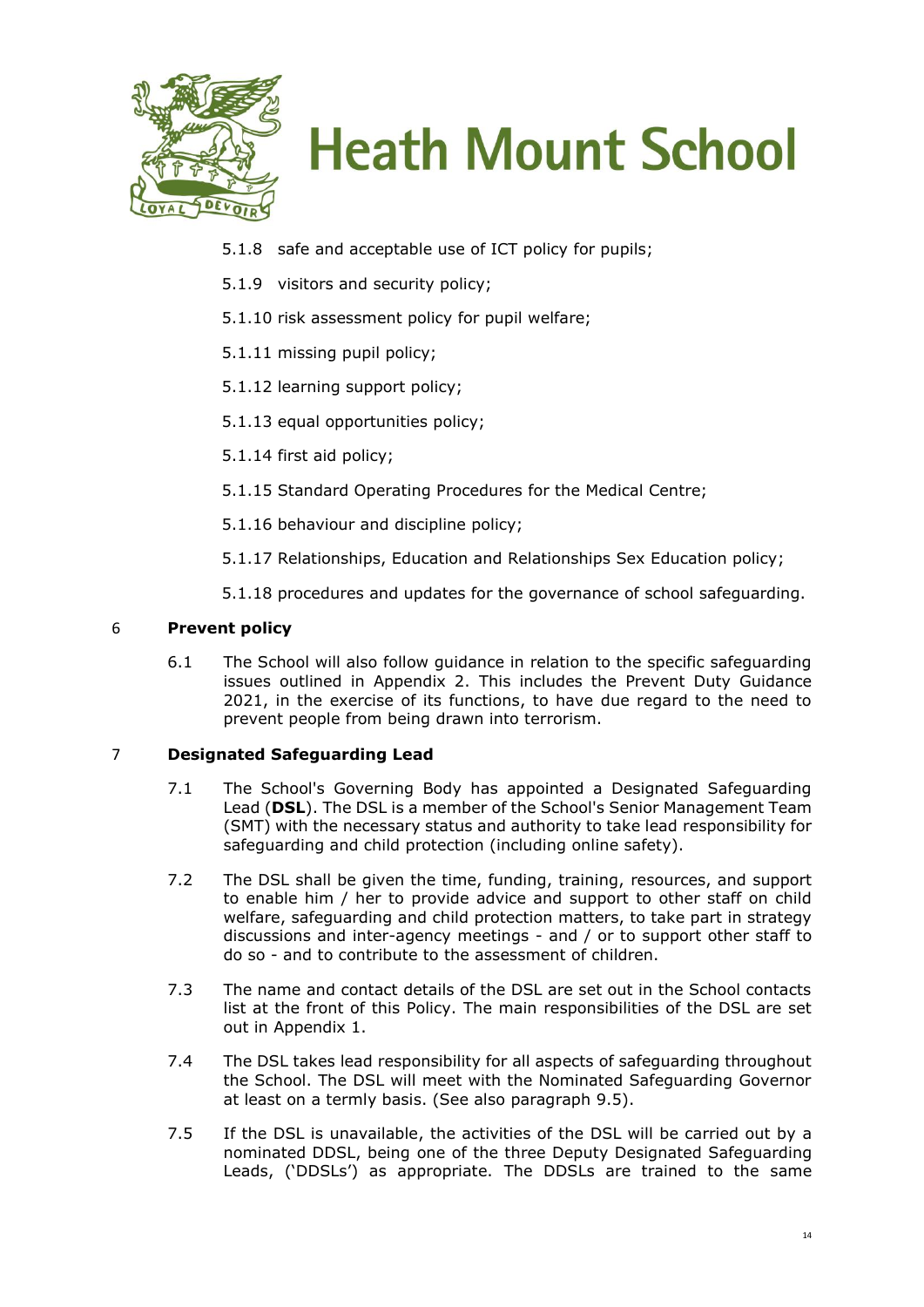5.1.8 safe and acceptable use of ICT policy for pupils;

5.1.9 visitors and security policy;

5.1.10 risk assessment policy for pupil welfare;

5.1.11 missing pupil policy;

5.1.12 learning support policy;

5.1.13 equal opportunities policy;

5.1.14 first aid policy;

5.1.15 Standard Operating Procedures for the Medical Centre;

5.1.16 behaviour and discipline policy;

5.1.17 Relationships, Education and Relationships Sex Education policy;

5.1.18 procedures and updates for the governance of school safeguarding.

## 6 Prevent policy

6.1 The School will also follow guidance in relation to the specific safeguarding issues outlined in Appendix 2. This includes the Prevent Duty Guidance 2021, in the exercise of its functions, to have due regard to the need to prevent people from being drawn into terrorism.

## 7 Designated Safeguarding Lead

7.1 The School's Governing Body has appointed a Designated Safeguarding Lead (**DSL**). The DSL is a member of the School's Senior Management Team (SMT) with the necessary status and authority to take lead responsibility for safeguarding and child protection (including online safety).

7.2 The DSL shall be given the time, funding, training, resources, and support to enable him / her to provide advice and support to other staff on child welfare, safeguarding and child protection matters, to take part in strategy discussions and inter-agency meetings - and / or to support other staff to do so - and to contribute to the assessment of children.

7.3 The name and contact details of the DSL are set out in the School contacts list at the front of this Policy. The main responsibilities of the DSL are set out in Appendix 1.

7.4 The DSL takes lead responsibility for all aspects of safeguarding throughout the School. The DSL will meet with the Nominated Safeguarding Governor at least on a termly basis. (See also paragraph 9.5).

7.5 If the DSL is unavailable, the activities of the DSL will be carried out by a nominated DDSL, being one of the three Deputy Designated Safeguarding Leads, ('DDSLs') as appropriate. The DDSLs are trained to the same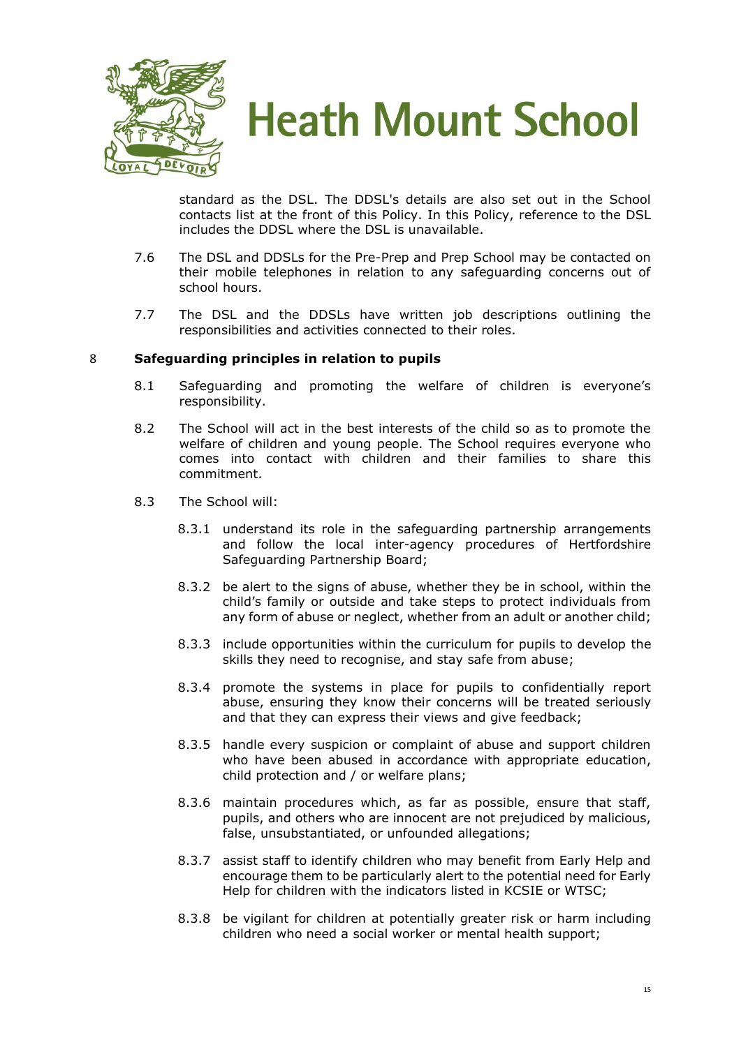standard as the DSL. The DDSL's details are also set out in the School contacts list at the front of this Policy. In this Policy, reference to the DSL includes the DDSL where the DSL is unavailable.

7.6 The DSL and DDSLs for the Pre-Prep and Prep School may be contacted on their mobile telephones in relation to any safeguarding concerns out of school hours.

7.7 The DSL and the DDSLs have written job descriptions outlining the responsibilities and activities connected to their roles.

## 8 Safeguarding principles in relation to pupils

8.1 Safeguarding and promoting the welfare of children is everyone's responsibility.

8.2 The School will act in the best interests of the child so as to promote the welfare of children and young people. The School requires everyone who comes into contact with children and their families to share this commitment.

8.3 The School will:

8.3.1 understand its role in the safeguarding partnership arrangements and follow the local inter-agency procedures of Hertfordshire Safeguarding Partnership Board;

8.3.2 be alert to the signs of abuse, whether they be in school, within the child's family or outside and take steps to protect individuals from any form of abuse or neglect, whether from an adult or another child;

8.3.3 include opportunities within the curriculum for pupils to develop the skills they need to recognise, and stay safe from abuse;

8.3.4 promote the systems in place for pupils to confidentially report abuse, ensuring they know their concerns will be treated seriously and that they can express their views and give feedback;

8.3.5 handle every suspicion or complaint of abuse and support children who have been abused in accordance with appropriate education, child protection and / or welfare plans;

8.3.6 maintain procedures which, as far as possible, ensure that staff, pupils, and others who are innocent are not prejudiced by malicious, false, unsubstantiated, or unfounded allegations;

8.3.7 assist staff to identify children who may benefit from Early Help and encourage them to be particularly alert to the potential need for Early Help for children with the indicators listed in KCSIE or WTSC;

8.3.8 be vigilant for children at potentially greater risk or harm including children who need a social worker or mental health support;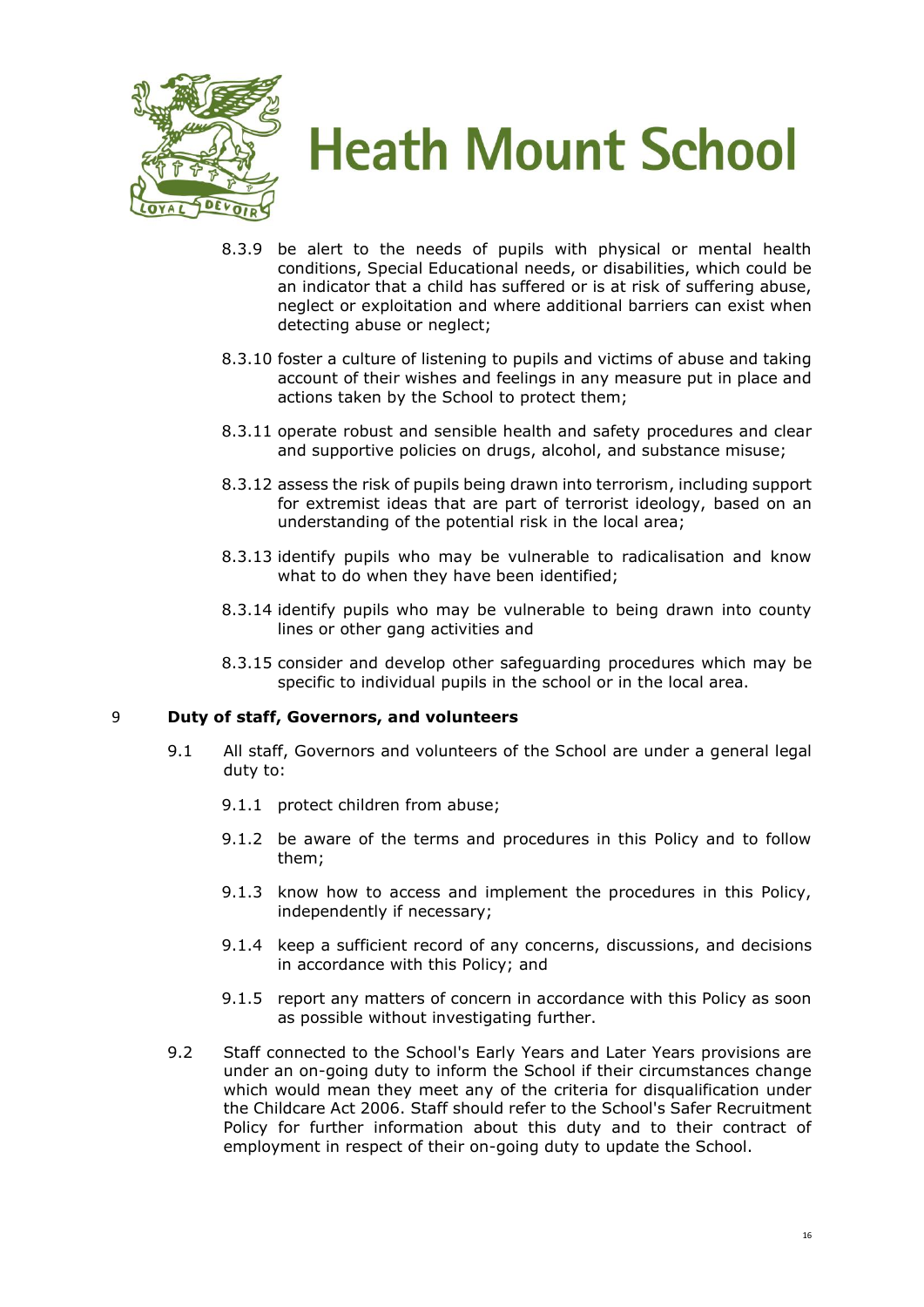8.3.9 be alert to the needs of pupils with physical or mental health conditions, Special Educational needs, or disabilities, which could be an indicator that a child has suffered or is at risk of suffering abuse, neglect or exploitation and where additional barriers can exist when detecting abuse or neglect;

8.3.10 foster a culture of listening to pupils and victims of abuse and taking account of their wishes and feelings in any measure put in place and actions taken by the School to protect them;

8.3.11 operate robust and sensible health and safety procedures and clear and supportive policies on drugs, alcohol, and substance misuse;

8.3.12 assess the risk of pupils being drawn into terrorism, including support for extremist ideas that are part of terrorist ideology, based on an understanding of the potential risk in the local area;

8.3.13 identify pupils who may be vulnerable to radicalisation and know what to do when they have been identified;

8.3.14 identify pupils who may be vulnerable to being drawn into county lines or other gang activities and

8.3.15 consider and develop other safeguarding procedures which may be specific to individual pupils in the school or in the local area.

## 9 Duty of staff, Governors, and volunteers

9.1 All staff, Governors and volunteers of the School are under a general legal duty to:

9.1.1 protect children from abuse;

9.1.2 be aware of the terms and procedures in this Policy and to follow them;

9.1.3 know how to access and implement the procedures in this Policy, independently if necessary;

9.1.4 keep a sufficient record of any concerns, discussions, and decisions in accordance with this Policy; and

9.1.5 report any matters of concern in accordance with this Policy as soon as possible without investigating further.

9.2 Staff connected to the School's Early Years and Later Years provisions are under an on-going duty to inform the School if their circumstances change which would mean they meet any of the criteria for disqualification under the Childcare Act 2006. Staff should refer to the School's Safer Recruitment Policy for further information about this duty and to their contract of employment in respect of their on-going duty to update the School.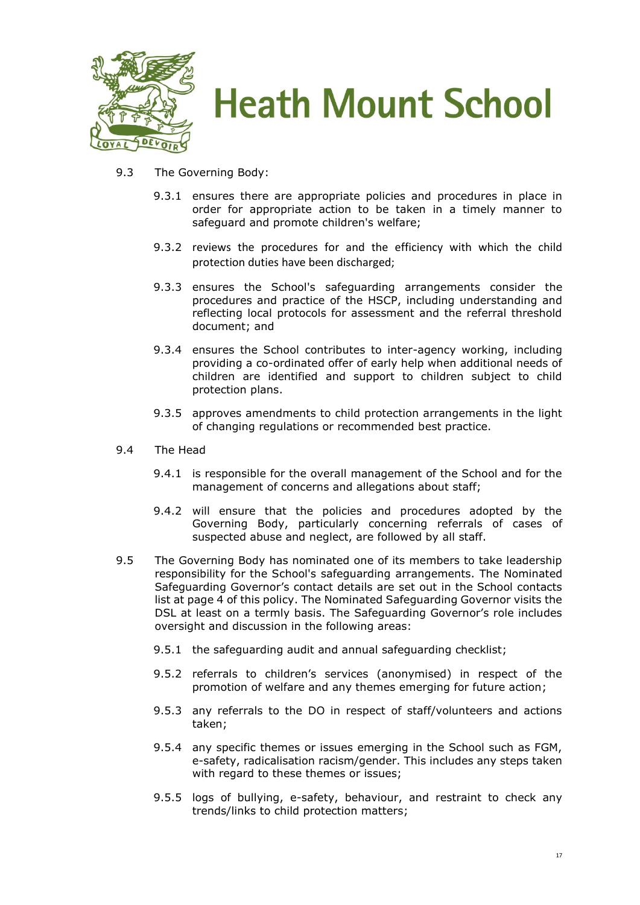9.3 The Governing Body:

9.3.1 ensures there are appropriate policies and procedures in place in order for appropriate action to be taken in a timely manner to safeguard and promote children's welfare;

9.3.2 reviews the procedures for and the efficiency with which the child protection duties have been discharged;

9.3.3 ensures the School's safeguarding arrangements consider the procedures and practice of the HSCP, including understanding and reflecting local protocols for assessment and the referral threshold document; and

9.3.4 ensures the School contributes to inter-agency working, including providing a co-ordinated offer of early help when additional needs of children are identified and support to children subject to child protection plans.

9.3.5 approves amendments to child protection arrangements in the light of changing regulations or recommended best practice.

9.4 The Head

9.4.1 is responsible for the overall management of the School and for the management of concerns and allegations about staff;

9.4.2 will ensure that the policies and procedures adopted by the Governing Body, particularly concerning referrals of cases of suspected abuse and neglect, are followed by all staff.

9.5 The Governing Body has nominated one of its members to take leadership responsibility for the School's safeguarding arrangements. The Nominated Safeguarding Governor's contact details are set out in the School contacts list at page 4 of this policy. The Nominated Safeguarding Governor visits the DSL at least on a termly basis. The Safeguarding Governor's role includes oversight and discussion in the following areas:

9.5.1 the safeguarding audit and annual safeguarding checklist;

9.5.2 referrals to children's services (anonymised) in respect of the promotion of welfare and any themes emerging for future action;

9.5.3 any referrals to the DO in respect of staff/volunteers and actions taken;

9.5.4 any specific themes or issues emerging in the School such as FGM, e-safety, radicalisation racism/gender. This includes any steps taken with regard to these themes or issues;

9.5.5 logs of bullying, e-safety, behaviour, and restraint to check any trends/links to child protection matters;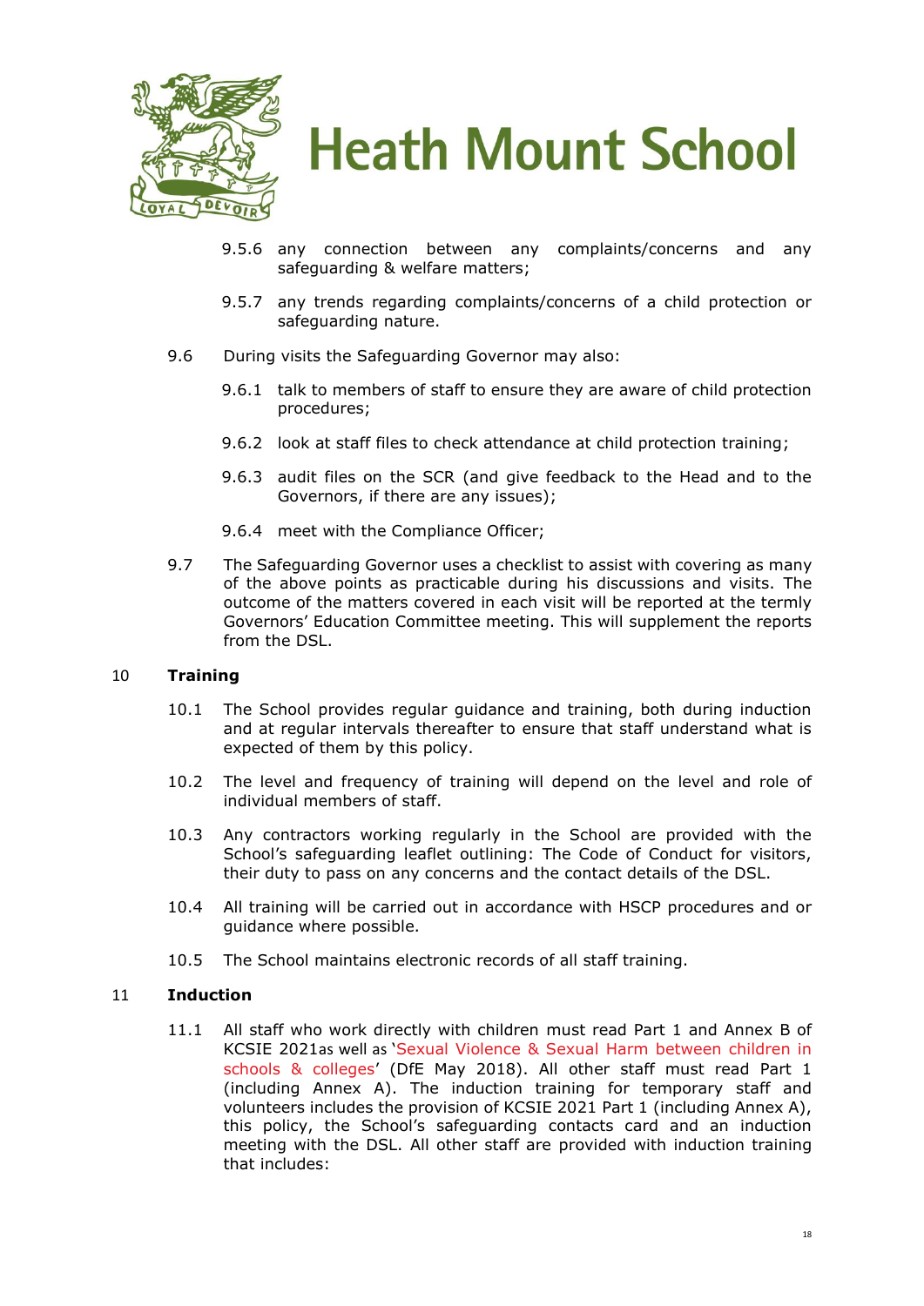9.5.6 any connection between any complaints/concerns and any safeguarding & welfare matters;

9.5.7 any trends regarding complaints/concerns of a child protection or safeguarding nature.

9.6 During visits the Safeguarding Governor may also:

9.6.1 talk to members of staff to ensure they are aware of child protection procedures;

9.6.2 look at staff files to check attendance at child protection training;

9.6.3 audit files on the SCR (and give feedback to the Head and to the Governors, if there are any issues);

9.6.4 meet with the Compliance Officer;

9.7 The Safeguarding Governor uses a checklist to assist with covering as many of the above points as practicable during his discussions and visits. The outcome of the matters covered in each visit will be reported at the termly Governors' Education Committee meeting. This will supplement the reports from the DSL.

## 10 Training

10.1 The School provides regular guidance and training, both during induction and at regular intervals thereafter to ensure that staff understand what is expected of them by this policy.

10.2 The level and frequency of training will depend on the level and role of individual members of staff.

10.3 Any contractors working regularly in the School are provided with the School's safeguarding leaflet outlining: The Code of Conduct for visitors, their duty to pass on any concerns and the contact details of the DSL.

10.4 All training will be carried out in accordance with HSCP procedures and or guidance where possible.

10.5 The School maintains electronic records of all staff training.

## 11 Induction

11.1 All staff who work directly with children must read Part 1 and Annex B of KCSIE 2021as well as 'Sexual Violence & Sexual Harm between children in schools & colleges' (DfE May 2018). All other staff must read Part 1 (including Annex A). The induction training for temporary staff and volunteers includes the provision of KCSIE 2021 Part 1 (including Annex A), this policy, the School's safeguarding contacts card and an induction meeting with the DSL. All other staff are provided with induction training that includes: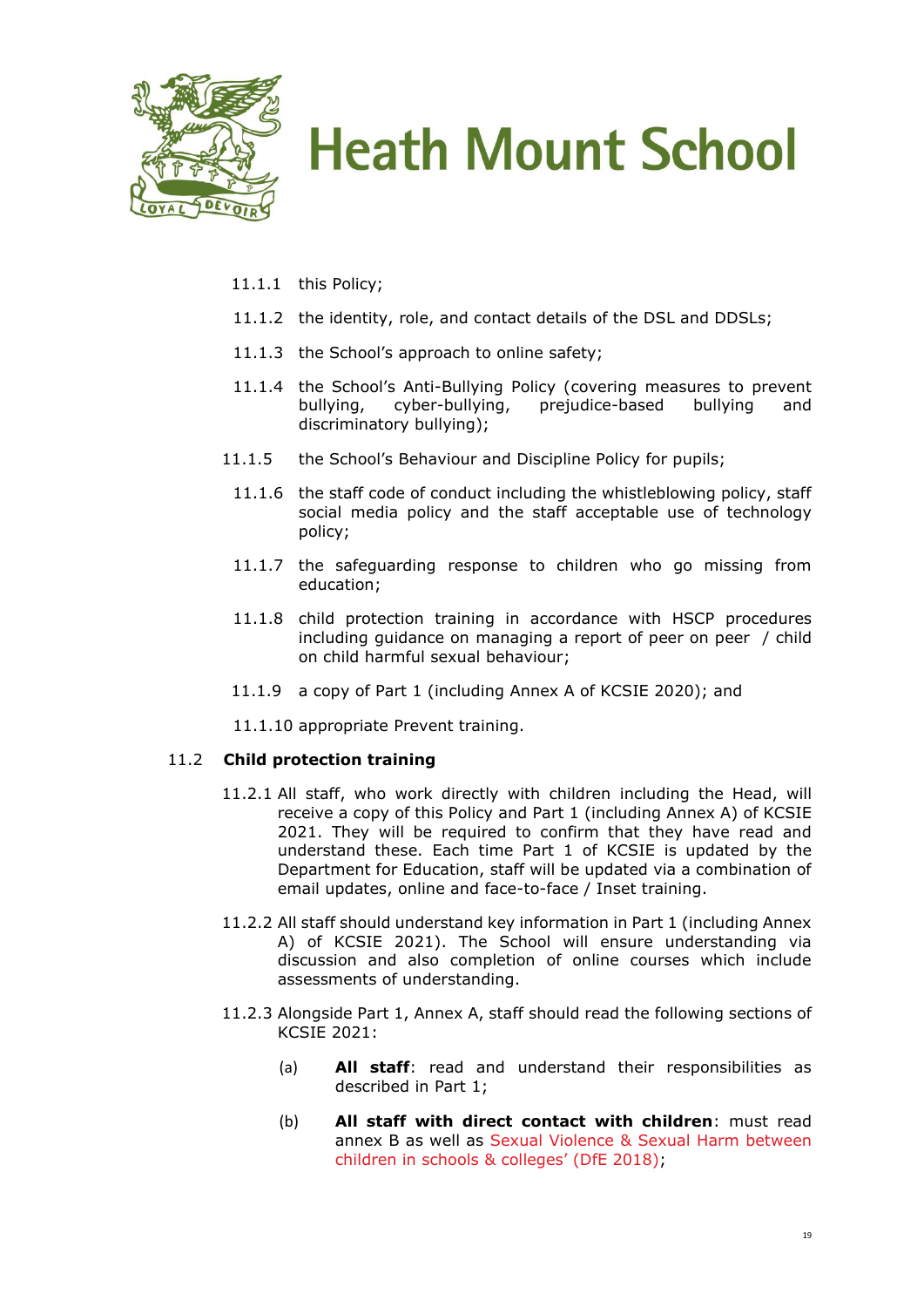11.1.1 this Policy;

11.1.2 the identity, role, and contact details of the DSL and DDSLs;

11.1.3 the School's approach to online safety;

11.1.4 the School's Anti-Bullying Policy (covering measures to prevent bullying, cyber-bullying, prejudice-based bullying and discriminatory bullying);

11.1.5 the School's Behaviour and Discipline Policy for pupils;

11.1.6 the staff code of conduct including the whistleblowing policy, staff social media policy and the staff acceptable use of technology policy;

11.1.7 the safeguarding response to children who go missing from education;

11.1.8 child protection training in accordance with HSCP procedures including guidance on managing a report of peer on peer / child on child harmful sexual behaviour;

11.1.9 a copy of Part 1 (including Annex A of KCSIE 2020); and

11.1.10 appropriate Prevent training.

### 11.2 Child protection training

11.2.1 All staff, who work directly with children including the Head, will receive a copy of this Policy and Part 1 (including Annex A) of KCSIE 2021. They will be required to confirm that they have read and understand these. Each time Part 1 of KCSIE is updated by the Department for Education, staff will be updated via a combination of email updates, online and face-to-face / Inset training.

11.2.2 All staff should understand key information in Part 1 (including Annex A) of KCSIE 2021). The School will ensure understanding via discussion and also completion of online courses which include assessments of understanding.

11.2.3 Alongside Part 1, Annex A, staff should read the following sections of KCSIE 2021:

(a) **All staff**: read and understand their responsibilities as described in Part 1;

(b) **All staff with direct contact with children**: must read annex B as well as Sexual Violence & Sexual Harm between children in schools & colleges' (DfE 2018);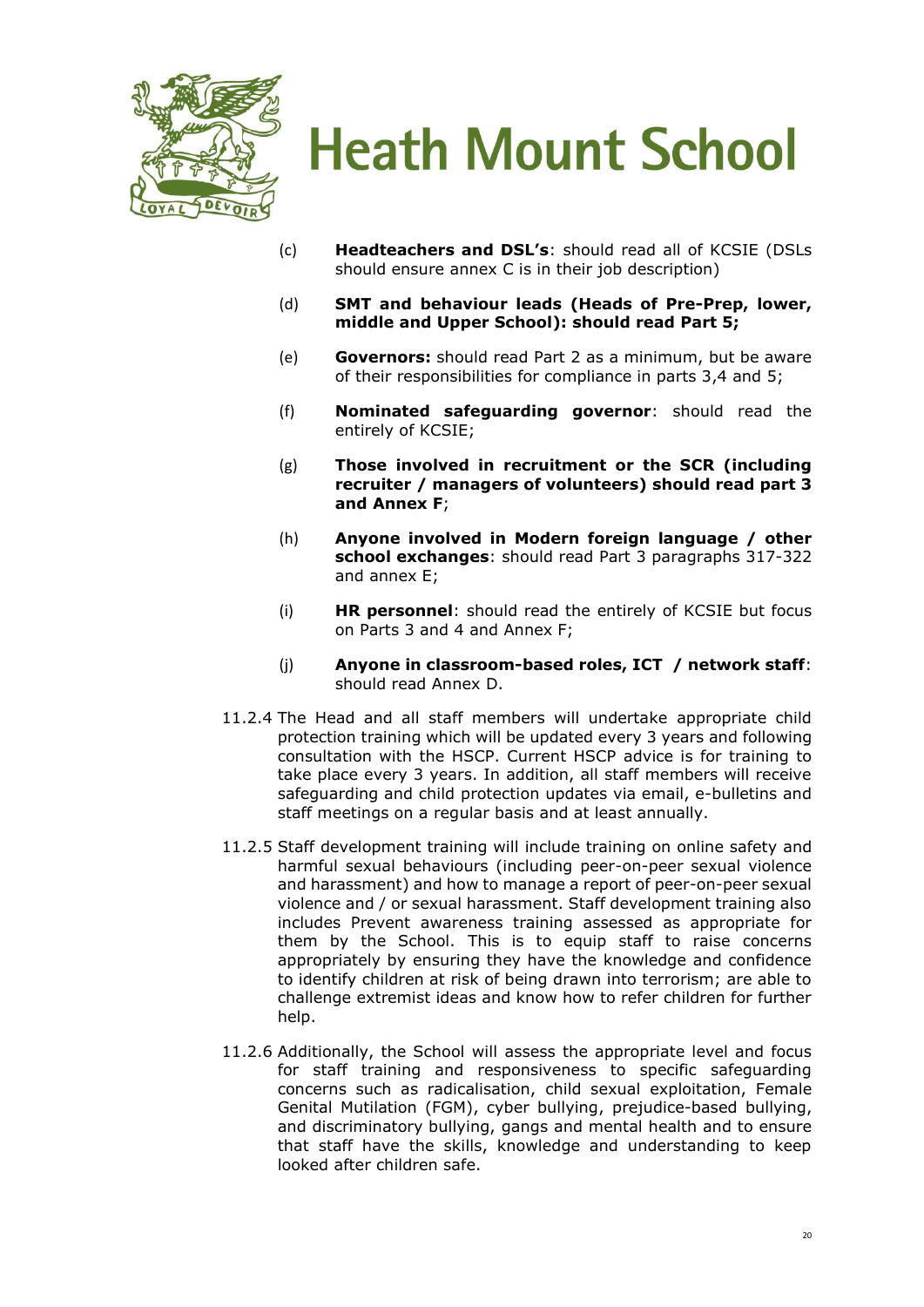(c) **Headteachers and DSL's**: should read all of KCSIE (DSLs should ensure annex C is in their job description)

(d) **SMT and behaviour leads (Heads of Pre-Prep, lower, middle and Upper School): should read Part 5;**

(e) **Governors:** should read Part 2 as a minimum, but be aware of their responsibilities for compliance in parts 3,4 and 5;

(f) **Nominated safeguarding governor**: should read the entirely of KCSIE;

(g) **Those involved in recruitment or the SCR (including recruiter / managers of volunteers) should read part 3 and Annex F**;

(h) **Anyone involved in Modern foreign language / other school exchanges**: should read Part 3 paragraphs 317-322 and annex E;

(i) **HR personnel**: should read the entirely of KCSIE but focus on Parts 3 and 4 and Annex F;

(j) **Anyone in classroom-based roles, ICT / network staff**: should read Annex D.

11.2.4 The Head and all staff members will undertake appropriate child protection training which will be updated every 3 years and following consultation with the HSCP. Current HSCP advice is for training to take place every 3 years. In addition, all staff members will receive safeguarding and child protection updates via email, e-bulletins and staff meetings on a regular basis and at least annually.

11.2.5 Staff development training will include training on online safety and harmful sexual behaviours (including peer-on-peer sexual violence and harassment) and how to manage a report of peer-on-peer sexual violence and / or sexual harassment. Staff development training also includes Prevent awareness training assessed as appropriate for them by the School. This is to equip staff to raise concerns appropriately by ensuring they have the knowledge and confidence to identify children at risk of being drawn into terrorism; are able to challenge extremist ideas and know how to refer children for further help.

11.2.6 Additionally, the School will assess the appropriate level and focus for staff training and responsiveness to specific safeguarding concerns such as radicalisation, child sexual exploitation, Female Genital Mutilation (FGM), cyber bullying, prejudice-based bullying, and discriminatory bullying, gangs and mental health and to ensure that staff have the skills, knowledge and understanding to keep looked after children safe.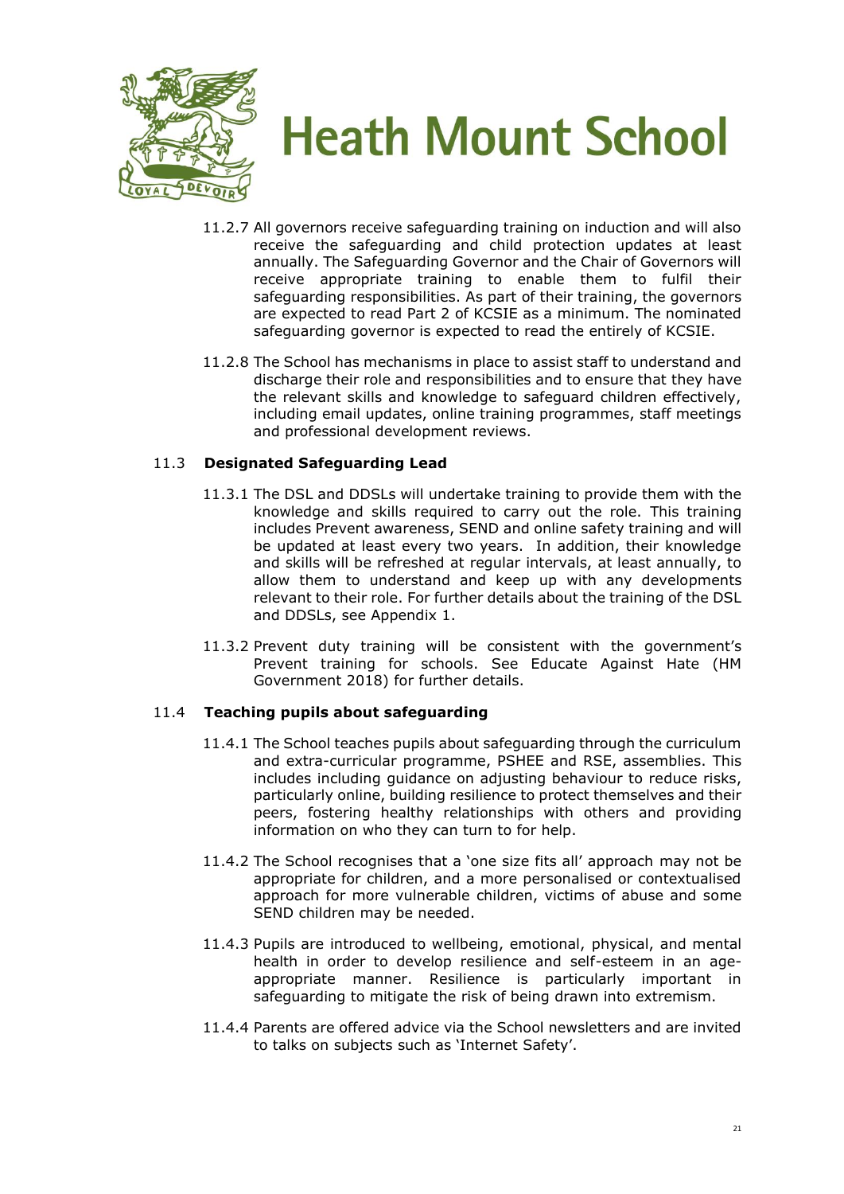11.2.7 All governors receive safeguarding training on induction and will also receive the safeguarding and child protection updates at least annually. The Safeguarding Governor and the Chair of Governors will receive appropriate training to enable them to fulfil their safeguarding responsibilities. As part of their training, the governors are expected to read Part 2 of KCSIE as a minimum. The nominated safeguarding governor is expected to read the entirely of KCSIE.

11.2.8 The School has mechanisms in place to assist staff to understand and discharge their role and responsibilities and to ensure that they have the relevant skills and knowledge to safeguard children effectively, including email updates, online training programmes, staff meetings and professional development reviews.

### 11.3 Designated Safeguarding Lead

11.3.1 The DSL and DDSLs will undertake training to provide them with the knowledge and skills required to carry out the role. This training includes Prevent awareness, SEND and online safety training and will be updated at least every two years. In addition, their knowledge and skills will be refreshed at regular intervals, at least annually, to allow them to understand and keep up with any developments relevant to their role. For further details about the training of the DSL and DDSLs, see Appendix 1.

11.3.2 Prevent duty training will be consistent with the government's Prevent training for schools. See Educate Against Hate (HM Government 2018) for further details.

### 11.4 Teaching pupils about safeguarding

11.4.1 The School teaches pupils about safeguarding through the curriculum and extra-curricular programme, PSHEE and RSE, assemblies. This includes including guidance on adjusting behaviour to reduce risks, particularly online, building resilience to protect themselves and their peers, fostering healthy relationships with others and providing information on who they can turn to for help.

11.4.2 The School recognises that a 'one size fits all' approach may not be appropriate for children, and a more personalised or contextualised approach for more vulnerable children, victims of abuse and some SEND children may be needed.

11.4.3 Pupils are introduced to wellbeing, emotional, physical, and mental health in order to develop resilience and self-esteem in an age-appropriate manner. Resilience is particularly important in safeguarding to mitigate the risk of being drawn into extremism.

11.4.4 Parents are offered advice via the School newsletters and are invited to talks on subjects such as 'Internet Safety'.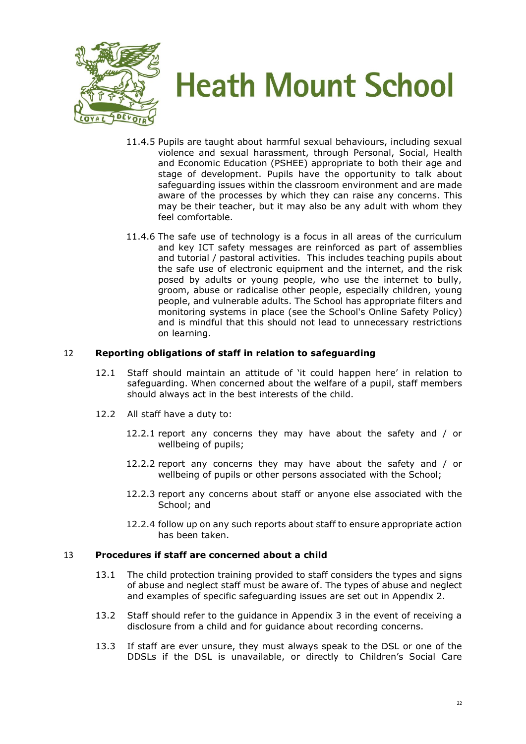11.4.5 Pupils are taught about harmful sexual behaviours, including sexual violence and sexual harassment, through Personal, Social, Health and Economic Education (PSHEE) appropriate to both their age and stage of development. Pupils have the opportunity to talk about safeguarding issues within the classroom environment and are made aware of the processes by which they can raise any concerns. This may be their teacher, but it may also be any adult with whom they feel comfortable.

11.4.6 The safe use of technology is a focus in all areas of the curriculum and key ICT safety messages are reinforced as part of assemblies and tutorial / pastoral activities. This includes teaching pupils about the safe use of electronic equipment and the internet, and the risk posed by adults or young people, who use the internet to bully, groom, abuse or radicalise other people, especially children, young people, and vulnerable adults. The School has appropriate filters and monitoring systems in place (see the School's Online Safety Policy) and is mindful that this should not lead to unnecessary restrictions on learning.

## 12 Reporting obligations of staff in relation to safeguarding

12.1 Staff should maintain an attitude of 'it could happen here' in relation to safeguarding. When concerned about the welfare of a pupil, staff members should always act in the best interests of the child.

12.2 All staff have a duty to:

12.2.1 report any concerns they may have about the safety and / or wellbeing of pupils;

12.2.2 report any concerns they may have about the safety and / or wellbeing of pupils or other persons associated with the School;

12.2.3 report any concerns about staff or anyone else associated with the School; and

12.2.4 follow up on any such reports about staff to ensure appropriate action has been taken.

## 13 Procedures if staff are concerned about a child

13.1 The child protection training provided to staff considers the types and signs of abuse and neglect staff must be aware of. The types of abuse and neglect and examples of specific safeguarding issues are set out in Appendix 2.

13.2 Staff should refer to the guidance in Appendix 3 in the event of receiving a disclosure from a child and for guidance about recording concerns.

13.3 If staff are ever unsure, they must always speak to the DSL or one of the DDSLs if the DSL is unavailable, or directly to Children's Social Care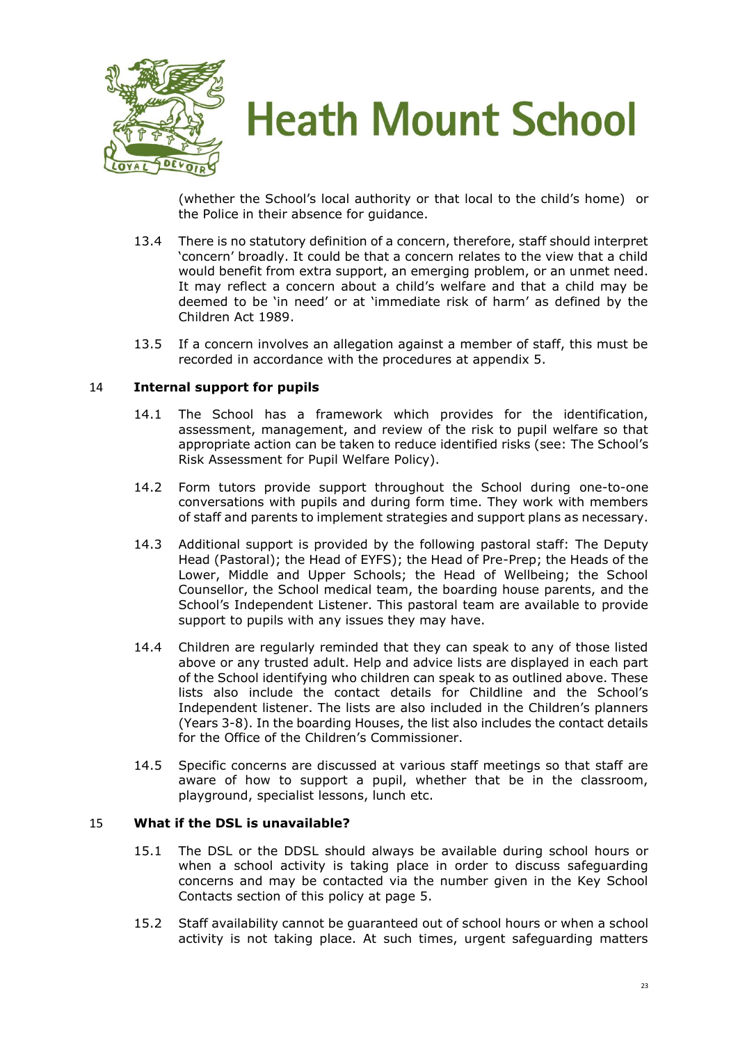(whether the School's local authority or that local to the child's home) or the Police in their absence for guidance.

13.4 There is no statutory definition of a concern, therefore, staff should interpret 'concern' broadly. It could be that a concern relates to the view that a child would benefit from extra support, an emerging problem, or an unmet need. It may reflect a concern about a child's welfare and that a child may be deemed to be 'in need' or at 'immediate risk of harm' as defined by the Children Act 1989.

13.5 If a concern involves an allegation against a member of staff, this must be recorded in accordance with the procedures at appendix 5.

## 14 Internal support for pupils

14.1 The School has a framework which provides for the identification, assessment, management, and review of the risk to pupil welfare so that appropriate action can be taken to reduce identified risks (see: The School's Risk Assessment for Pupil Welfare Policy).

14.2 Form tutors provide support throughout the School during one-to-one conversations with pupils and during form time. They work with members of staff and parents to implement strategies and support plans as necessary.

14.3 Additional support is provided by the following pastoral staff: The Deputy Head (Pastoral); the Head of EYFS); the Head of Pre-Prep; the Heads of the Lower, Middle and Upper Schools; the Head of Wellbeing; the School Counsellor, the School medical team, the boarding house parents, and the School's Independent Listener. This pastoral team are available to provide support to pupils with any issues they may have.

14.4 Children are regularly reminded that they can speak to any of those listed above or any trusted adult. Help and advice lists are displayed in each part of the School identifying who children can speak to as outlined above. These lists also include the contact details for Childline and the School's Independent listener. The lists are also included in the Children's planners (Years 3-8). In the boarding Houses, the list also includes the contact details for the Office of the Children's Commissioner.

14.5 Specific concerns are discussed at various staff meetings so that staff are aware of how to support a pupil, whether that be in the classroom, playground, specialist lessons, lunch etc.

## 15 What if the DSL is unavailable?

15.1 The DSL or the DDSL should always be available during school hours or when a school activity is taking place in order to discuss safeguarding concerns and may be contacted via the number given in the Key School Contacts section of this policy at page 5.

15.2 Staff availability cannot be guaranteed out of school hours or when a school activity is not taking place. At such times, urgent safeguarding matters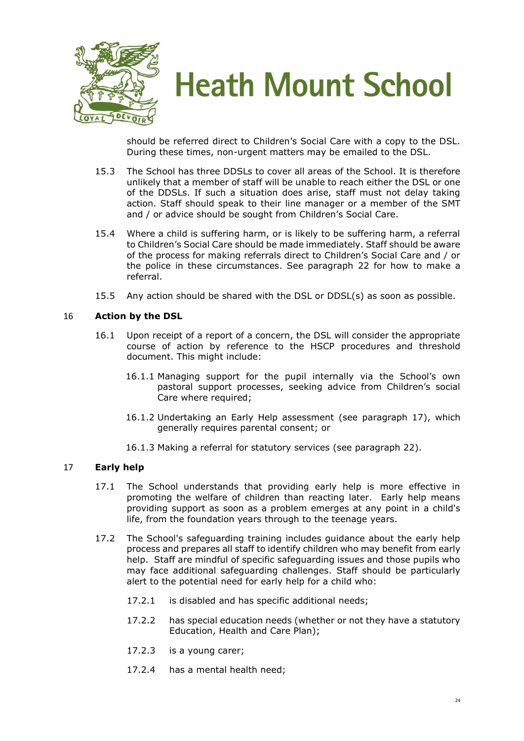should be referred direct to Children's Social Care with a copy to the DSL. During these times, non-urgent matters may be emailed to the DSL.

15.3 The School has three DDSLs to cover all areas of the School. It is therefore unlikely that a member of staff will be unable to reach either the DSL or one of the DDSLs. If such a situation does arise, staff must not delay taking action. Staff should speak to their line manager or a member of the SMT and / or advice should be sought from Children's Social Care.

15.4 Where a child is suffering harm, or is likely to be suffering harm, a referral to Children's Social Care should be made immediately. Staff should be aware of the process for making referrals direct to Children's Social Care and / or the police in these circumstances. See paragraph 22 for how to make a referral.

15.5 Any action should be shared with the DSL or DDSL(s) as soon as possible.

## 16 Action by the DSL

16.1 Upon receipt of a report of a concern, the DSL will consider the appropriate course of action by reference to the HSCP procedures and threshold document. This might include:

16.1.1 Managing support for the pupil internally via the School's own pastoral support processes, seeking advice from Children's social Care where required;

16.1.2 Undertaking an Early Help assessment (see paragraph 17), which generally requires parental consent; or

16.1.3 Making a referral for statutory services (see paragraph 22).

## 17 Early help

17.1 The School understands that providing early help is more effective in promoting the welfare of children than reacting later. Early help means providing support as soon as a problem emerges at any point in a child's life, from the foundation years through to the teenage years.

17.2 The School's safeguarding training includes guidance about the early help process and prepares all staff to identify children who may benefit from early help. Staff are mindful of specific safeguarding issues and those pupils who may face additional safeguarding challenges. Staff should be particularly alert to the potential need for early help for a child who:

17.2.1 is disabled and has specific additional needs;

17.2.2 has special education needs (whether or not they have a statutory Education, Health and Care Plan);

17.2.3 is a young carer;

17.2.4 has a mental health need;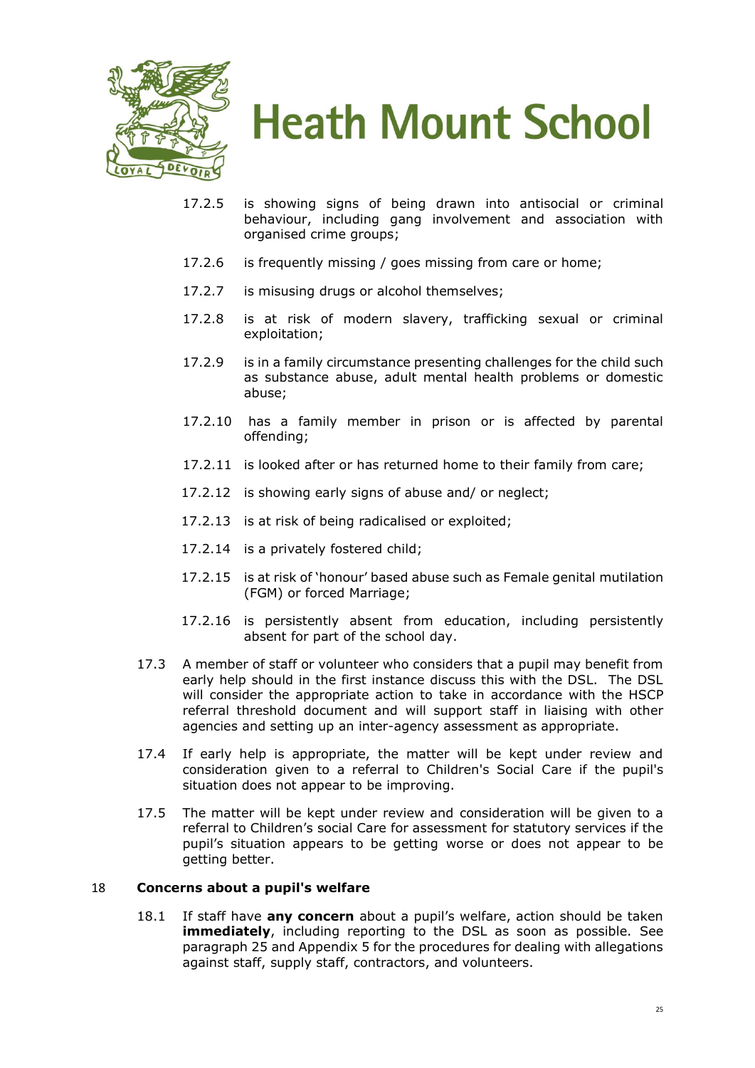17.2.5 is showing signs of being drawn into antisocial or criminal behaviour, including gang involvement and association with organised crime groups;

17.2.6 is frequently missing / goes missing from care or home;

17.2.7 is misusing drugs or alcohol themselves;

17.2.8 is at risk of modern slavery, trafficking sexual or criminal exploitation;

17.2.9 is in a family circumstance presenting challenges for the child such as substance abuse, adult mental health problems or domestic abuse;

17.2.10 has a family member in prison or is affected by parental offending;

17.2.11 is looked after or has returned home to their family from care;

17.2.12 is showing early signs of abuse and/ or neglect;

17.2.13 is at risk of being radicalised or exploited;

17.2.14 is a privately fostered child;

17.2.15 is at risk of 'honour' based abuse such as Female genital mutilation (FGM) or forced Marriage;

17.2.16 is persistently absent from education, including persistently absent for part of the school day.

17.3 A member of staff or volunteer who considers that a pupil may benefit from early help should in the first instance discuss this with the DSL. The DSL will consider the appropriate action to take in accordance with the HSCP referral threshold document and will support staff in liaising with other agencies and setting up an inter-agency assessment as appropriate.

17.4 If early help is appropriate, the matter will be kept under review and consideration given to a referral to Children's Social Care if the pupil's situation does not appear to be improving.

17.5 The matter will be kept under review and consideration will be given to a referral to Children's social Care for assessment for statutory services if the pupil's situation appears to be getting worse or does not appear to be getting better.

## 18 Concerns about a pupil's welfare

18.1 If staff have **any concern** about a pupil's welfare, action should be taken **immediately**, including reporting to the DSL as soon as possible. See paragraph 25 and Appendix 5 for the procedures for dealing with allegations against staff, supply staff, contractors, and volunteers.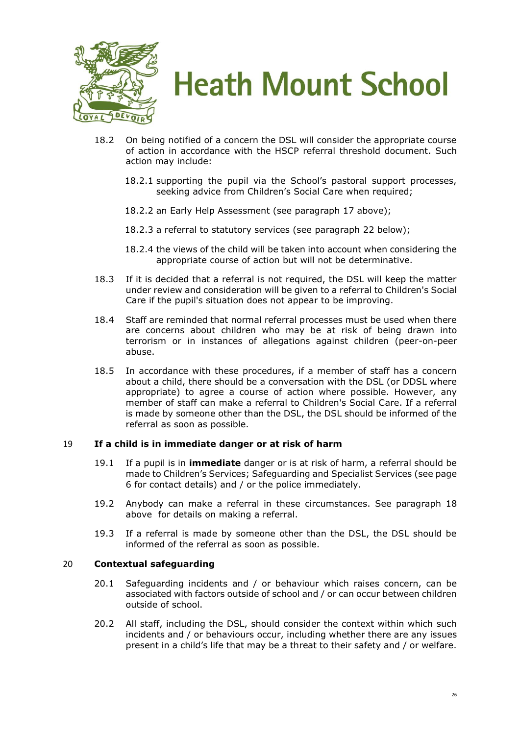18.2 On being notified of a concern the DSL will consider the appropriate course of action in accordance with the HSCP referral threshold document. Such action may include:

18.2.1 supporting the pupil via the School's pastoral support processes, seeking advice from Children's Social Care when required;

18.2.2 an Early Help Assessment (see paragraph 17 above);

18.2.3 a referral to statutory services (see paragraph 22 below);

18.2.4 the views of the child will be taken into account when considering the appropriate course of action but will not be determinative.

18.3 If it is decided that a referral is not required, the DSL will keep the matter under review and consideration will be given to a referral to Children's Social Care if the pupil's situation does not appear to be improving.

18.4 Staff are reminded that normal referral processes must be used when there are concerns about children who may be at risk of being drawn into terrorism or in instances of allegations against children (peer-on-peer abuse.

18.5 In accordance with these procedures, if a member of staff has a concern about a child, there should be a conversation with the DSL (or DDSL where appropriate) to agree a course of action where possible. However, any member of staff can make a referral to Children's Social Care. If a referral is made by someone other than the DSL, the DSL should be informed of the referral as soon as possible.

## 19 If a child is in immediate danger or at risk of harm

19.1 If a pupil is in **immediate** danger or is at risk of harm, a referral should be made to Children's Services; Safeguarding and Specialist Services (see page 6 for contact details) and / or the police immediately.

19.2 Anybody can make a referral in these circumstances. See paragraph 18 above for details on making a referral.

19.3 If a referral is made by someone other than the DSL, the DSL should be informed of the referral as soon as possible.

## 20 Contextual safeguarding

20.1 Safeguarding incidents and / or behaviour which raises concern, can be associated with factors outside of school and / or can occur between children outside of school.

20.2 All staff, including the DSL, should consider the context within which such incidents and / or behaviours occur, including whether there are any issues present in a child's life that may be a threat to their safety and / or welfare.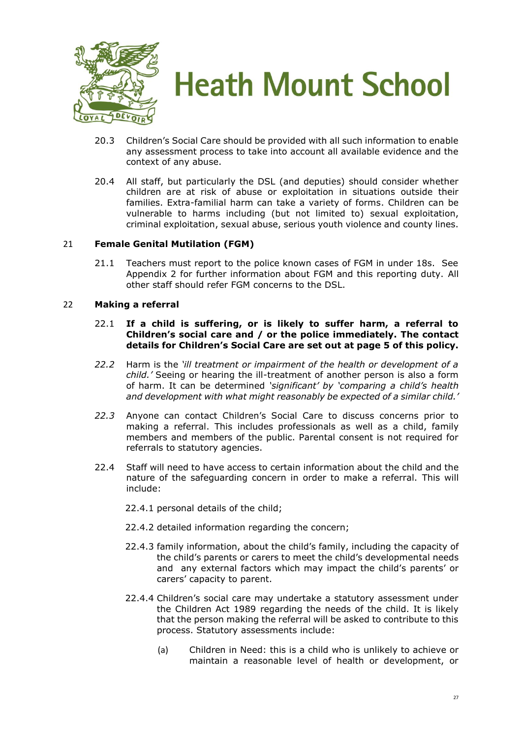20.3 Children's Social Care should be provided with all such information to enable any assessment process to take into account all available evidence and the context of any abuse.

20.4 All staff, but particularly the DSL (and deputies) should consider whether children are at risk of abuse or exploitation in situations outside their families. Extra-familial harm can take a variety of forms. Children can be vulnerable to harms including (but not limited to) sexual exploitation, criminal exploitation, sexual abuse, serious youth violence and county lines.

## 21 Female Genital Mutilation (FGM)

21.1 Teachers must report to the police known cases of FGM in under 18s. See Appendix 2 for further information about FGM and this reporting duty. All other staff should refer FGM concerns to the DSL.

## 22 Making a referral

22.1 **If a child is suffering, or is likely to suffer harm, a referral to Children's social care and / or the police immediately. The contact details for Children's Social Care are set out at page 5 of this policy.**

*22.2* Harm is the *'ill treatment or impairment of the health or development of a child.'* Seeing or hearing the ill-treatment of another person is also a form of harm. It can be determined *'significant' by 'comparing a child's health and development with what might reasonably be expected of a similar child.'*

*22.3* Anyone can contact Children's Social Care to discuss concerns prior to making a referral. This includes professionals as well as a child, family members and members of the public. Parental consent is not required for referrals to statutory agencies.

22.4 Staff will need to have access to certain information about the child and the nature of the safeguarding concern in order to make a referral. This will include:

22.4.1 personal details of the child;

22.4.2 detailed information regarding the concern;

22.4.3 family information, about the child's family, including the capacity of the child's parents or carers to meet the child's developmental needs and any external factors which may impact the child's parents' or carers' capacity to parent.

22.4.4 Children's social care may undertake a statutory assessment under the Children Act 1989 regarding the needs of the child. It is likely that the person making the referral will be asked to contribute to this process. Statutory assessments include:

(a) Children in Need: this is a child who is unlikely to achieve or maintain a reasonable level of health or development, or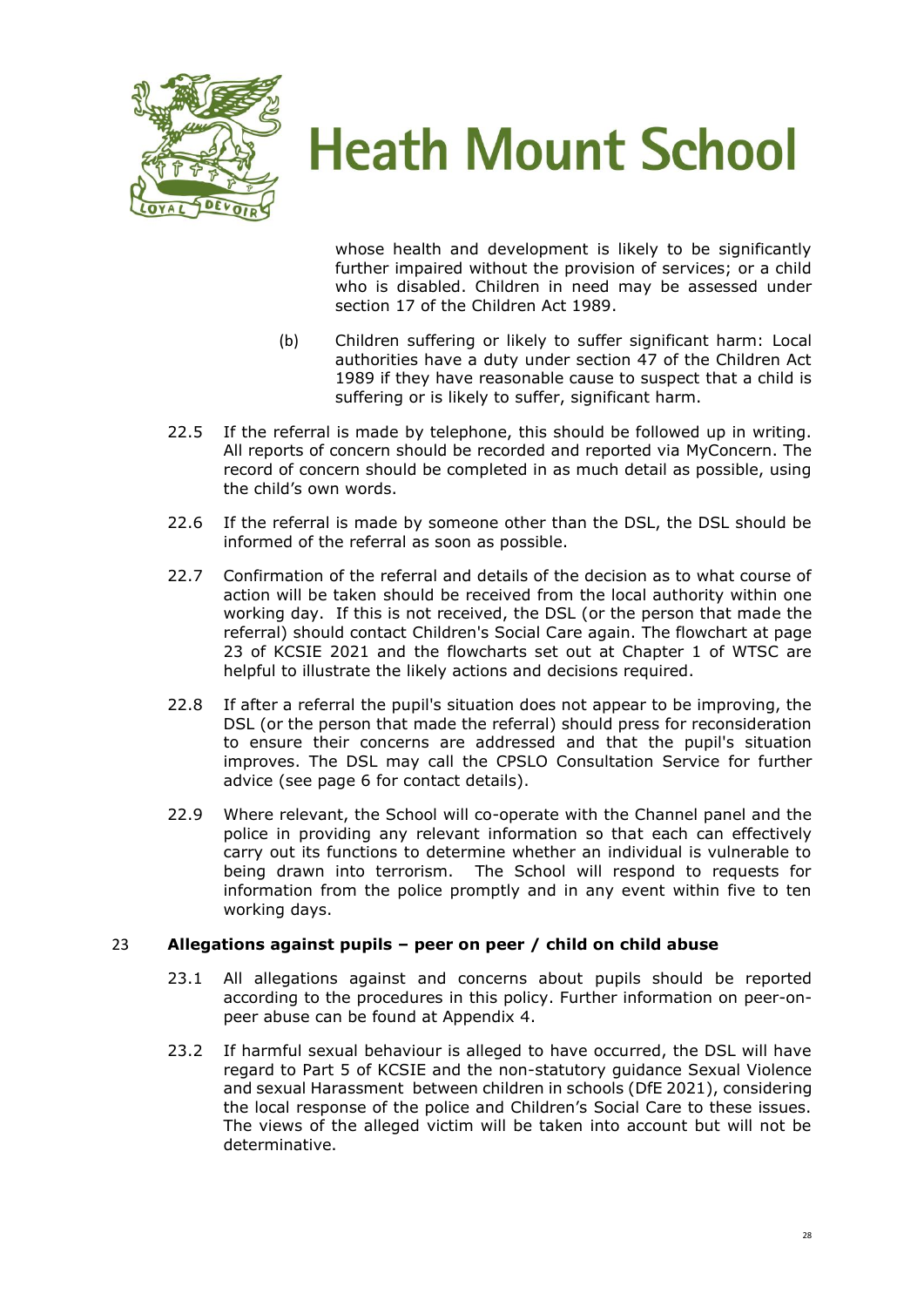whose health and development is likely to be significantly further impaired without the provision of services; or a child who is disabled. Children in need may be assessed under section 17 of the Children Act 1989.

(b) Children suffering or likely to suffer significant harm: Local authorities have a duty under section 47 of the Children Act 1989 if they have reasonable cause to suspect that a child is suffering or is likely to suffer, significant harm.

22.5 If the referral is made by telephone, this should be followed up in writing. All reports of concern should be recorded and reported via MyConcern. The record of concern should be completed in as much detail as possible, using the child's own words.

22.6 If the referral is made by someone other than the DSL, the DSL should be informed of the referral as soon as possible.

22.7 Confirmation of the referral and details of the decision as to what course of action will be taken should be received from the local authority within one working day. If this is not received, the DSL (or the person that made the referral) should contact Children's Social Care again. The flowchart at page 23 of KCSIE 2021 and the flowcharts set out at Chapter 1 of WTSC are helpful to illustrate the likely actions and decisions required.

22.8 If after a referral the pupil's situation does not appear to be improving, the DSL (or the person that made the referral) should press for reconsideration to ensure their concerns are addressed and that the pupil's situation improves. The DSL may call the CPSLO Consultation Service for further advice (see page 6 for contact details).

22.9 Where relevant, the School will co-operate with the Channel panel and the police in providing any relevant information so that each can effectively carry out its functions to determine whether an individual is vulnerable to being drawn into terrorism. The School will respond to requests for information from the police promptly and in any event within five to ten working days.

## 23 Allegations against pupils – peer on peer / child on child abuse

23.1 All allegations against and concerns about pupils should be reported according to the procedures in this policy. Further information on peer-on-peer abuse can be found at Appendix 4.

23.2 If harmful sexual behaviour is alleged to have occurred, the DSL will have regard to Part 5 of KCSIE and the non-statutory guidance Sexual Violence and sexual Harassment between children in schools (DfE 2021), considering the local response of the police and Children's Social Care to these issues. The views of the alleged victim will be taken into account but will not be determinative.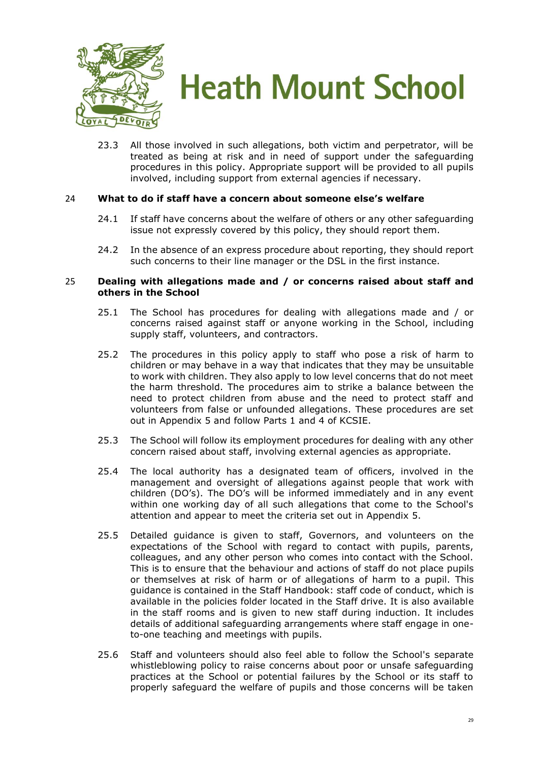23.3 All those involved in such allegations, both victim and perpetrator, will be treated as being at risk and in need of support under the safeguarding procedures in this policy. Appropriate support will be provided to all pupils involved, including support from external agencies if necessary.

## 24 What to do if staff have a concern about someone else's welfare

24.1 If staff have concerns about the welfare of others or any other safeguarding issue not expressly covered by this policy, they should report them.

24.2 In the absence of an express procedure about reporting, they should report such concerns to their line manager or the DSL in the first instance.

## 25 Dealing with allegations made and / or concerns raised about staff and others in the School

25.1 The School has procedures for dealing with allegations made and / or concerns raised against staff or anyone working in the School, including supply staff, volunteers, and contractors.

25.2 The procedures in this policy apply to staff who pose a risk of harm to children or may behave in a way that indicates that they may be unsuitable to work with children. They also apply to low level concerns that do not meet the harm threshold. The procedures aim to strike a balance between the need to protect children from abuse and the need to protect staff and volunteers from false or unfounded allegations. These procedures are set out in Appendix 5 and follow Parts 1 and 4 of KCSIE.

25.3 The School will follow its employment procedures for dealing with any other concern raised about staff, involving external agencies as appropriate.

25.4 The local authority has a designated team of officers, involved in the management and oversight of allegations against people that work with children (DO's). The DO's will be informed immediately and in any event within one working day of all such allegations that come to the School's attention and appear to meet the criteria set out in Appendix 5.

25.5 Detailed guidance is given to staff, Governors, and volunteers on the expectations of the School with regard to contact with pupils, parents, colleagues, and any other person who comes into contact with the School. This is to ensure that the behaviour and actions of staff do not place pupils or themselves at risk of harm or of allegations of harm to a pupil. This guidance is contained in the Staff Handbook: staff code of conduct, which is available in the policies folder located in the Staff drive. It is also available in the staff rooms and is given to new staff during induction. It includes details of additional safeguarding arrangements where staff engage in one-to-one teaching and meetings with pupils.

25.6 Staff and volunteers should also feel able to follow the School's separate whistleblowing policy to raise concerns about poor or unsafe safeguarding practices at the School or potential failures by the School or its staff to properly safeguard the welfare of pupils and those concerns will be taken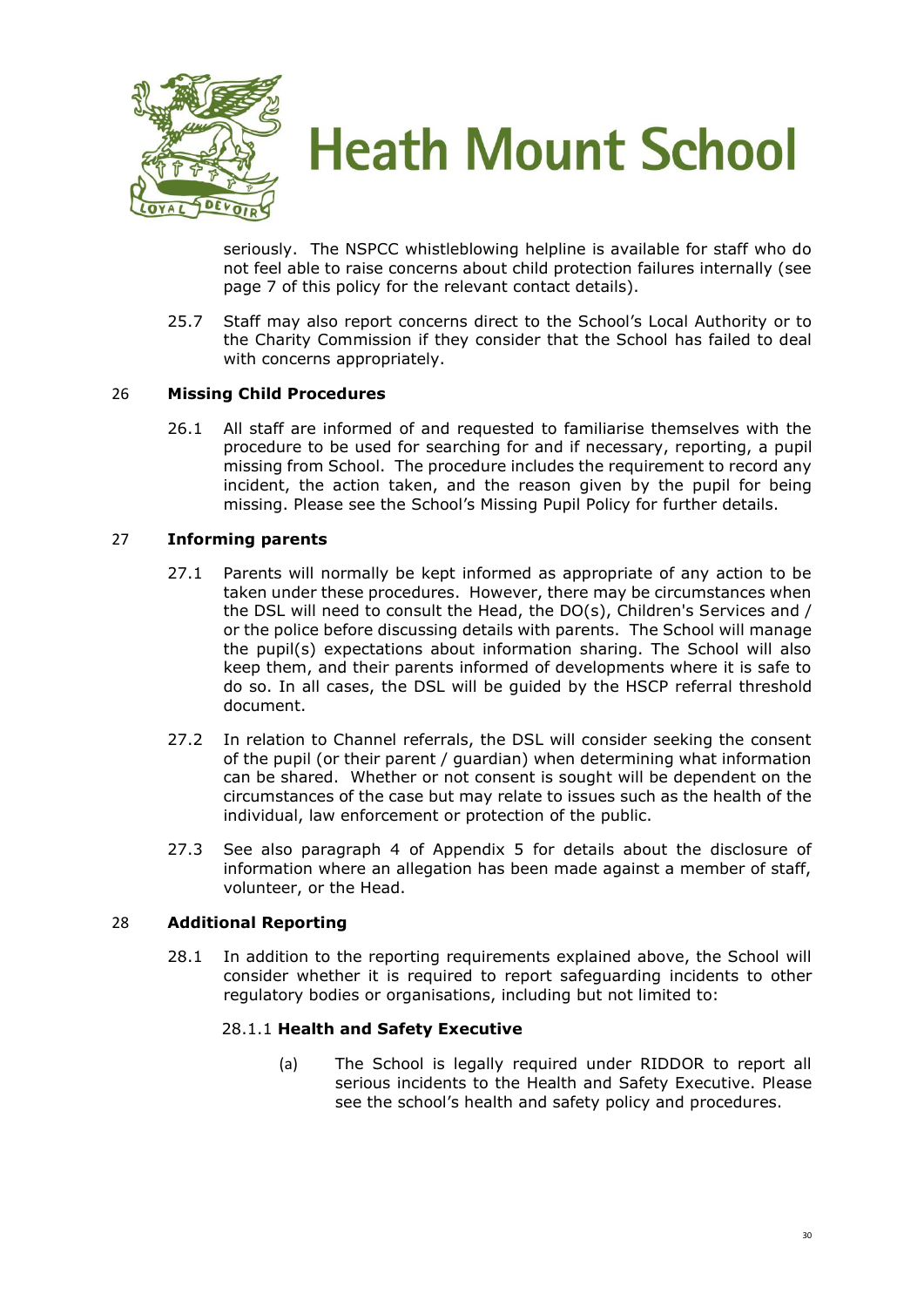seriously. The NSPCC whistleblowing helpline is available for staff who do not feel able to raise concerns about child protection failures internally (see page 7 of this policy for the relevant contact details).

25.7 Staff may also report concerns direct to the School's Local Authority or to the Charity Commission if they consider that the School has failed to deal with concerns appropriately.

## 26 Missing Child Procedures

26.1 All staff are informed of and requested to familiarise themselves with the procedure to be used for searching for and if necessary, reporting, a pupil missing from School. The procedure includes the requirement to record any incident, the action taken, and the reason given by the pupil for being missing. Please see the School's Missing Pupil Policy for further details.

## 27 Informing parents

27.1 Parents will normally be kept informed as appropriate of any action to be taken under these procedures. However, there may be circumstances when the DSL will need to consult the Head, the DO(s), Children's Services and / or the police before discussing details with parents. The School will manage the pupil(s) expectations about information sharing. The School will also keep them, and their parents informed of developments where it is safe to do so. In all cases, the DSL will be guided by the HSCP referral threshold document.

27.2 In relation to Channel referrals, the DSL will consider seeking the consent of the pupil (or their parent / guardian) when determining what information can be shared. Whether or not consent is sought will be dependent on the circumstances of the case but may relate to issues such as the health of the individual, law enforcement or protection of the public.

27.3 See also paragraph 4 of Appendix 5 for details about the disclosure of information where an allegation has been made against a member of staff, volunteer, or the Head.

## 28 Additional Reporting

28.1 In addition to the reporting requirements explained above, the School will consider whether it is required to report safeguarding incidents to other regulatory bodies or organisations, including but not limited to:

28.1.1 **Health and Safety Executive**

(a) The School is legally required under RIDDOR to report all serious incidents to the Health and Safety Executive. Please see the school's health and safety policy and procedures.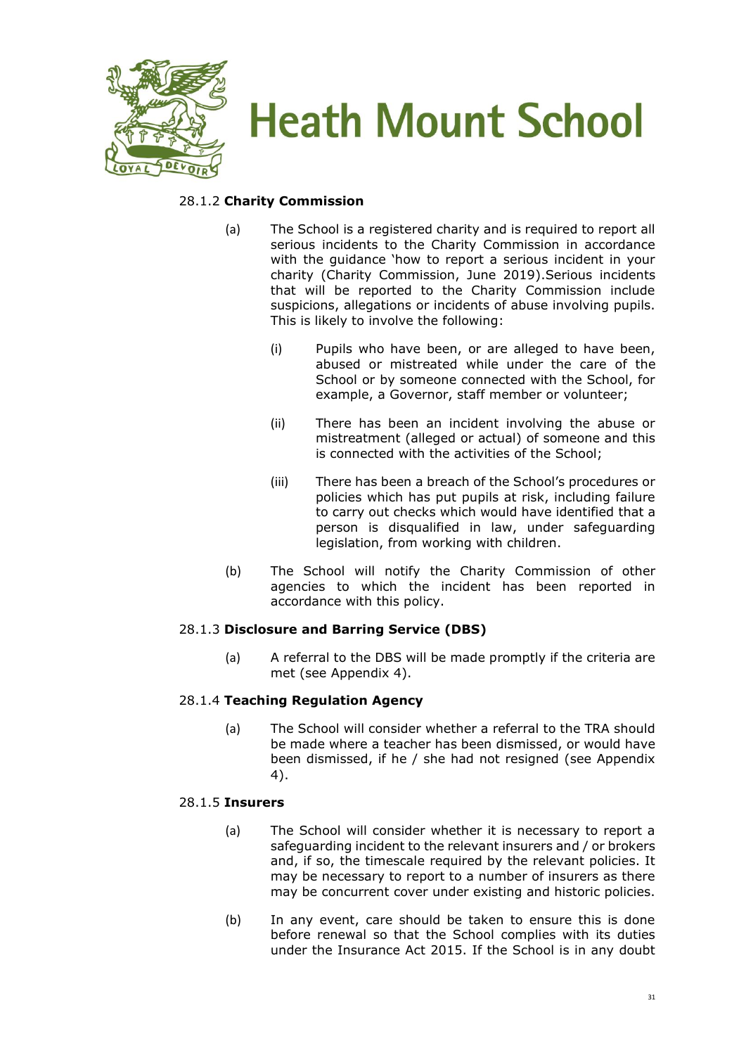#### 28.1.2 **Charity Commission**

(a) The School is a registered charity and is required to report all serious incidents to the Charity Commission in accordance with the guidance 'how to report a serious incident in your charity (Charity Commission, June 2019).Serious incidents that will be reported to the Charity Commission include suspicions, allegations or incidents of abuse involving pupils. This is likely to involve the following:

(i) Pupils who have been, or are alleged to have been, abused or mistreated while under the care of the School or by someone connected with the School, for example, a Governor, staff member or volunteer;

(ii) There has been an incident involving the abuse or mistreatment (alleged or actual) of someone and this is connected with the activities of the School;

(iii) There has been a breach of the School's procedures or policies which has put pupils at risk, including failure to carry out checks which would have identified that a person is disqualified in law, under safeguarding legislation, from working with children.

(b) The School will notify the Charity Commission of other agencies to which the incident has been reported in accordance with this policy.

#### 28.1.3 **Disclosure and Barring Service (DBS)**

(a) A referral to the DBS will be made promptly if the criteria are met (see Appendix 4).

#### 28.1.4 **Teaching Regulation Agency**

(a) The School will consider whether a referral to the TRA should be made where a teacher has been dismissed, or would have been dismissed, if he / she had not resigned (see Appendix 4).

#### 28.1.5 **Insurers**

(a) The School will consider whether it is necessary to report a safeguarding incident to the relevant insurers and / or brokers and, if so, the timescale required by the relevant policies. It may be necessary to report to a number of insurers as there may be concurrent cover under existing and historic policies.

(b) In any event, care should be taken to ensure this is done before renewal so that the School complies with its duties under the Insurance Act 2015. If the School is in any doubt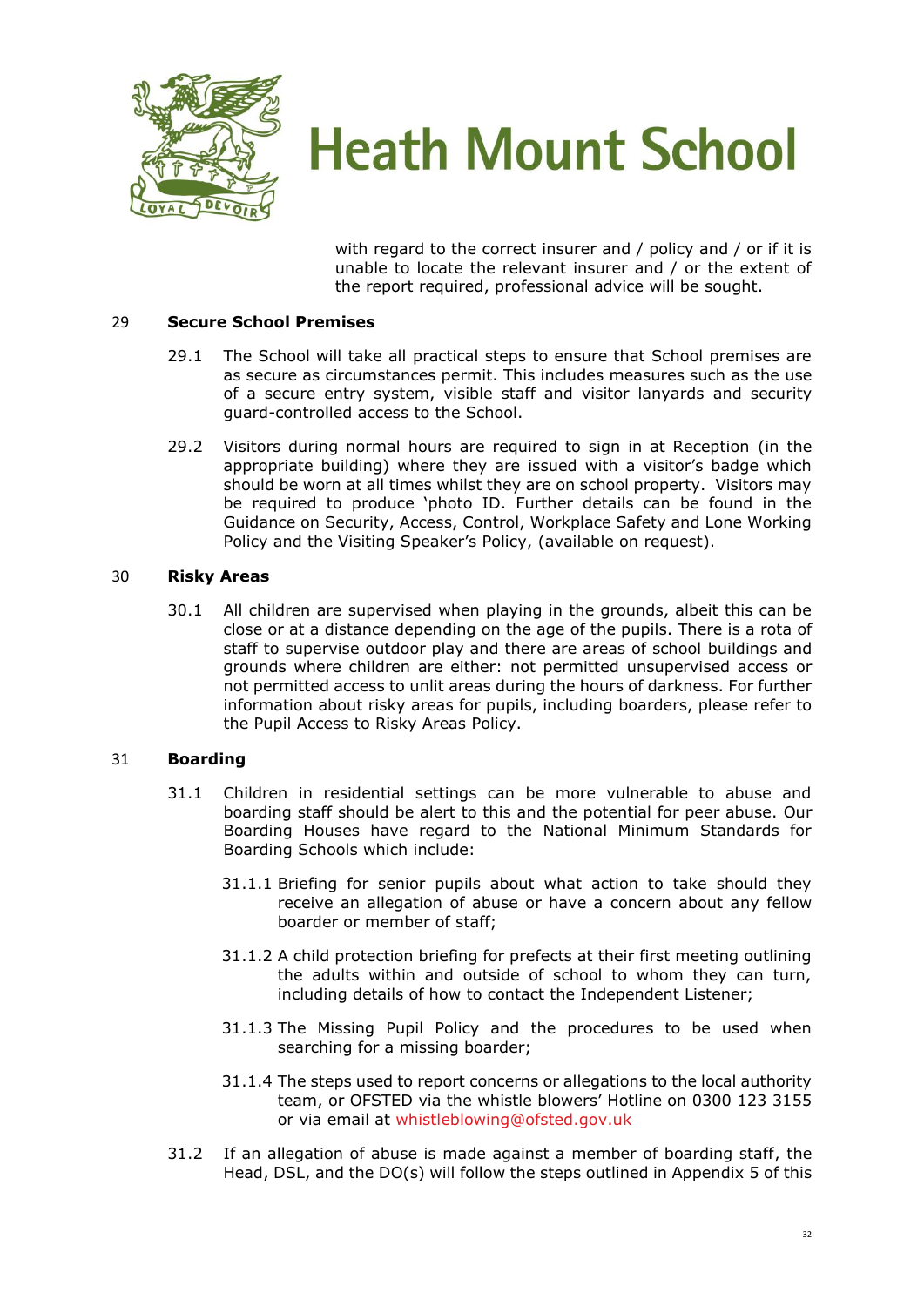with regard to the correct insurer and / policy and / or if it is unable to locate the relevant insurer and / or the extent of the report required, professional advice will be sought.

## 29 Secure School Premises

29.1 The School will take all practical steps to ensure that School premises are as secure as circumstances permit. This includes measures such as the use of a secure entry system, visible staff and visitor lanyards and security guard-controlled access to the School.

29.2 Visitors during normal hours are required to sign in at Reception (in the appropriate building) where they are issued with a visitor's badge which should be worn at all times whilst they are on school property. Visitors may be required to produce 'photo ID. Further details can be found in the Guidance on Security, Access, Control, Workplace Safety and Lone Working Policy and the Visiting Speaker's Policy, (available on request).

## 30 Risky Areas

30.1 All children are supervised when playing in the grounds, albeit this can be close or at a distance depending on the age of the pupils. There is a rota of staff to supervise outdoor play and there are areas of school buildings and grounds where children are either: not permitted unsupervised access or not permitted access to unlit areas during the hours of darkness. For further information about risky areas for pupils, including boarders, please refer to the Pupil Access to Risky Areas Policy.

## 31 Boarding

31.1 Children in residential settings can be more vulnerable to abuse and boarding staff should be alert to this and the potential for peer abuse. Our Boarding Houses have regard to the National Minimum Standards for Boarding Schools which include:

31.1.1 Briefing for senior pupils about what action to take should they receive an allegation of abuse or have a concern about any fellow boarder or member of staff;

31.1.2 A child protection briefing for prefects at their first meeting outlining the adults within and outside of school to whom they can turn, including details of how to contact the Independent Listener;

31.1.3 The Missing Pupil Policy and the procedures to be used when searching for a missing boarder;

31.1.4 The steps used to report concerns or allegations to the local authority team, or OFSTED via the whistle blowers' Hotline on 0300 123 3155 or via email at whistleblowing@ofsted.gov.uk

31.2 If an allegation of abuse is made against a member of boarding staff, the Head, DSL, and the DO(s) will follow the steps outlined in Appendix 5 of this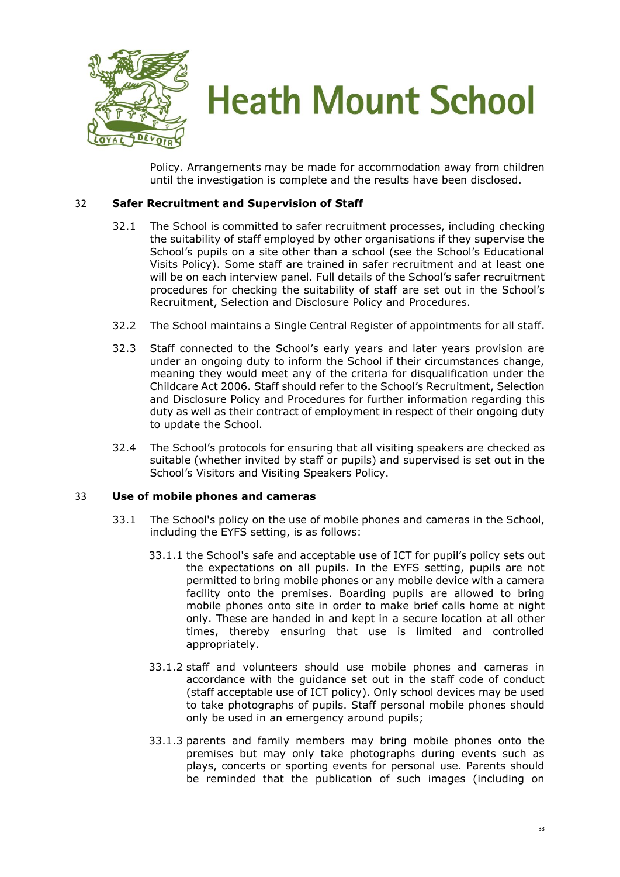Policy. Arrangements may be made for accommodation away from children until the investigation is complete and the results have been disclosed.

## 32 Safer Recruitment and Supervision of Staff

32.1 The School is committed to safer recruitment processes, including checking the suitability of staff employed by other organisations if they supervise the School's pupils on a site other than a school (see the School's Educational Visits Policy). Some staff are trained in safer recruitment and at least one will be on each interview panel. Full details of the School's safer recruitment procedures for checking the suitability of staff are set out in the School's Recruitment, Selection and Disclosure Policy and Procedures.

32.2 The School maintains a Single Central Register of appointments for all staff.

32.3 Staff connected to the School's early years and later years provision are under an ongoing duty to inform the School if their circumstances change, meaning they would meet any of the criteria for disqualification under the Childcare Act 2006. Staff should refer to the School's Recruitment, Selection and Disclosure Policy and Procedures for further information regarding this duty as well as their contract of employment in respect of their ongoing duty to update the School.

32.4 The School's protocols for ensuring that all visiting speakers are checked as suitable (whether invited by staff or pupils) and supervised is set out in the School's Visitors and Visiting Speakers Policy.

## 33 Use of mobile phones and cameras

33.1 The School's policy on the use of mobile phones and cameras in the School, including the EYFS setting, is as follows:

33.1.1 the School's safe and acceptable use of ICT for pupil's policy sets out the expectations on all pupils. In the EYFS setting, pupils are not permitted to bring mobile phones or any mobile device with a camera facility onto the premises. Boarding pupils are allowed to bring mobile phones onto site in order to make brief calls home at night only. These are handed in and kept in a secure location at all other times, thereby ensuring that use is limited and controlled appropriately.

33.1.2 staff and volunteers should use mobile phones and cameras in accordance with the guidance set out in the staff code of conduct (staff acceptable use of ICT policy). Only school devices may be used to take photographs of pupils. Staff personal mobile phones should only be used in an emergency around pupils;

33.1.3 parents and family members may bring mobile phones onto the premises but may only take photographs during events such as plays, concerts or sporting events for personal use. Parents should be reminded that the publication of such images (including on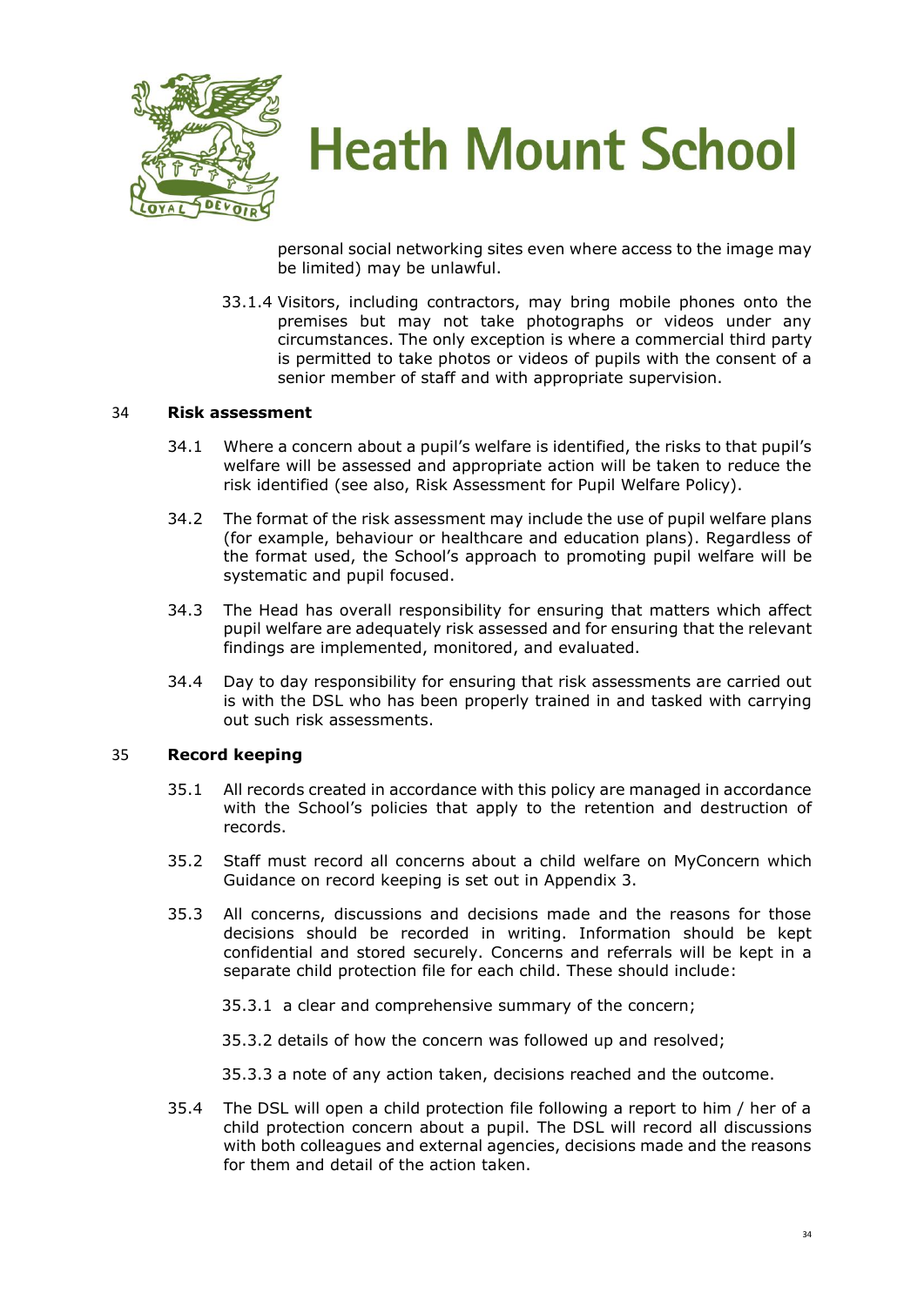personal social networking sites even where access to the image may be limited) may be unlawful.

33.1.4 Visitors, including contractors, may bring mobile phones onto the premises but may not take photographs or videos under any circumstances. The only exception is where a commercial third party is permitted to take photos or videos of pupils with the consent of a senior member of staff and with appropriate supervision.

## 34 Risk assessment

34.1 Where a concern about a pupil's welfare is identified, the risks to that pupil's welfare will be assessed and appropriate action will be taken to reduce the risk identified (see also, Risk Assessment for Pupil Welfare Policy).

34.2 The format of the risk assessment may include the use of pupil welfare plans (for example, behaviour or healthcare and education plans). Regardless of the format used, the School's approach to promoting pupil welfare will be systematic and pupil focused.

34.3 The Head has overall responsibility for ensuring that matters which affect pupil welfare are adequately risk assessed and for ensuring that the relevant findings are implemented, monitored, and evaluated.

34.4 Day to day responsibility for ensuring that risk assessments are carried out is with the DSL who has been properly trained in and tasked with carrying out such risk assessments.

## 35 Record keeping

35.1 All records created in accordance with this policy are managed in accordance with the School's policies that apply to the retention and destruction of records.

35.2 Staff must record all concerns about a child welfare on MyConcern which Guidance on record keeping is set out in Appendix 3.

35.3 All concerns, discussions and decisions made and the reasons for those decisions should be recorded in writing. Information should be kept confidential and stored securely. Concerns and referrals will be kept in a separate child protection file for each child. These should include:

35.3.1 a clear and comprehensive summary of the concern;

35.3.2 details of how the concern was followed up and resolved;

35.3.3 a note of any action taken, decisions reached and the outcome.

35.4 The DSL will open a child protection file following a report to him / her of a child protection concern about a pupil. The DSL will record all discussions with both colleagues and external agencies, decisions made and the reasons for them and detail of the action taken.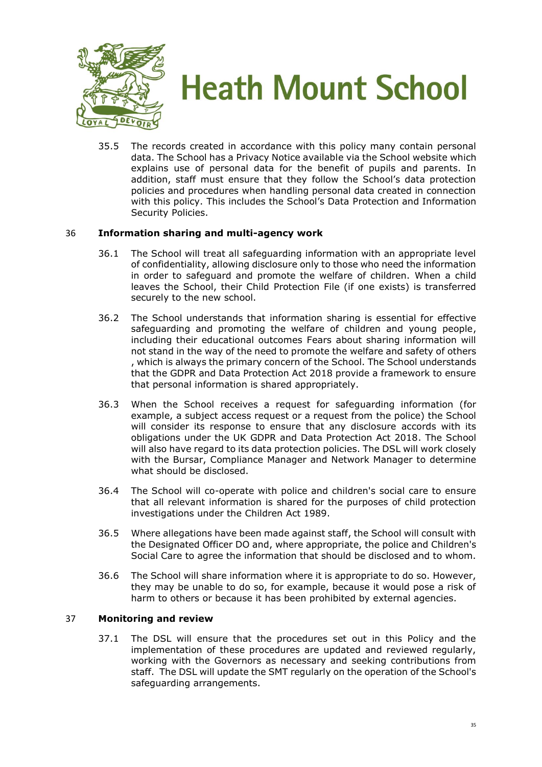35.5 The records created in accordance with this policy many contain personal data. The School has a Privacy Notice available via the School website which explains use of personal data for the benefit of pupils and parents. In addition, staff must ensure that they follow the School's data protection policies and procedures when handling personal data created in connection with this policy. This includes the School's Data Protection and Information Security Policies.

## 36 Information sharing and multi-agency work

36.1 The School will treat all safeguarding information with an appropriate level of confidentiality, allowing disclosure only to those who need the information in order to safeguard and promote the welfare of children. When a child leaves the School, their Child Protection File (if one exists) is transferred securely to the new school.

36.2 The School understands that information sharing is essential for effective safeguarding and promoting the welfare of children and young people, including their educational outcomes Fears about sharing information will not stand in the way of the need to promote the welfare and safety of others , which is always the primary concern of the School. The School understands that the GDPR and Data Protection Act 2018 provide a framework to ensure that personal information is shared appropriately.

36.3 When the School receives a request for safeguarding information (for example, a subject access request or a request from the police) the School will consider its response to ensure that any disclosure accords with its obligations under the UK GDPR and Data Protection Act 2018. The School will also have regard to its data protection policies. The DSL will work closely with the Bursar, Compliance Manager and Network Manager to determine what should be disclosed.

36.4 The School will co-operate with police and children's social care to ensure that all relevant information is shared for the purposes of child protection investigations under the Children Act 1989.

36.5 Where allegations have been made against staff, the School will consult with the Designated Officer DO and, where appropriate, the police and Children's Social Care to agree the information that should be disclosed and to whom.

36.6 The School will share information where it is appropriate to do so. However, they may be unable to do so, for example, because it would pose a risk of harm to others or because it has been prohibited by external agencies.

## 37 Monitoring and review

37.1 The DSL will ensure that the procedures set out in this Policy and the implementation of these procedures are updated and reviewed regularly, working with the Governors as necessary and seeking contributions from staff. The DSL will update the SMT regularly on the operation of the School's safeguarding arrangements.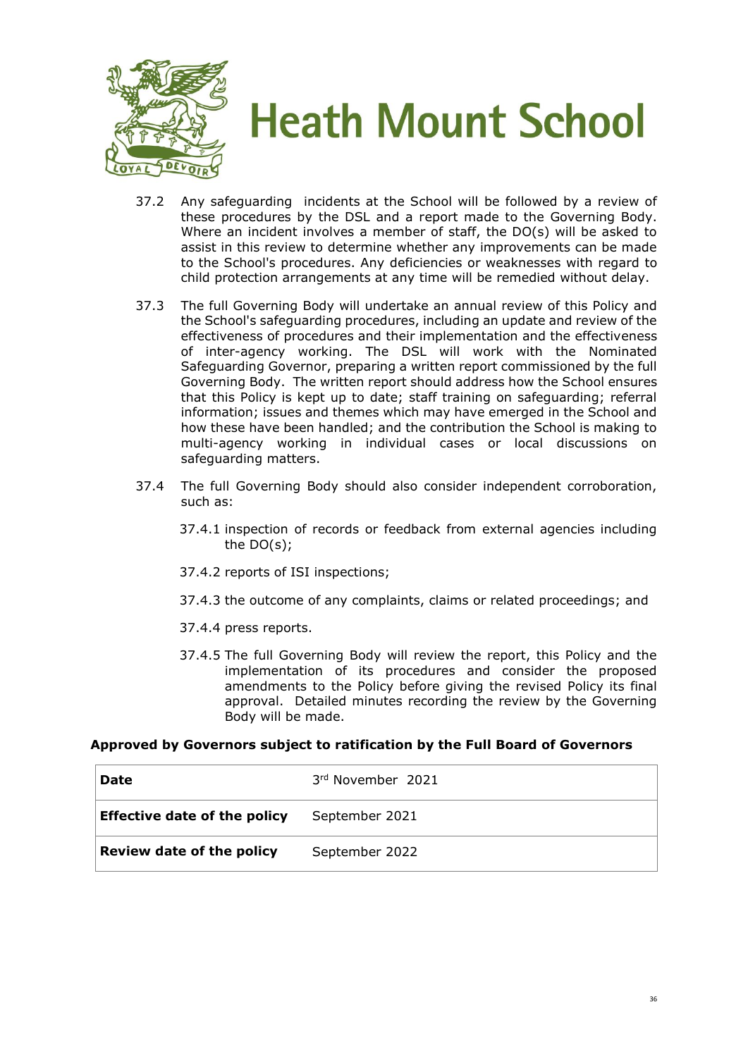37.2 Any safeguarding incidents at the School will be followed by a review of these procedures by the DSL and a report made to the Governing Body. Where an incident involves a member of staff, the DO(s) will be asked to assist in this review to determine whether any improvements can be made to the School's procedures. Any deficiencies or weaknesses with regard to child protection arrangements at any time will be remedied without delay.

37.3 The full Governing Body will undertake an annual review of this Policy and the School's safeguarding procedures, including an update and review of the effectiveness of procedures and their implementation and the effectiveness of inter-agency working. The DSL will work with the Nominated Safeguarding Governor, preparing a written report commissioned by the full Governing Body. The written report should address how the School ensures that this Policy is kept up to date; staff training on safeguarding; referral information; issues and themes which may have emerged in the School and how these have been handled; and the contribution the School is making to multi-agency working in individual cases or local discussions on safeguarding matters.

37.4 The full Governing Body should also consider independent corroboration, such as:

37.4.1 inspection of records or feedback from external agencies including the DO(s);

37.4.2 reports of ISI inspections;

37.4.3 the outcome of any complaints, claims or related proceedings; and

37.4.4 press reports.

37.4.5 The full Governing Body will review the report, this Policy and the implementation of its procedures and consider the proposed amendments to the Policy before giving the revised Policy its final approval. Detailed minutes recording the review by the Governing Body will be made.

**Approved by Governors subject to ratification by the Full Board of Governors**

| | |
|---|---|
| **Date** | 3rd November 2021 |
| **Effective date of the policy** | September 2021 |
| **Review date of the policy** | September 2022 |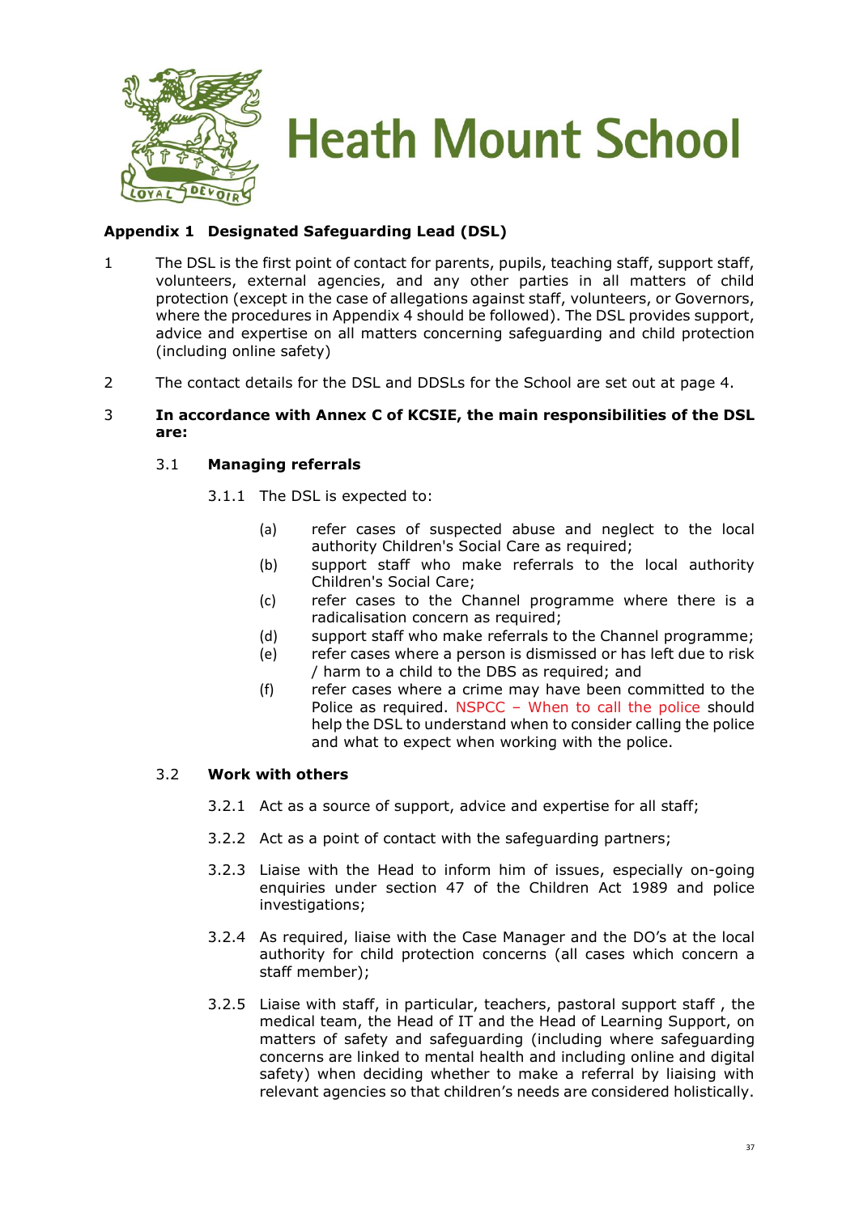## Appendix 1 Designated Safeguarding Lead (DSL)

1 The DSL is the first point of contact for parents, pupils, teaching staff, support staff, volunteers, external agencies, and any other parties in all matters of child protection (except in the case of allegations against staff, volunteers, or Governors, where the procedures in Appendix 4 should be followed). The DSL provides support, advice and expertise on all matters concerning safeguarding and child protection (including online safety)

2 The contact details for the DSL and DDSLs for the School are set out at page 4.

3 **In accordance with Annex C of KCSIE, the main responsibilities of the DSL are:**

3.1 **Managing referrals**

3.1.1 The DSL is expected to:

(a) refer cases of suspected abuse and neglect to the local authority Children's Social Care as required;

(b) support staff who make referrals to the local authority Children's Social Care;

(c) refer cases to the Channel programme where there is a radicalisation concern as required;

(d) support staff who make referrals to the Channel programme;

(e) refer cases where a person is dismissed or has left due to risk / harm to a child to the DBS as required; and

(f) refer cases where a crime may have been committed to the Police as required. NSPCC – When to call the police should help the DSL to understand when to consider calling the police and what to expect when working with the police.

3.2 **Work with others**

3.2.1 Act as a source of support, advice and expertise for all staff;

3.2.2 Act as a point of contact with the safeguarding partners;

3.2.3 Liaise with the Head to inform him of issues, especially on-going enquiries under section 47 of the Children Act 1989 and police investigations;

3.2.4 As required, liaise with the Case Manager and the DO's at the local authority for child protection concerns (all cases which concern a staff member);

3.2.5 Liaise with staff, in particular, teachers, pastoral support staff , the medical team, the Head of IT and the Head of Learning Support, on matters of safety and safeguarding (including where safeguarding concerns are linked to mental health and including online and digital safety) when deciding whether to make a referral by liaising with relevant agencies so that children's needs are considered holistically.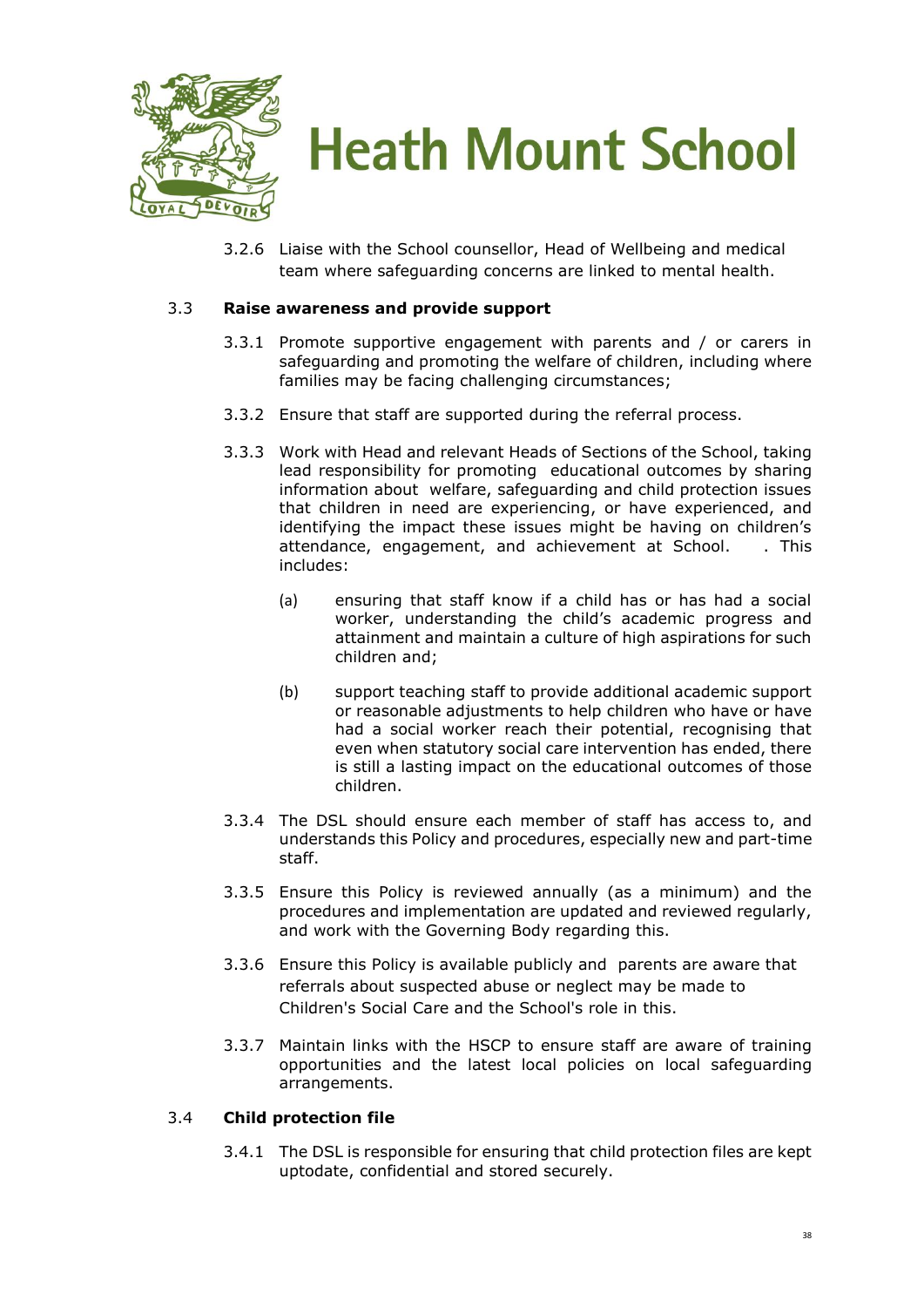3.2.6 Liaise with the School counsellor, Head of Wellbeing and medical team where safeguarding concerns are linked to mental health.

### 3.3 Raise awareness and provide support

3.3.1 Promote supportive engagement with parents and / or carers in safeguarding and promoting the welfare of children, including where families may be facing challenging circumstances;

3.3.2 Ensure that staff are supported during the referral process.

3.3.3 Work with Head and relevant Heads of Sections of the School, taking lead responsibility for promoting educational outcomes by sharing information about welfare, safeguarding and child protection issues that children in need are experiencing, or have experienced, and identifying the impact these issues might be having on children's attendance, engagement, and achievement at School. . This includes:

(a) ensuring that staff know if a child has or has had a social worker, understanding the child's academic progress and attainment and maintain a culture of high aspirations for such children and;

(b) support teaching staff to provide additional academic support or reasonable adjustments to help children who have or have had a social worker reach their potential, recognising that even when statutory social care intervention has ended, there is still a lasting impact on the educational outcomes of those children.

3.3.4 The DSL should ensure each member of staff has access to, and understands this Policy and procedures, especially new and part-time staff.

3.3.5 Ensure this Policy is reviewed annually (as a minimum) and the procedures and implementation are updated and reviewed regularly, and work with the Governing Body regarding this.

3.3.6 Ensure this Policy is available publicly and parents are aware that referrals about suspected abuse or neglect may be made to Children's Social Care and the School's role in this.

3.3.7 Maintain links with the HSCP to ensure staff are aware of training opportunities and the latest local policies on local safeguarding arrangements.

### 3.4 Child protection file

3.4.1 The DSL is responsible for ensuring that child protection files are kept uptodate, confidential and stored securely.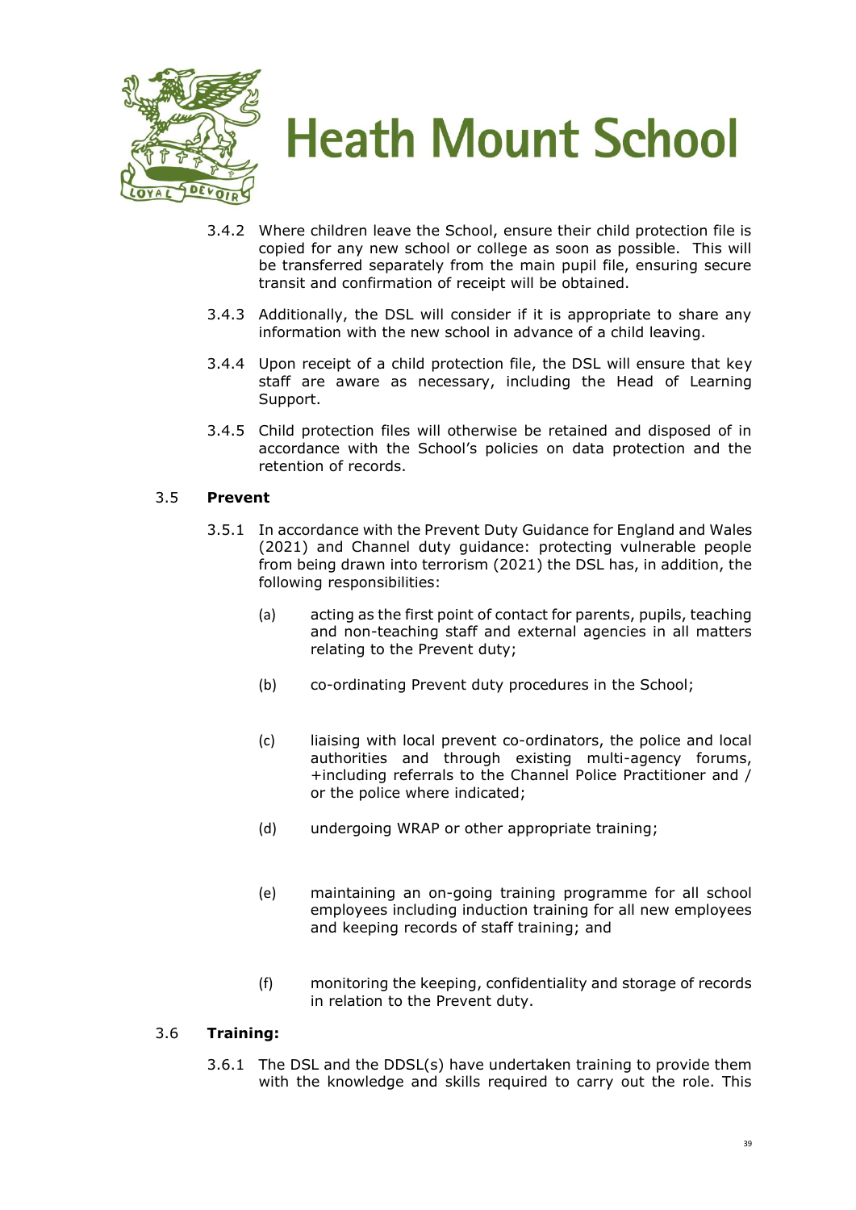3.4.2 Where children leave the School, ensure their child protection file is copied for any new school or college as soon as possible. This will be transferred separately from the main pupil file, ensuring secure transit and confirmation of receipt will be obtained.

3.4.3 Additionally, the DSL will consider if it is appropriate to share any information with the new school in advance of a child leaving.

3.4.4 Upon receipt of a child protection file, the DSL will ensure that key staff are aware as necessary, including the Head of Learning Support.

3.4.5 Child protection files will otherwise be retained and disposed of in accordance with the School's policies on data protection and the retention of records.

3.5 **Prevent**

3.5.1 In accordance with the Prevent Duty Guidance for England and Wales (2021) and Channel duty guidance: protecting vulnerable people from being drawn into terrorism (2021) the DSL has, in addition, the following responsibilities:

(a) acting as the first point of contact for parents, pupils, teaching and non-teaching staff and external agencies in all matters relating to the Prevent duty;

(b) co-ordinating Prevent duty procedures in the School;

(c) liaising with local prevent co-ordinators, the police and local authorities and through existing multi-agency forums, +including referrals to the Channel Police Practitioner and / or the police where indicated;

(d) undergoing WRAP or other appropriate training;

(e) maintaining an on-going training programme for all school employees including induction training for all new employees and keeping records of staff training; and

(f) monitoring the keeping, confidentiality and storage of records in relation to the Prevent duty.

3.6 **Training:**

3.6.1 The DSL and the DDSL(s) have undertaken training to provide them with the knowledge and skills required to carry out the role. This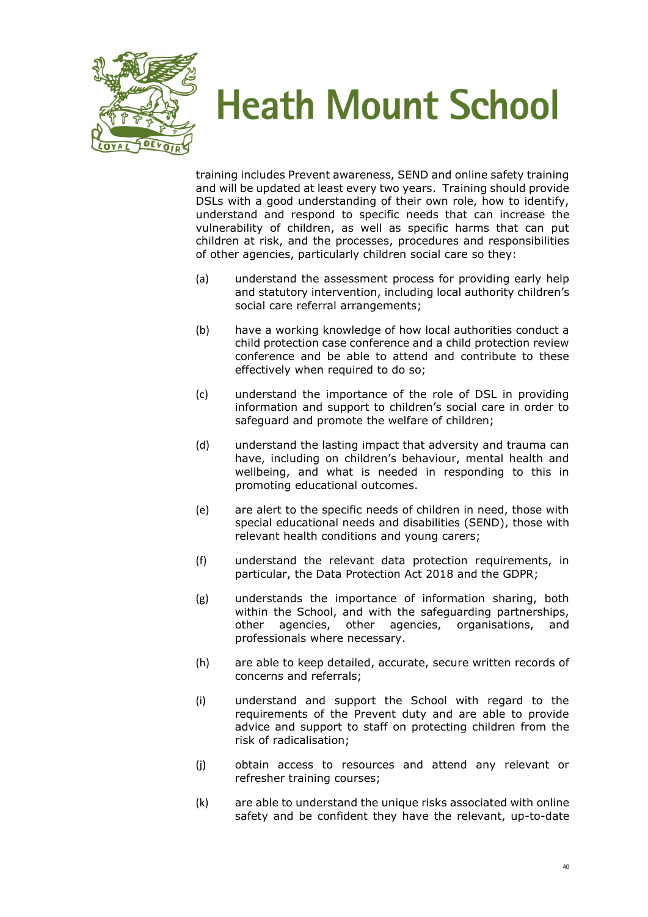training includes Prevent awareness, SEND and online safety training and will be updated at least every two years. Training should provide DSLs with a good understanding of their own role, how to identify, understand and respond to specific needs that can increase the vulnerability of children, as well as specific harms that can put children at risk, and the processes, procedures and responsibilities of other agencies, particularly children social care so they:

(a) understand the assessment process for providing early help and statutory intervention, including local authority children's social care referral arrangements;

(b) have a working knowledge of how local authorities conduct a child protection case conference and a child protection review conference and be able to attend and contribute to these effectively when required to do so;

(c) understand the importance of the role of DSL in providing information and support to children's social care in order to safeguard and promote the welfare of children;

(d) understand the lasting impact that adversity and trauma can have, including on children's behaviour, mental health and wellbeing, and what is needed in responding to this in promoting educational outcomes.

(e) are alert to the specific needs of children in need, those with special educational needs and disabilities (SEND), those with relevant health conditions and young carers;

(f) understand the relevant data protection requirements, in particular, the Data Protection Act 2018 and the GDPR;

(g) understands the importance of information sharing, both within the School, and with the safeguarding partnerships, other agencies, other agencies, organisations, and professionals where necessary.

(h) are able to keep detailed, accurate, secure written records of concerns and referrals;

(i) understand and support the School with regard to the requirements of the Prevent duty and are able to provide advice and support to staff on protecting children from the risk of radicalisation;

(j) obtain access to resources and attend any relevant or refresher training courses;

(k) are able to understand the unique risks associated with online safety and be confident they have the relevant, up-to-date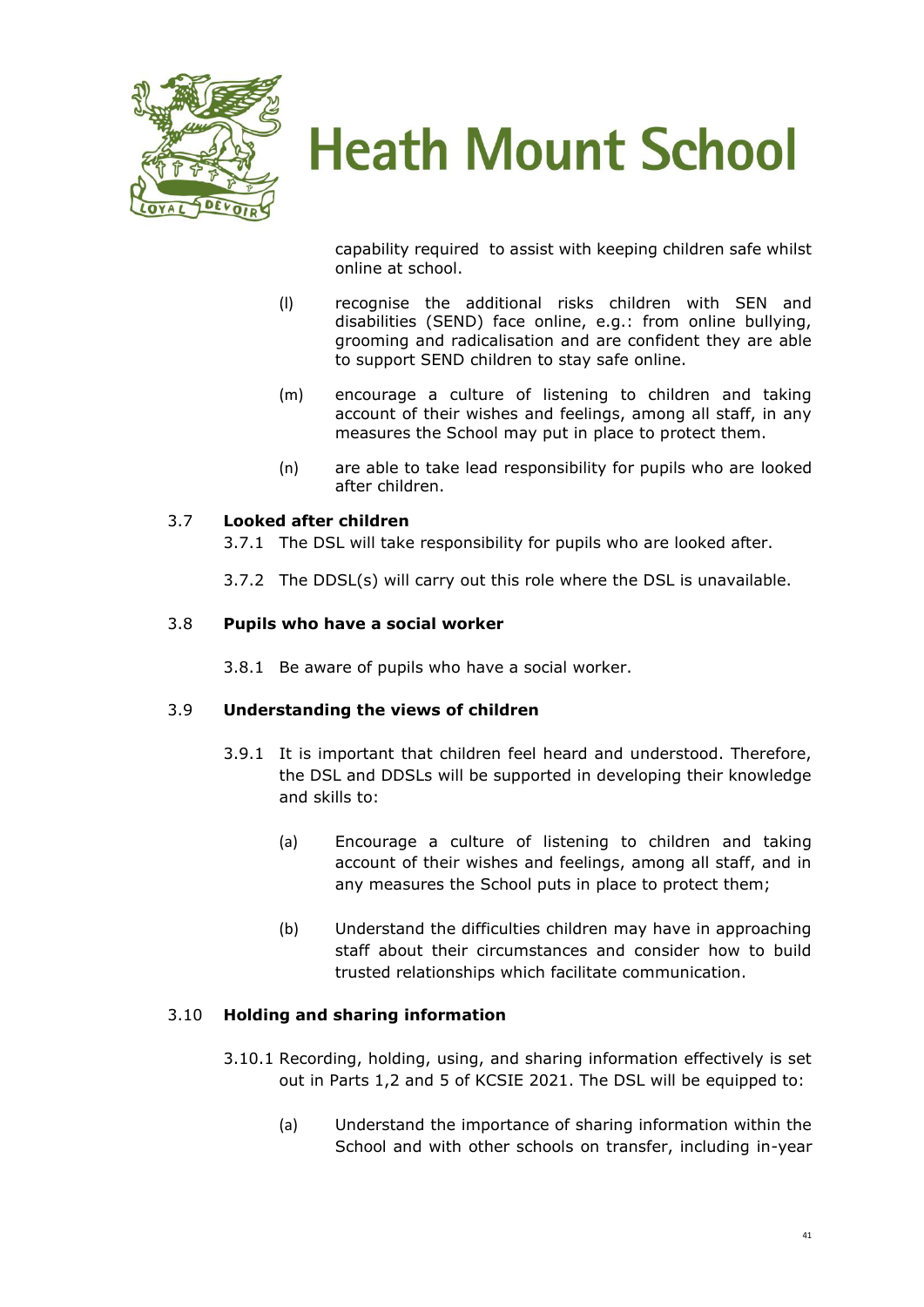capability required to assist with keeping children safe whilst online at school.

(l) recognise the additional risks children with SEN and disabilities (SEND) face online, e.g.: from online bullying, grooming and radicalisation and are confident they are able to support SEND children to stay safe online.

(m) encourage a culture of listening to children and taking account of their wishes and feelings, among all staff, in any measures the School may put in place to protect them.

(n) are able to take lead responsibility for pupils who are looked after children.

### 3.7 Looked after children

3.7.1 The DSL will take responsibility for pupils who are looked after.

3.7.2 The DDSL(s) will carry out this role where the DSL is unavailable.

### 3.8 Pupils who have a social worker

3.8.1 Be aware of pupils who have a social worker.

### 3.9 Understanding the views of children

3.9.1 It is important that children feel heard and understood. Therefore, the DSL and DDSLs will be supported in developing their knowledge and skills to:

(a) Encourage a culture of listening to children and taking account of their wishes and feelings, among all staff, and in any measures the School puts in place to protect them;

(b) Understand the difficulties children may have in approaching staff about their circumstances and consider how to build trusted relationships which facilitate communication.

### 3.10 Holding and sharing information

3.10.1 Recording, holding, using, and sharing information effectively is set out in Parts 1,2 and 5 of KCSIE 2021. The DSL will be equipped to:

(a) Understand the importance of sharing information within the School and with other schools on transfer, including in-year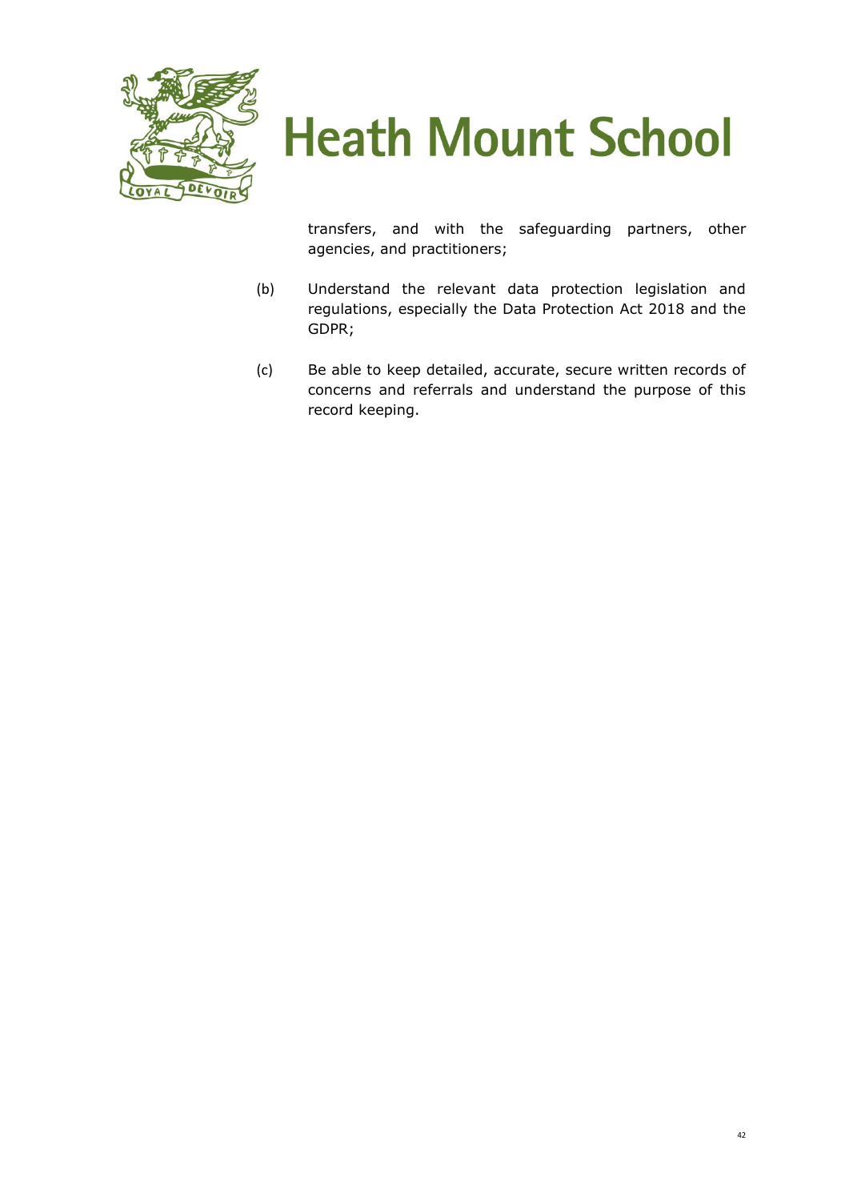transfers, and with the safeguarding partners, other agencies, and practitioners;

(b) Understand the relevant data protection legislation and regulations, especially the Data Protection Act 2018 and the GDPR;

(c) Be able to keep detailed, accurate, secure written records of concerns and referrals and understand the purpose of this record keeping.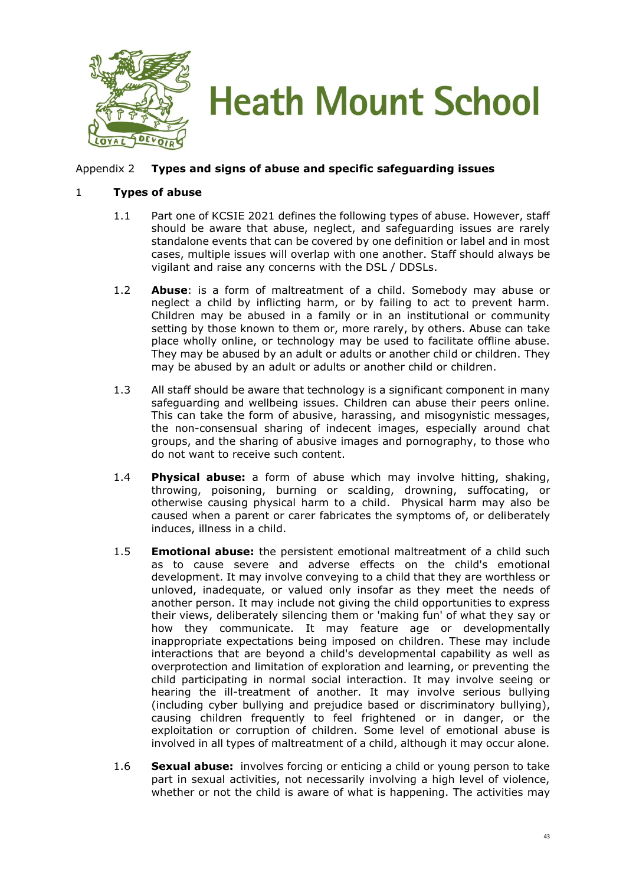# Heath Mount School

## Appendix 2 Types and signs of abuse and specific safeguarding issues

### 1 Types of abuse

1.1 Part one of KCSIE 2021 defines the following types of abuse. However, staff should be aware that abuse, neglect, and safeguarding issues are rarely standalone events that can be covered by one definition or label and in most cases, multiple issues will overlap with one another. Staff should always be vigilant and raise any concerns with the DSL / DDSLs.

1.2 **Abuse**: is a form of maltreatment of a child. Somebody may abuse or neglect a child by inflicting harm, or by failing to act to prevent harm. Children may be abused in a family or in an institutional or community setting by those known to them or, more rarely, by others. Abuse can take place wholly online, or technology may be used to facilitate offline abuse. They may be abused by an adult or adults or another child or children. They may be abused by an adult or adults or another child or children.

1.3 All staff should be aware that technology is a significant component in many safeguarding and wellbeing issues. Children can abuse their peers online. This can take the form of abusive, harassing, and misogynistic messages, the non-consensual sharing of indecent images, especially around chat groups, and the sharing of abusive images and pornography, to those who do not want to receive such content.

1.4 **Physical abuse:** a form of abuse which may involve hitting, shaking, throwing, poisoning, burning or scalding, drowning, suffocating, or otherwise causing physical harm to a child. Physical harm may also be caused when a parent or carer fabricates the symptoms of, or deliberately induces, illness in a child.

1.5 **Emotional abuse:** the persistent emotional maltreatment of a child such as to cause severe and adverse effects on the child's emotional development. It may involve conveying to a child that they are worthless or unloved, inadequate, or valued only insofar as they meet the needs of another person. It may include not giving the child opportunities to express their views, deliberately silencing them or 'making fun' of what they say or how they communicate. It may feature age or developmentally inappropriate expectations being imposed on children. These may include interactions that are beyond a child's developmental capability as well as overprotection and limitation of exploration and learning, or preventing the child participating in normal social interaction. It may involve seeing or hearing the ill-treatment of another. It may involve serious bullying (including cyber bullying and prejudice based or discriminatory bullying), causing children frequently to feel frightened or in danger, or the exploitation or corruption of children. Some level of emotional abuse is involved in all types of maltreatment of a child, although it may occur alone.

1.6 **Sexual abuse:** involves forcing or enticing a child or young person to take part in sexual activities, not necessarily involving a high level of violence, whether or not the child is aware of what is happening. The activities may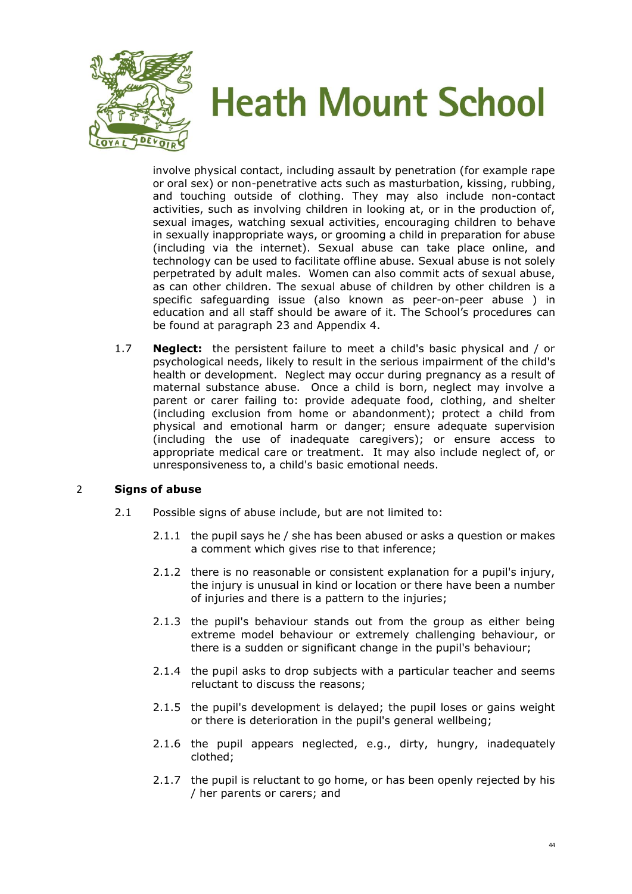involve physical contact, including assault by penetration (for example rape or oral sex) or non-penetrative acts such as masturbation, kissing, rubbing, and touching outside of clothing. They may also include non-contact activities, such as involving children in looking at, or in the production of, sexual images, watching sexual activities, encouraging children to behave in sexually inappropriate ways, or grooming a child in preparation for abuse (including via the internet). Sexual abuse can take place online, and technology can be used to facilitate offline abuse. Sexual abuse is not solely perpetrated by adult males. Women can also commit acts of sexual abuse, as can other children. The sexual abuse of children by other children is a specific safeguarding issue (also known as peer-on-peer abuse ) in education and all staff should be aware of it. The School's procedures can be found at paragraph 23 and Appendix 4.

1.7 **Neglect:** the persistent failure to meet a child's basic physical and / or psychological needs, likely to result in the serious impairment of the child's health or development. Neglect may occur during pregnancy as a result of maternal substance abuse. Once a child is born, neglect may involve a parent or carer failing to: provide adequate food, clothing, and shelter (including exclusion from home or abandonment); protect a child from physical and emotional harm or danger; ensure adequate supervision (including the use of inadequate caregivers); or ensure access to appropriate medical care or treatment. It may also include neglect of, or unresponsiveness to, a child's basic emotional needs.

## 2 Signs of abuse

2.1 Possible signs of abuse include, but are not limited to:

2.1.1 the pupil says he / she has been abused or asks a question or makes a comment which gives rise to that inference;

2.1.2 there is no reasonable or consistent explanation for a pupil's injury, the injury is unusual in kind or location or there have been a number of injuries and there is a pattern to the injuries;

2.1.3 the pupil's behaviour stands out from the group as either being extreme model behaviour or extremely challenging behaviour, or there is a sudden or significant change in the pupil's behaviour;

2.1.4 the pupil asks to drop subjects with a particular teacher and seems reluctant to discuss the reasons;

2.1.5 the pupil's development is delayed; the pupil loses or gains weight or there is deterioration in the pupil's general wellbeing;

2.1.6 the pupil appears neglected, e.g., dirty, hungry, inadequately clothed;

2.1.7 the pupil is reluctant to go home, or has been openly rejected by his / her parents or carers; and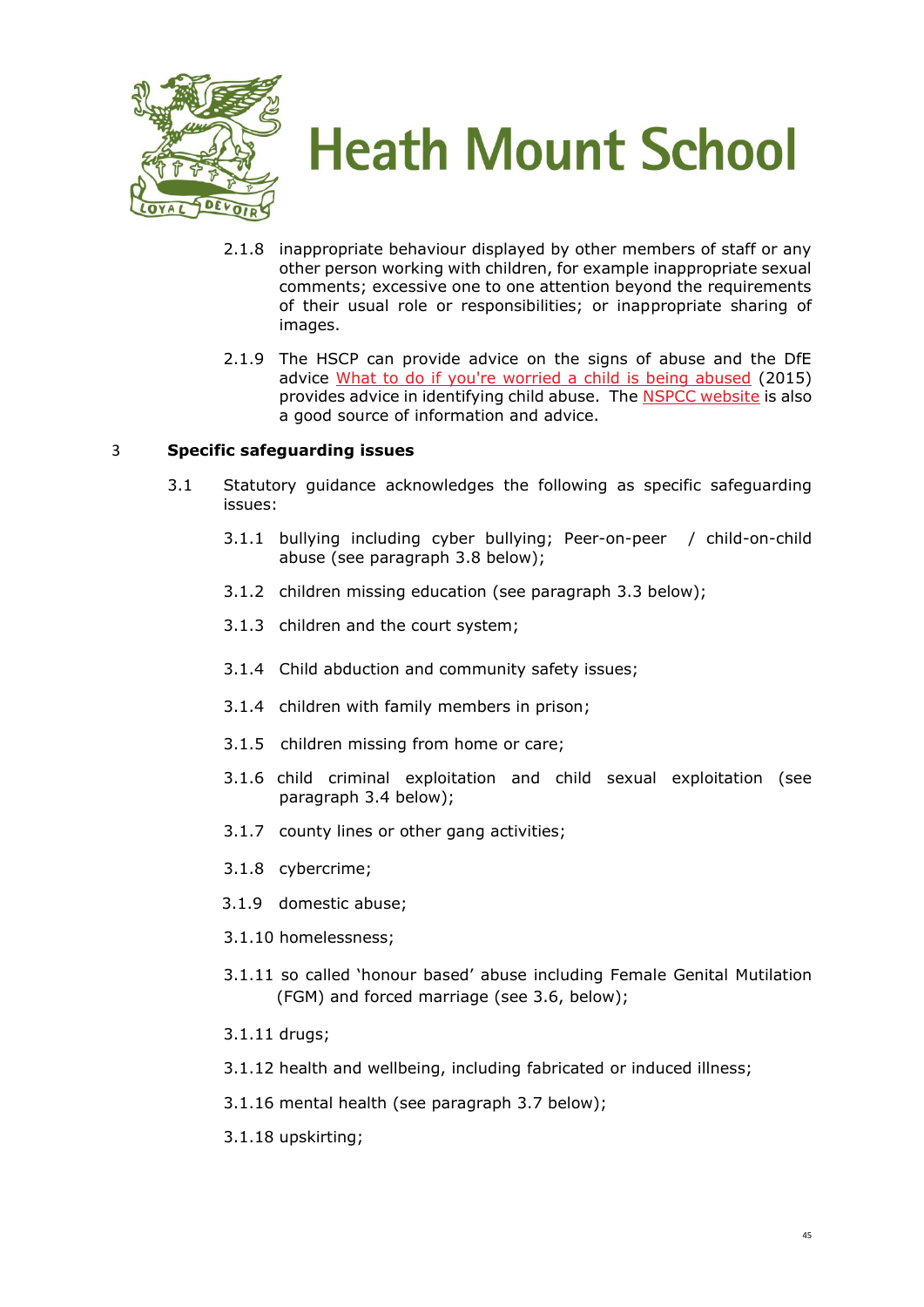2.1.8 inappropriate behaviour displayed by other members of staff or any other person working with children, for example inappropriate sexual comments; excessive one to one attention beyond the requirements of their usual role or responsibilities; or inappropriate sharing of images.

2.1.9 The HSCP can provide advice on the signs of abuse and the DfE advice What to do if you're worried a child is being abused (2015) provides advice in identifying child abuse. The NSPCC website is also a good source of information and advice.

## 3 Specific safeguarding issues

3.1 Statutory guidance acknowledges the following as specific safeguarding issues:

3.1.1 bullying including cyber bullying; Peer-on-peer / child-on-child abuse (see paragraph 3.8 below);

3.1.2 children missing education (see paragraph 3.3 below);

3.1.3 children and the court system;

3.1.4 Child abduction and community safety issues;

3.1.4 children with family members in prison;

3.1.5 children missing from home or care;

3.1.6 child criminal exploitation and child sexual exploitation (see paragraph 3.4 below);

3.1.7 county lines or other gang activities;

3.1.8 cybercrime;

3.1.9 domestic abuse;

3.1.10 homelessness;

3.1.11 so called 'honour based' abuse including Female Genital Mutilation (FGM) and forced marriage (see 3.6, below);

3.1.11 drugs;

3.1.12 health and wellbeing, including fabricated or induced illness;

3.1.16 mental health (see paragraph 3.7 below);

3.1.18 upskirting;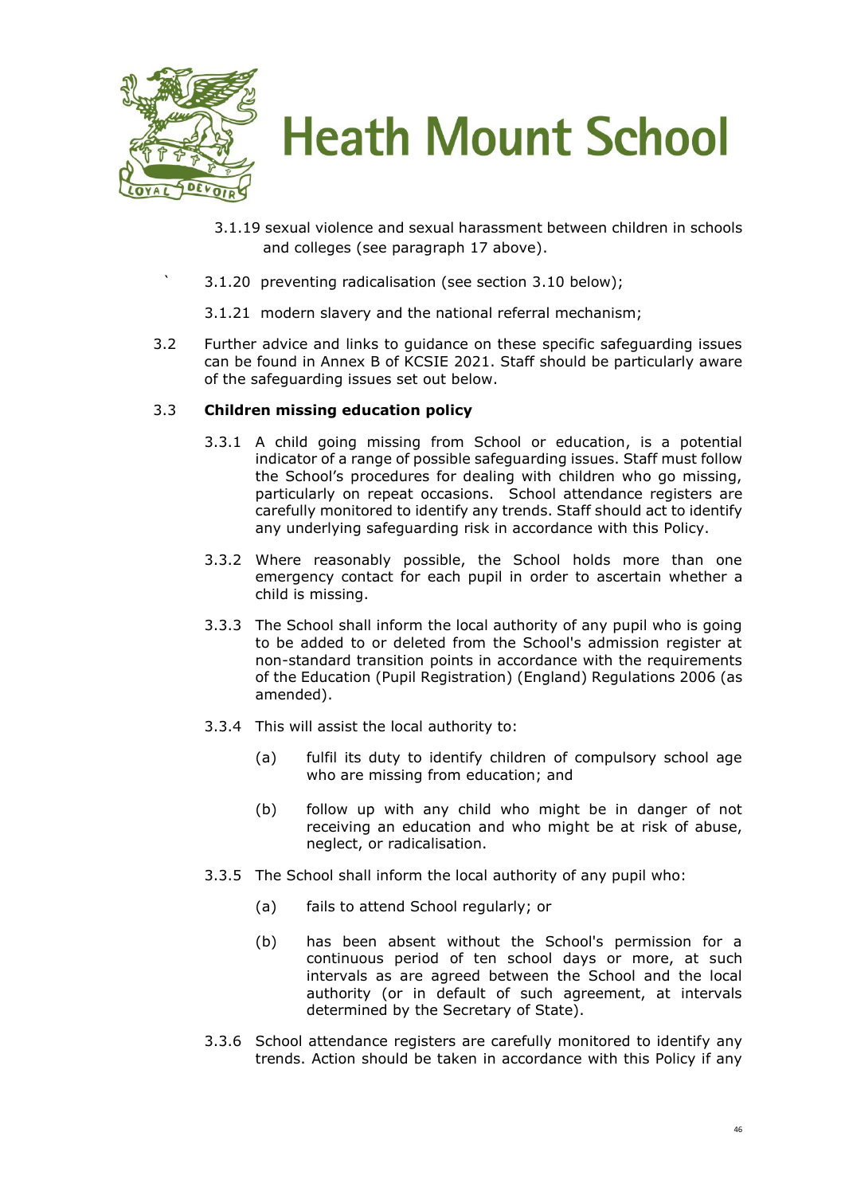3.1.19 sexual violence and sexual harassment between children in schools and colleges (see paragraph 17 above).

3.1.20 preventing radicalisation (see section 3.10 below);

3.1.21 modern slavery and the national referral mechanism;

3.2 Further advice and links to guidance on these specific safeguarding issues can be found in Annex B of KCSIE 2021. Staff should be particularly aware of the safeguarding issues set out below.

3.3 **Children missing education policy**

3.3.1 A child going missing from School or education, is a potential indicator of a range of possible safeguarding issues. Staff must follow the School's procedures for dealing with children who go missing, particularly on repeat occasions. School attendance registers are carefully monitored to identify any trends. Staff should act to identify any underlying safeguarding risk in accordance with this Policy.

3.3.2 Where reasonably possible, the School holds more than one emergency contact for each pupil in order to ascertain whether a child is missing.

3.3.3 The School shall inform the local authority of any pupil who is going to be added to or deleted from the School's admission register at non-standard transition points in accordance with the requirements of the Education (Pupil Registration) (England) Regulations 2006 (as amended).

3.3.4 This will assist the local authority to:

(a) fulfil its duty to identify children of compulsory school age who are missing from education; and

(b) follow up with any child who might be in danger of not receiving an education and who might be at risk of abuse, neglect, or radicalisation.

3.3.5 The School shall inform the local authority of any pupil who:

(a) fails to attend School regularly; or

(b) has been absent without the School's permission for a continuous period of ten school days or more, at such intervals as are agreed between the School and the local authority (or in default of such agreement, at intervals determined by the Secretary of State).

3.3.6 School attendance registers are carefully monitored to identify any trends. Action should be taken in accordance with this Policy if any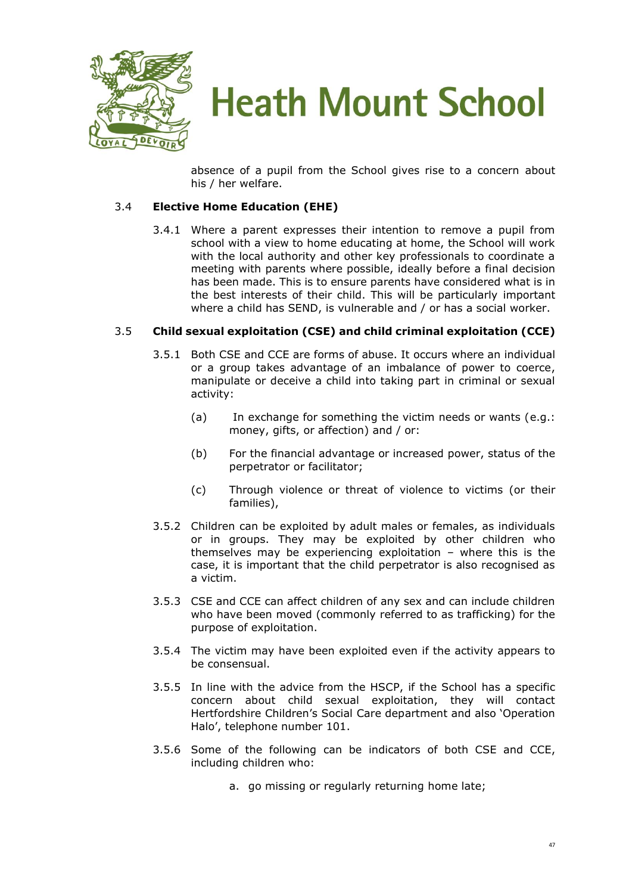absence of a pupil from the School gives rise to a concern about his / her welfare.

### 3.4 Elective Home Education (EHE)

3.4.1 Where a parent expresses their intention to remove a pupil from school with a view to home educating at home, the School will work with the local authority and other key professionals to coordinate a meeting with parents where possible, ideally before a final decision has been made. This is to ensure parents have considered what is in the best interests of their child. This will be particularly important where a child has SEND, is vulnerable and / or has a social worker.

### 3.5 Child sexual exploitation (CSE) and child criminal exploitation (CCE)

3.5.1 Both CSE and CCE are forms of abuse. It occurs where an individual or a group takes advantage of an imbalance of power to coerce, manipulate or deceive a child into taking part in criminal or sexual activity:

(a) In exchange for something the victim needs or wants (e.g.: money, gifts, or affection) and / or:

(b) For the financial advantage or increased power, status of the perpetrator or facilitator;

(c) Through violence or threat of violence to victims (or their families),

3.5.2 Children can be exploited by adult males or females, as individuals or in groups. They may be exploited by other children who themselves may be experiencing exploitation – where this is the case, it is important that the child perpetrator is also recognised as a victim.

3.5.3 CSE and CCE can affect children of any sex and can include children who have been moved (commonly referred to as trafficking) for the purpose of exploitation.

3.5.4 The victim may have been exploited even if the activity appears to be consensual.

3.5.5 In line with the advice from the HSCP, if the School has a specific concern about child sexual exploitation, they will contact Hertfordshire Children's Social Care department and also 'Operation Halo', telephone number 101.

3.5.6 Some of the following can be indicators of both CSE and CCE, including children who:

a. go missing or regularly returning home late;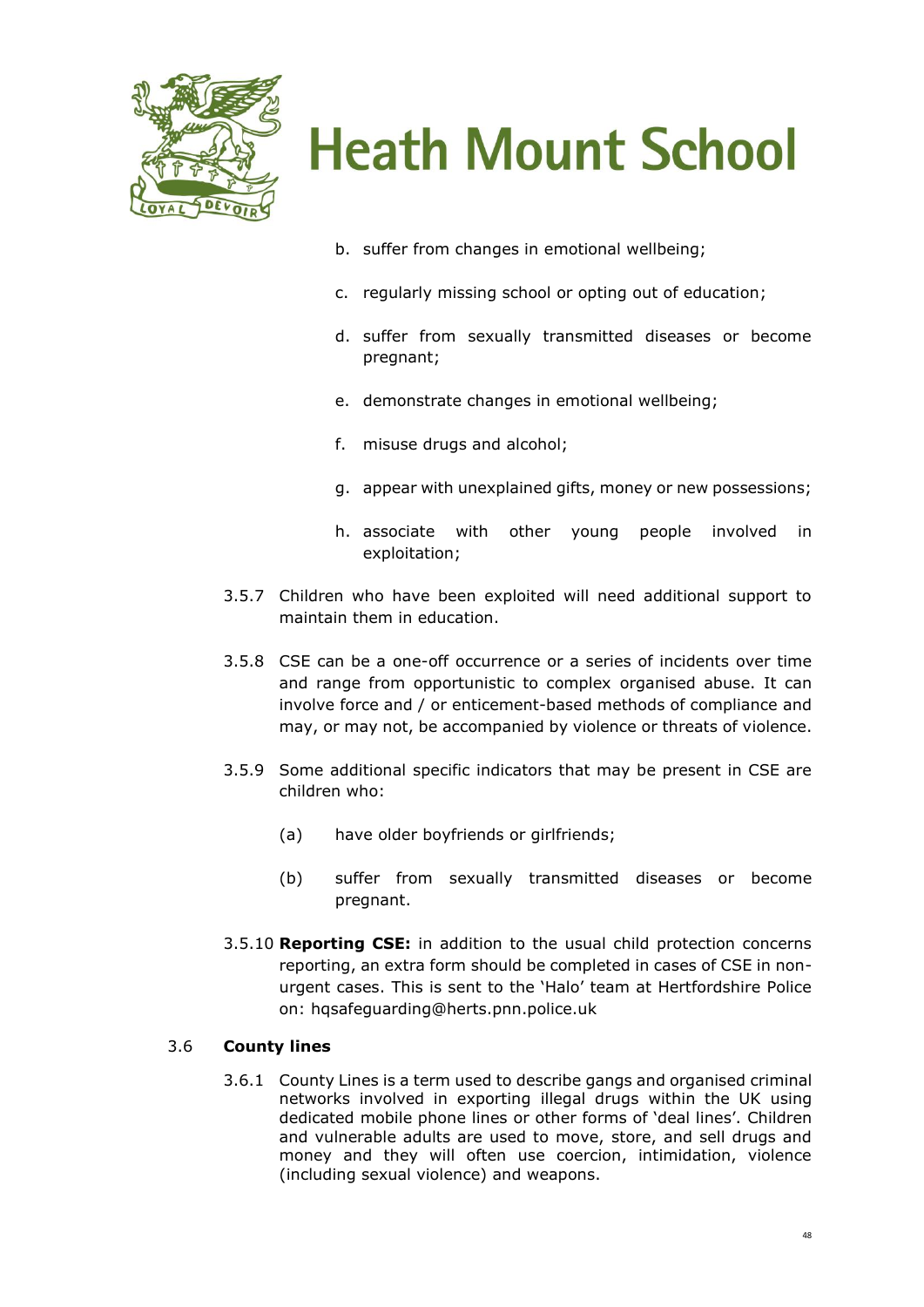b. suffer from changes in emotional wellbeing;

c. regularly missing school or opting out of education;

d. suffer from sexually transmitted diseases or become pregnant;

e. demonstrate changes in emotional wellbeing;

f. misuse drugs and alcohol;

g. appear with unexplained gifts, money or new possessions;

h. associate with other young people involved in exploitation;

3.5.7 Children who have been exploited will need additional support to maintain them in education.

3.5.8 CSE can be a one-off occurrence or a series of incidents over time and range from opportunistic to complex organised abuse. It can involve force and / or enticement-based methods of compliance and may, or may not, be accompanied by violence or threats of violence.

3.5.9 Some additional specific indicators that may be present in CSE are children who:

(a) have older boyfriends or girlfriends;

(b) suffer from sexually transmitted diseases or become pregnant.

3.5.10 **Reporting CSE:** in addition to the usual child protection concerns reporting, an extra form should be completed in cases of CSE in non-urgent cases. This is sent to the 'Halo' team at Hertfordshire Police on: hqsafeguarding@herts.pnn.police.uk

### 3.6 County lines

3.6.1 County Lines is a term used to describe gangs and organised criminal networks involved in exporting illegal drugs within the UK using dedicated mobile phone lines or other forms of 'deal lines'. Children and vulnerable adults are used to move, store, and sell drugs and money and they will often use coercion, intimidation, violence (including sexual violence) and weapons.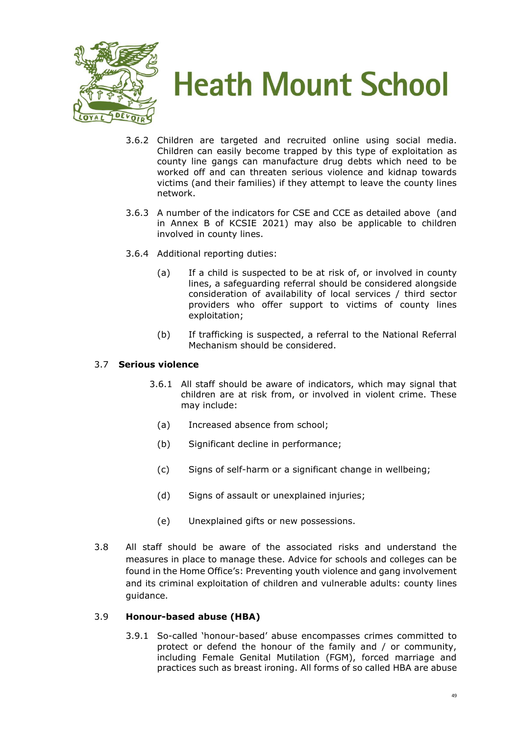3.6.2 Children are targeted and recruited online using social media. Children can easily become trapped by this type of exploitation as county line gangs can manufacture drug debts which need to be worked off and can threaten serious violence and kidnap towards victims (and their families) if they attempt to leave the county lines network.

3.6.3 A number of the indicators for CSE and CCE as detailed above (and in Annex B of KCSIE 2021) may also be applicable to children involved in county lines.

3.6.4 Additional reporting duties:

(a) If a child is suspected to be at risk of, or involved in county lines, a safeguarding referral should be considered alongside consideration of availability of local services / third sector providers who offer support to victims of county lines exploitation;

(b) If trafficking is suspected, a referral to the National Referral Mechanism should be considered.

3.7 **Serious violence**

3.6.1 All staff should be aware of indicators, which may signal that children are at risk from, or involved in violent crime. These may include:

(a) Increased absence from school;

(b) Significant decline in performance;

(c) Signs of self-harm or a significant change in wellbeing;

(d) Signs of assault or unexplained injuries;

(e) Unexplained gifts or new possessions.

3.8 All staff should be aware of the associated risks and understand the measures in place to manage these. Advice for schools and colleges can be found in the Home Office's: Preventing youth violence and gang involvement and its criminal exploitation of children and vulnerable adults: county lines guidance.

3.9 **Honour-based abuse (HBA)**

3.9.1 So-called 'honour-based' abuse encompasses crimes committed to protect or defend the honour of the family and / or community, including Female Genital Mutilation (FGM), forced marriage and practices such as breast ironing. All forms of so called HBA are abuse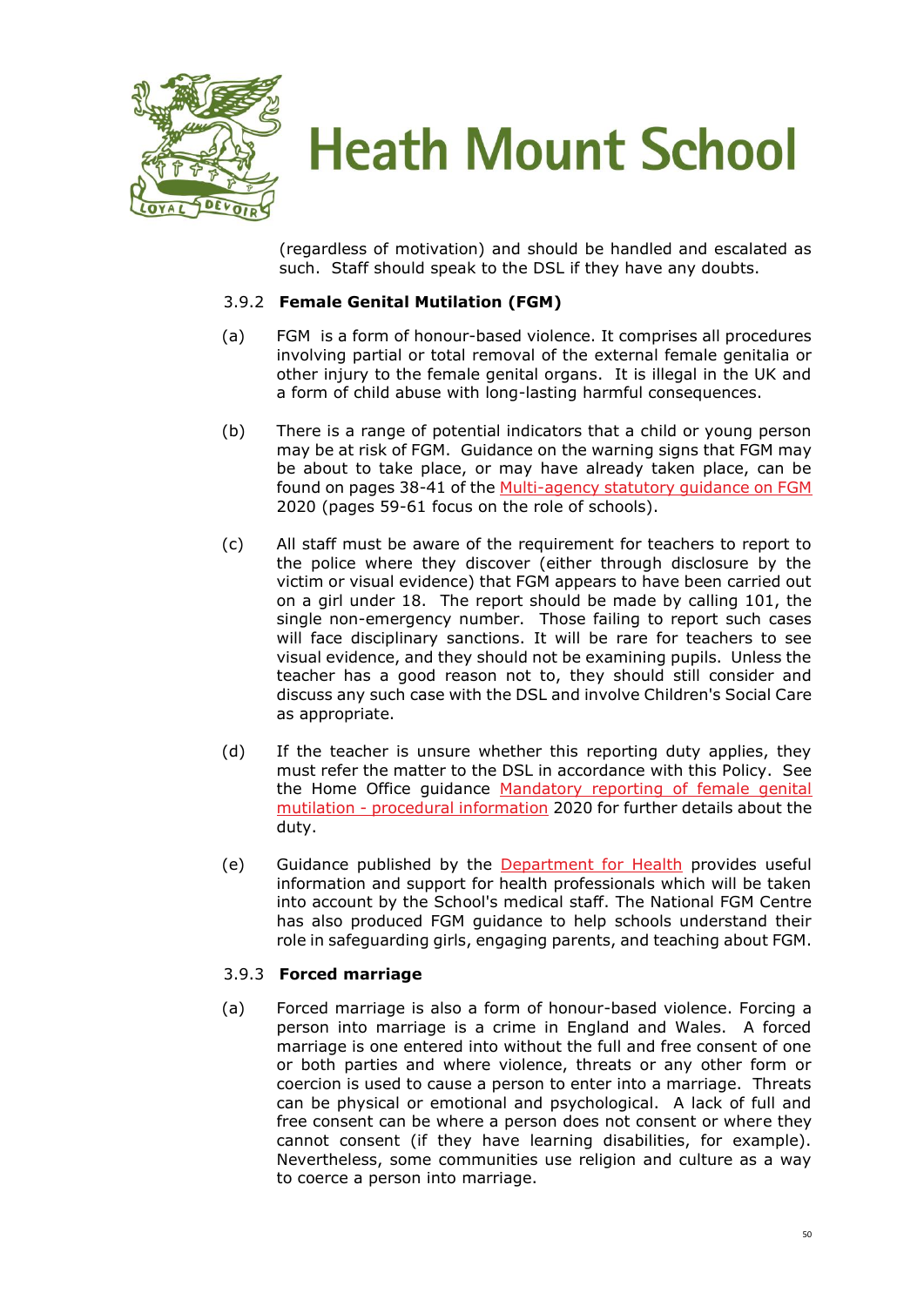(regardless of motivation) and should be handled and escalated as such. Staff should speak to the DSL if they have any doubts.

### 3.9.2 Female Genital Mutilation (FGM)

(a) FGM is a form of honour-based violence. It comprises all procedures involving partial or total removal of the external female genitalia or other injury to the female genital organs. It is illegal in the UK and a form of child abuse with long-lasting harmful consequences.

(b) There is a range of potential indicators that a child or young person may be at risk of FGM. Guidance on the warning signs that FGM may be about to take place, or may have already taken place, can be found on pages 38-41 of the Multi-agency statutory guidance on FGM 2020 (pages 59-61 focus on the role of schools).

(c) All staff must be aware of the requirement for teachers to report to the police where they discover (either through disclosure by the victim or visual evidence) that FGM appears to have been carried out on a girl under 18. The report should be made by calling 101, the single non-emergency number. Those failing to report such cases will face disciplinary sanctions. It will be rare for teachers to see visual evidence, and they should not be examining pupils. Unless the teacher has a good reason not to, they should still consider and discuss any such case with the DSL and involve Children's Social Care as appropriate.

(d) If the teacher is unsure whether this reporting duty applies, they must refer the matter to the DSL in accordance with this Policy. See the Home Office guidance Mandatory reporting of female genital mutilation - procedural information 2020 for further details about the duty.

(e) Guidance published by the Department for Health provides useful information and support for health professionals which will be taken into account by the School's medical staff. The National FGM Centre has also produced FGM guidance to help schools understand their role in safeguarding girls, engaging parents, and teaching about FGM.

### 3.9.3 Forced marriage

(a) Forced marriage is also a form of honour-based violence. Forcing a person into marriage is a crime in England and Wales. A forced marriage is one entered into without the full and free consent of one or both parties and where violence, threats or any other form or coercion is used to cause a person to enter into a marriage. Threats can be physical or emotional and psychological. A lack of full and free consent can be where a person does not consent or where they cannot consent (if they have learning disabilities, for example). Nevertheless, some communities use religion and culture as a way to coerce a person into marriage.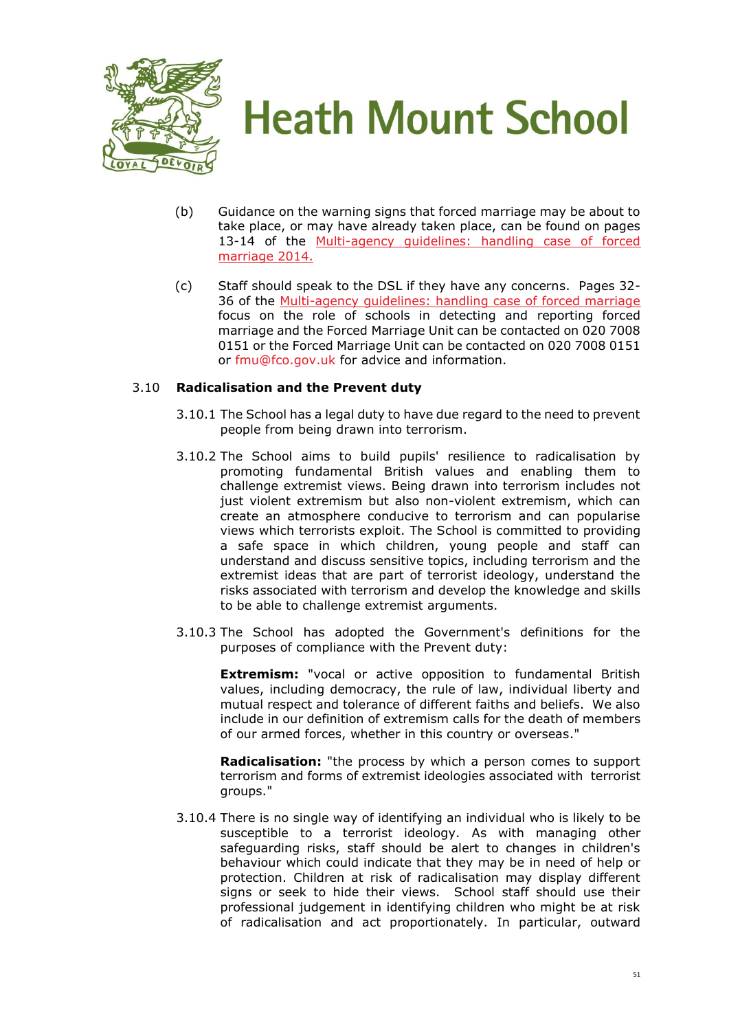(b) Guidance on the warning signs that forced marriage may be about to take place, or may have already taken place, can be found on pages 13-14 of the Multi-agency guidelines: handling case of forced marriage 2014.

(c) Staff should speak to the DSL if they have any concerns. Pages 32-36 of the Multi-agency guidelines: handling case of forced marriage focus on the role of schools in detecting and reporting forced marriage and the Forced Marriage Unit can be contacted on 020 7008 0151 or the Forced Marriage Unit can be contacted on 020 7008 0151 or fmu@fco.gov.uk for advice and information.

3.10 **Radicalisation and the Prevent duty**

3.10.1 The School has a legal duty to have due regard to the need to prevent people from being drawn into terrorism.

3.10.2 The School aims to build pupils' resilience to radicalisation by promoting fundamental British values and enabling them to challenge extremist views. Being drawn into terrorism includes not just violent extremism but also non-violent extremism, which can create an atmosphere conducive to terrorism and can popularise views which terrorists exploit. The School is committed to providing a safe space in which children, young people and staff can understand and discuss sensitive topics, including terrorism and the extremist ideas that are part of terrorist ideology, understand the risks associated with terrorism and develop the knowledge and skills to be able to challenge extremist arguments.

3.10.3 The School has adopted the Government's definitions for the purposes of compliance with the Prevent duty:

**Extremism:** "vocal or active opposition to fundamental British values, including democracy, the rule of law, individual liberty and mutual respect and tolerance of different faiths and beliefs. We also include in our definition of extremism calls for the death of members of our armed forces, whether in this country or overseas."

**Radicalisation:** "the process by which a person comes to support terrorism and forms of extremist ideologies associated with terrorist groups."

3.10.4 There is no single way of identifying an individual who is likely to be susceptible to a terrorist ideology. As with managing other safeguarding risks, staff should be alert to changes in children's behaviour which could indicate that they may be in need of help or protection. Children at risk of radicalisation may display different signs or seek to hide their views. School staff should use their professional judgement in identifying children who might be at risk of radicalisation and act proportionately. In particular, outward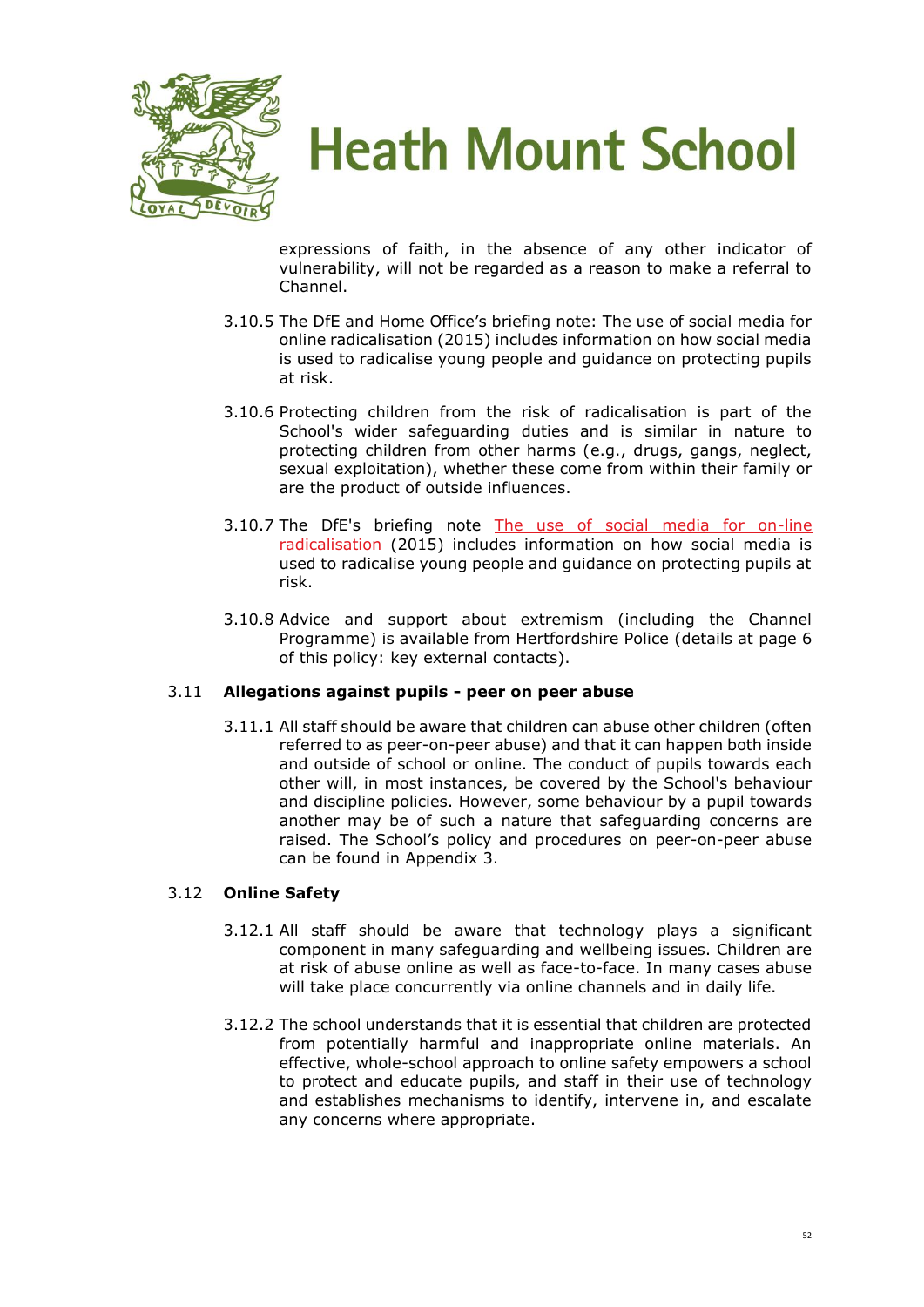expressions of faith, in the absence of any other indicator of vulnerability, will not be regarded as a reason to make a referral to Channel.

3.10.5 The DfE and Home Office's briefing note: The use of social media for online radicalisation (2015) includes information on how social media is used to radicalise young people and guidance on protecting pupils at risk.

3.10.6 Protecting children from the risk of radicalisation is part of the School's wider safeguarding duties and is similar in nature to protecting children from other harms (e.g., drugs, gangs, neglect, sexual exploitation), whether these come from within their family or are the product of outside influences.

3.10.7 The DfE's briefing note The use of social media for on-line radicalisation (2015) includes information on how social media is used to radicalise young people and guidance on protecting pupils at risk.

3.10.8 Advice and support about extremism (including the Channel Programme) is available from Hertfordshire Police (details at page 6 of this policy: key external contacts).

## 3.11 Allegations against pupils - peer on peer abuse

3.11.1 All staff should be aware that children can abuse other children (often referred to as peer-on-peer abuse) and that it can happen both inside and outside of school or online. The conduct of pupils towards each other will, in most instances, be covered by the School's behaviour and discipline policies. However, some behaviour by a pupil towards another may be of such a nature that safeguarding concerns are raised. The School's policy and procedures on peer-on-peer abuse can be found in Appendix 3.

## 3.12 Online Safety

3.12.1 All staff should be aware that technology plays a significant component in many safeguarding and wellbeing issues. Children are at risk of abuse online as well as face-to-face. In many cases abuse will take place concurrently via online channels and in daily life.

3.12.2 The school understands that it is essential that children are protected from potentially harmful and inappropriate online materials. An effective, whole-school approach to online safety empowers a school to protect and educate pupils, and staff in their use of technology and establishes mechanisms to identify, intervene in, and escalate any concerns where appropriate.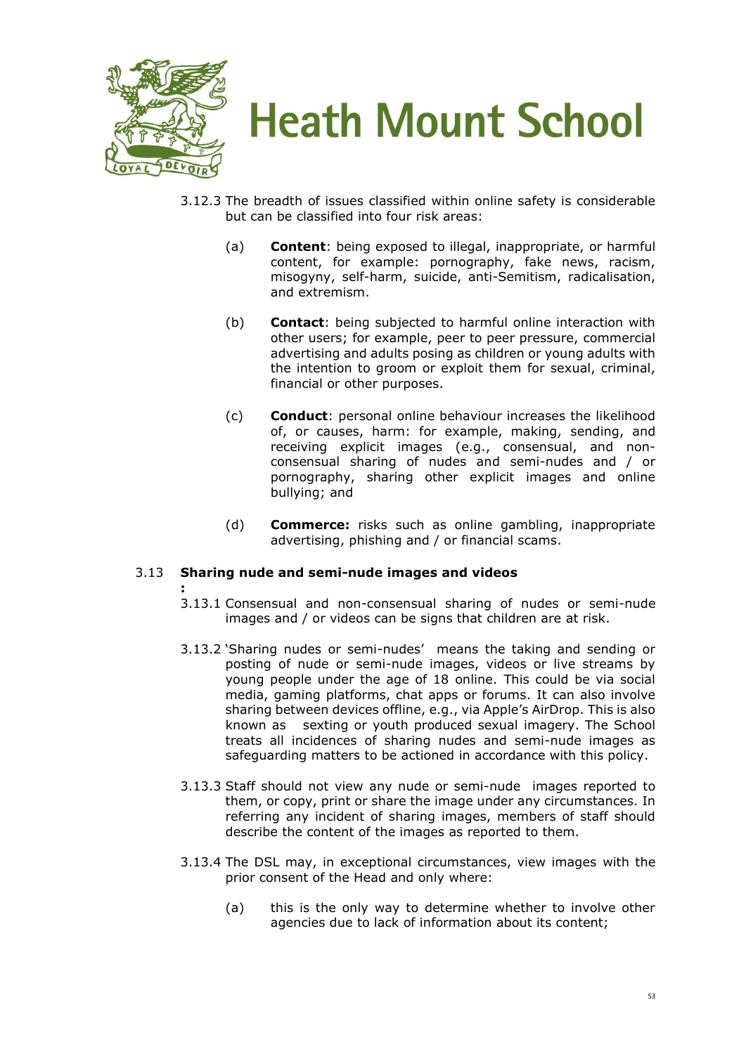3.12.3 The breadth of issues classified within online safety is considerable but can be classified into four risk areas:

(a) **Content**: being exposed to illegal, inappropriate, or harmful content, for example: pornography, fake news, racism, misogyny, self-harm, suicide, anti-Semitism, radicalisation, and extremism.

(b) **Contact**: being subjected to harmful online interaction with other users; for example, peer to peer pressure, commercial advertising and adults posing as children or young adults with the intention to groom or exploit them for sexual, criminal, financial or other purposes.

(c) **Conduct**: personal online behaviour increases the likelihood of, or causes, harm: for example, making, sending, and receiving explicit images (e.g., consensual, and non-consensual sharing of nudes and semi-nudes and / or pornography, sharing other explicit images and online bullying; and

(d) **Commerce:** risks such as online gambling, inappropriate advertising, phishing and / or financial scams.

### 3.13 Sharing nude and semi-nude images and videos :

3.13.1 Consensual and non-consensual sharing of nudes or semi-nude images and / or videos can be signs that children are at risk.

3.13.2 'Sharing nudes or semi-nudes' means the taking and sending or posting of nude or semi-nude images, videos or live streams by young people under the age of 18 online. This could be via social media, gaming platforms, chat apps or forums. It can also involve sharing between devices offline, e.g., via Apple's AirDrop. This is also known as sexting or youth produced sexual imagery. The School treats all incidences of sharing nudes and semi-nude images as safeguarding matters to be actioned in accordance with this policy.

3.13.3 Staff should not view any nude or semi-nude images reported to them, or copy, print or share the image under any circumstances. In referring any incident of sharing images, members of staff should describe the content of the images as reported to them.

3.13.4 The DSL may, in exceptional circumstances, view images with the prior consent of the Head and only where:

(a) this is the only way to determine whether to involve other agencies due to lack of information about its content;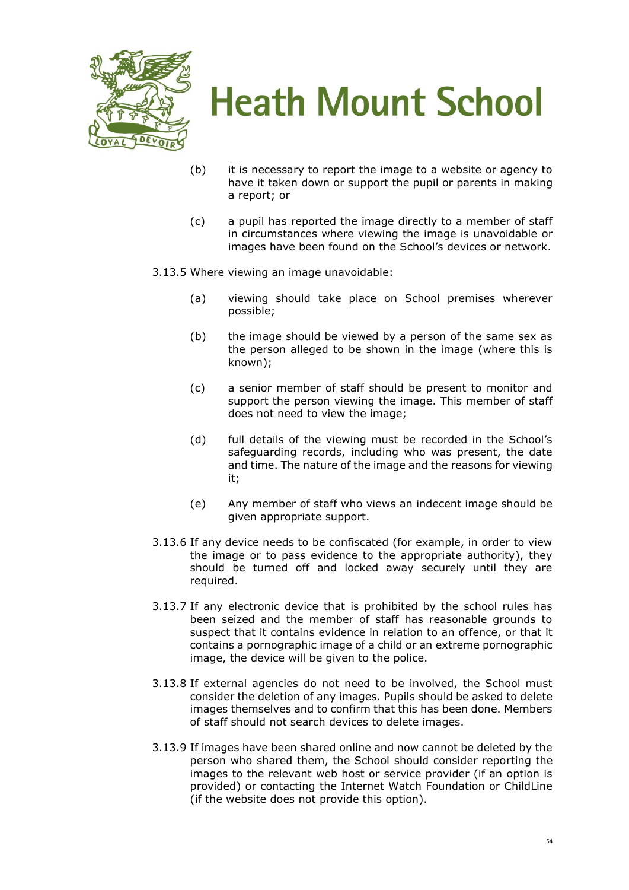(b) it is necessary to report the image to a website or agency to have it taken down or support the pupil or parents in making a report; or

(c) a pupil has reported the image directly to a member of staff in circumstances where viewing the image is unavoidable or images have been found on the School's devices or network.

3.13.5 Where viewing an image unavoidable:

(a) viewing should take place on School premises wherever possible;

(b) the image should be viewed by a person of the same sex as the person alleged to be shown in the image (where this is known);

(c) a senior member of staff should be present to monitor and support the person viewing the image. This member of staff does not need to view the image;

(d) full details of the viewing must be recorded in the School's safeguarding records, including who was present, the date and time. The nature of the image and the reasons for viewing it;

(e) Any member of staff who views an indecent image should be given appropriate support.

3.13.6 If any device needs to be confiscated (for example, in order to view the image or to pass evidence to the appropriate authority), they should be turned off and locked away securely until they are required.

3.13.7 If any electronic device that is prohibited by the school rules has been seized and the member of staff has reasonable grounds to suspect that it contains evidence in relation to an offence, or that it contains a pornographic image of a child or an extreme pornographic image, the device will be given to the police.

3.13.8 If external agencies do not need to be involved, the School must consider the deletion of any images. Pupils should be asked to delete images themselves and to confirm that this has been done. Members of staff should not search devices to delete images.

3.13.9 If images have been shared online and now cannot be deleted by the person who shared them, the School should consider reporting the images to the relevant web host or service provider (if an option is provided) or contacting the Internet Watch Foundation or ChildLine (if the website does not provide this option).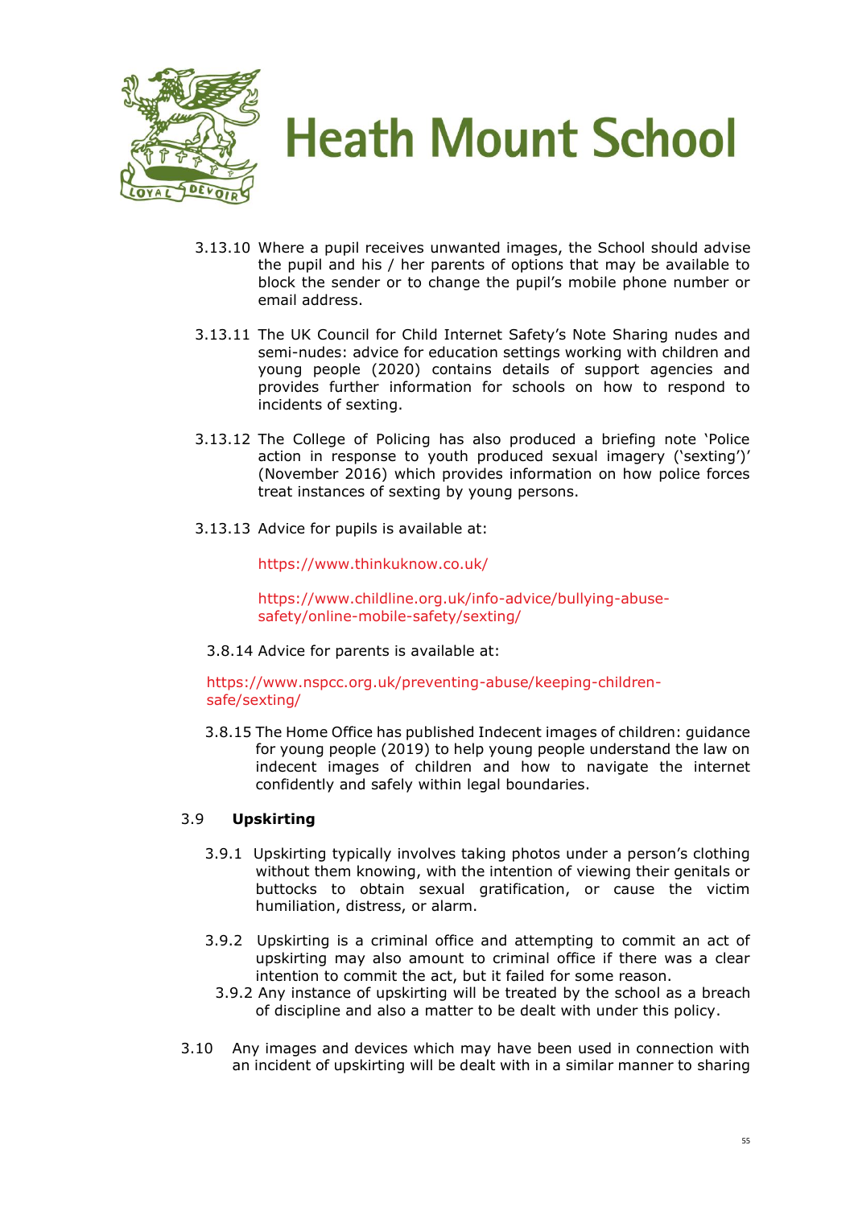3.13.10 Where a pupil receives unwanted images, the School should advise the pupil and his / her parents of options that may be available to block the sender or to change the pupil's mobile phone number or email address.

3.13.11 The UK Council for Child Internet Safety's Note Sharing nudes and semi-nudes: advice for education settings working with children and young people (2020) contains details of support agencies and provides further information for schools on how to respond to incidents of sexting.

3.13.12 The College of Policing has also produced a briefing note 'Police action in response to youth produced sexual imagery ('sexting')' (November 2016) which provides information on how police forces treat instances of sexting by young persons.

3.13.13 Advice for pupils is available at:

https://www.thinkuknow.co.uk/

https://www.childline.org.uk/info-advice/bullying-abuse-safety/online-mobile-safety/sexting/

3.8.14 Advice for parents is available at:

https://www.nspcc.org.uk/preventing-abuse/keeping-children-safe/sexting/

3.8.15 The Home Office has published Indecent images of children: guidance for young people (2019) to help young people understand the law on indecent images of children and how to navigate the internet confidently and safely within legal boundaries.

## 3.9 **Upskirting**

3.9.1 Upskirting typically involves taking photos under a person's clothing without them knowing, with the intention of viewing their genitals or buttocks to obtain sexual gratification, or cause the victim humiliation, distress, or alarm.

3.9.2 Upskirting is a criminal office and attempting to commit an act of upskirting may also amount to criminal office if there was a clear intention to commit the act, but it failed for some reason.

3.9.2 Any instance of upskirting will be treated by the school as a breach of discipline and also a matter to be dealt with under this policy.

3.10 Any images and devices which may have been used in connection with an incident of upskirting will be dealt with in a similar manner to sharing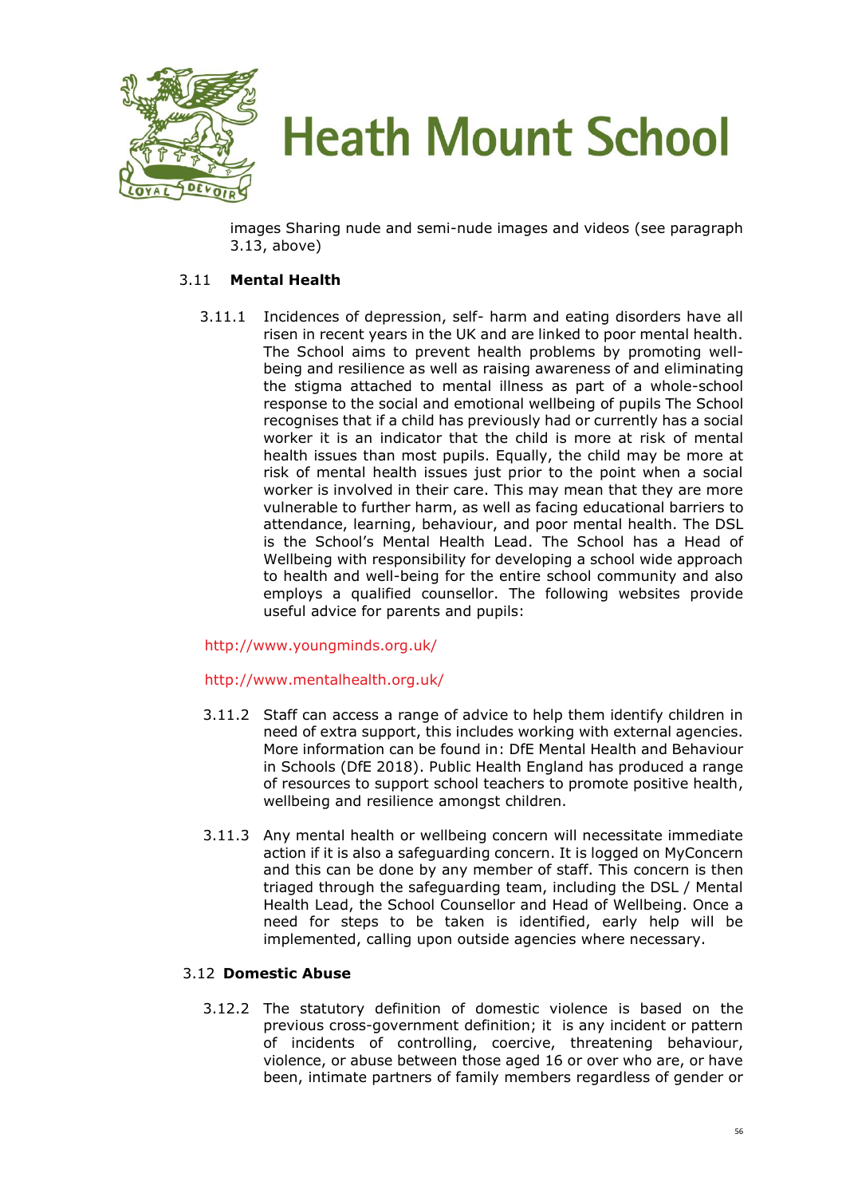images Sharing nude and semi-nude images and videos (see paragraph 3.13, above)

### 3.11 Mental Health

3.11.1 Incidences of depression, self- harm and eating disorders have all risen in recent years in the UK and are linked to poor mental health. The School aims to prevent health problems by promoting well-being and resilience as well as raising awareness of and eliminating the stigma attached to mental illness as part of a whole-school response to the social and emotional wellbeing of pupils The School recognises that if a child has previously had or currently has a social worker it is an indicator that the child is more at risk of mental health issues than most pupils. Equally, the child may be more at risk of mental health issues just prior to the point when a social worker is involved in their care. This may mean that they are more vulnerable to further harm, as well as facing educational barriers to attendance, learning, behaviour, and poor mental health. The DSL is the School's Mental Health Lead. The School has a Head of Wellbeing with responsibility for developing a school wide approach to health and well-being for the entire school community and also employs a qualified counsellor. The following websites provide useful advice for parents and pupils:

http://www.youngminds.org.uk/

http://www.mentalhealth.org.uk/

3.11.2 Staff can access a range of advice to help them identify children in need of extra support, this includes working with external agencies. More information can be found in: DfE Mental Health and Behaviour in Schools (DfE 2018). Public Health England has produced a range of resources to support school teachers to promote positive health, wellbeing and resilience amongst children.

3.11.3 Any mental health or wellbeing concern will necessitate immediate action if it is also a safeguarding concern. It is logged on MyConcern and this can be done by any member of staff. This concern is then triaged through the safeguarding team, including the DSL / Mental Health Lead, the School Counsellor and Head of Wellbeing. Once a need for steps to be taken is identified, early help will be implemented, calling upon outside agencies where necessary.

### 3.12 Domestic Abuse

3.12.2 The statutory definition of domestic violence is based on the previous cross-government definition; it is any incident or pattern of incidents of controlling, coercive, threatening behaviour, violence, or abuse between those aged 16 or over who are, or have been, intimate partners of family members regardless of gender or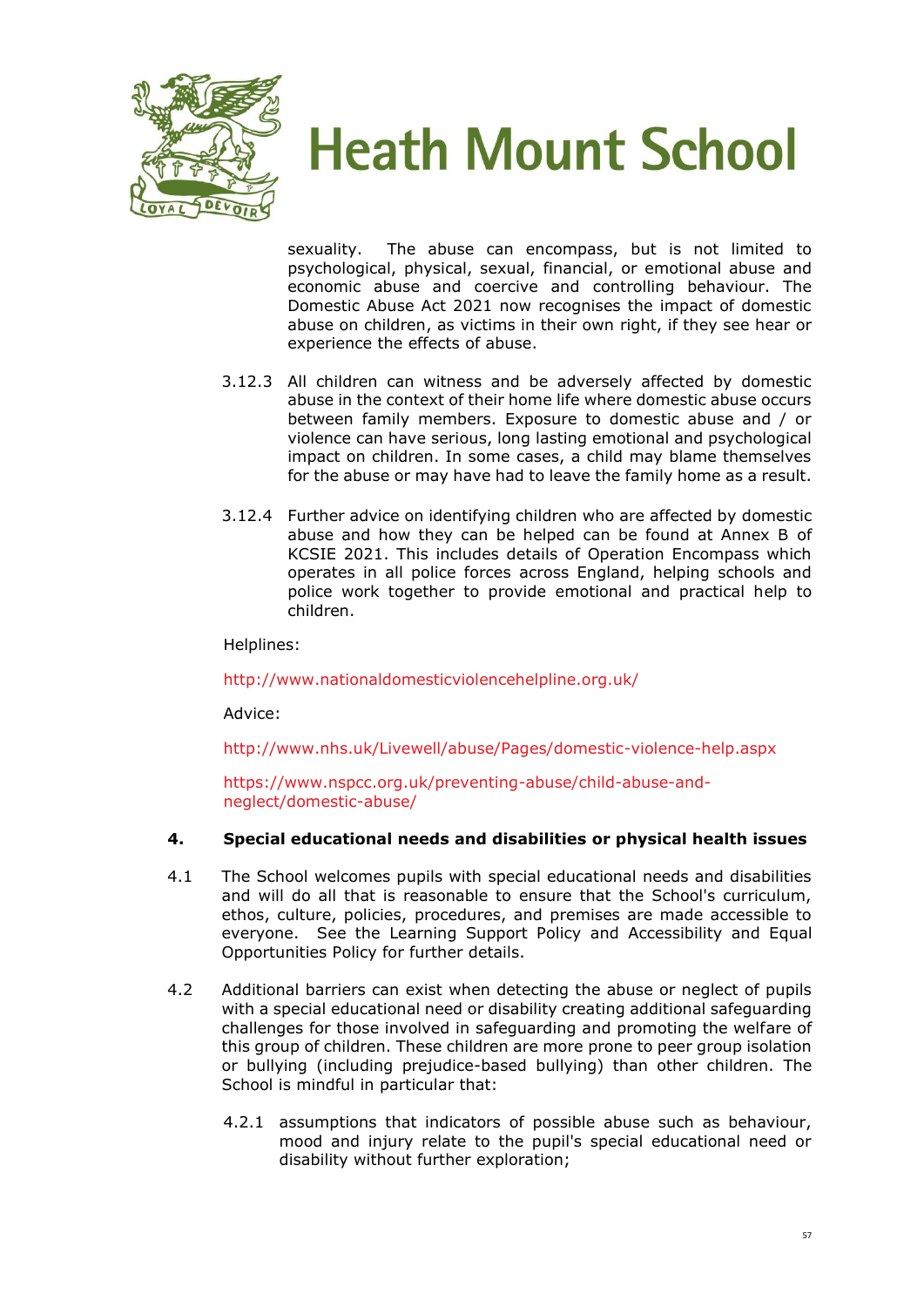sexuality. The abuse can encompass, but is not limited to psychological, physical, sexual, financial, or emotional abuse and economic abuse and coercive and controlling behaviour. The Domestic Abuse Act 2021 now recognises the impact of domestic abuse on children, as victims in their own right, if they see hear or experience the effects of abuse.

3.12.3 All children can witness and be adversely affected by domestic abuse in the context of their home life where domestic abuse occurs between family members. Exposure to domestic abuse and / or violence can have serious, long lasting emotional and psychological impact on children. In some cases, a child may blame themselves for the abuse or may have had to leave the family home as a result.

3.12.4 Further advice on identifying children who are affected by domestic abuse and how they can be helped can be found at Annex B of KCSIE 2021. This includes details of Operation Encompass which operates in all police forces across England, helping schools and police work together to provide emotional and practical help to children.

Helplines:

http://www.nationaldomesticviolencehelpline.org.uk/

Advice:

http://www.nhs.uk/Livewell/abuse/Pages/domestic-violence-help.aspx

https://www.nspcc.org.uk/preventing-abuse/child-abuse-and-neglect/domestic-abuse/

## 4. Special educational needs and disabilities or physical health issues

4.1 The School welcomes pupils with special educational needs and disabilities and will do all that is reasonable to ensure that the School's curriculum, ethos, culture, policies, procedures, and premises are made accessible to everyone. See the Learning Support Policy and Accessibility and Equal Opportunities Policy for further details.

4.2 Additional barriers can exist when detecting the abuse or neglect of pupils with a special educational need or disability creating additional safeguarding challenges for those involved in safeguarding and promoting the welfare of this group of children. These children are more prone to peer group isolation or bullying (including prejudice-based bullying) than other children. The School is mindful in particular that:

4.2.1 assumptions that indicators of possible abuse such as behaviour, mood and injury relate to the pupil's special educational need or disability without further exploration;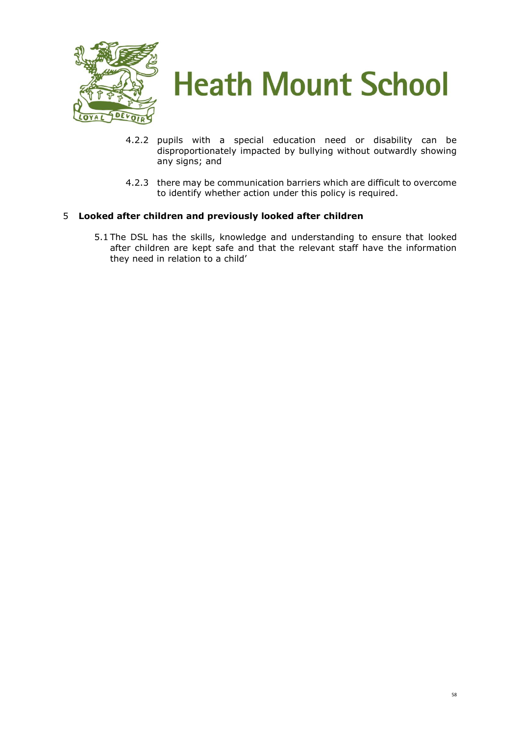4.2.2 pupils with a special education need or disability can be disproportionately impacted by bullying without outwardly showing any signs; and

4.2.3 there may be communication barriers which are difficult to overcome to identify whether action under this policy is required.

## 5 Looked after children and previously looked after children

5.1 The DSL has the skills, knowledge and understanding to ensure that looked after children are kept safe and that the relevant staff have the information they need in relation to a child'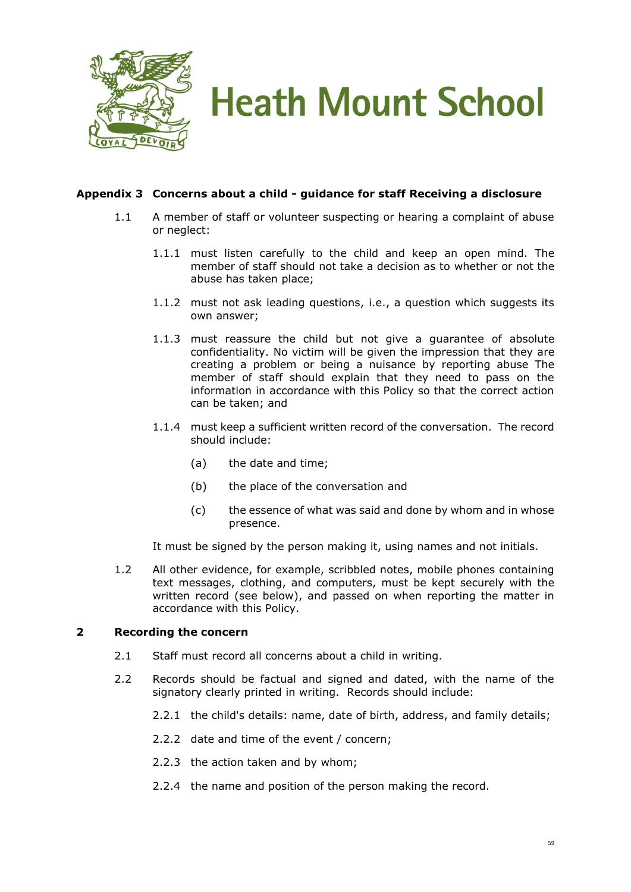# Appendix 3 Concerns about a child - guidance for staff Receiving a disclosure

1.1 A member of staff or volunteer suspecting or hearing a complaint of abuse or neglect:

1.1.1 must listen carefully to the child and keep an open mind. The member of staff should not take a decision as to whether or not the abuse has taken place;

1.1.2 must not ask leading questions, i.e., a question which suggests its own answer;

1.1.3 must reassure the child but not give a guarantee of absolute confidentiality. No victim will be given the impression that they are creating a problem or being a nuisance by reporting abuse The member of staff should explain that they need to pass on the information in accordance with this Policy so that the correct action can be taken; and

1.1.4 must keep a sufficient written record of the conversation. The record should include:

(a) the date and time;

(b) the place of the conversation and

(c) the essence of what was said and done by whom and in whose presence.

It must be signed by the person making it, using names and not initials.

1.2 All other evidence, for example, scribbled notes, mobile phones containing text messages, clothing, and computers, must be kept securely with the written record (see below), and passed on when reporting the matter in accordance with this Policy.

## 2 Recording the concern

2.1 Staff must record all concerns about a child in writing.

2.2 Records should be factual and signed and dated, with the name of the signatory clearly printed in writing. Records should include:

2.2.1 the child's details: name, date of birth, address, and family details;

2.2.2 date and time of the event / concern;

2.2.3 the action taken and by whom;

2.2.4 the name and position of the person making the record.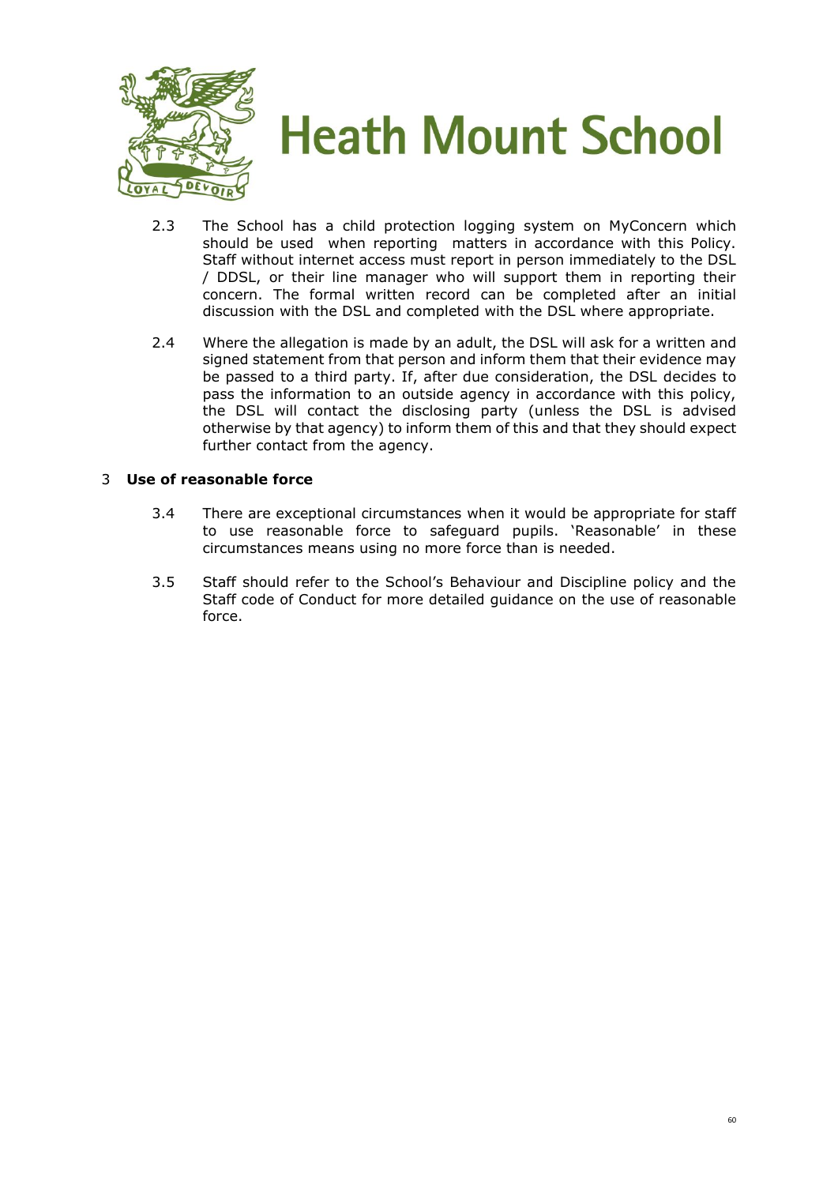2.3 The School has a child protection logging system on MyConcern which should be used when reporting matters in accordance with this Policy. Staff without internet access must report in person immediately to the DSL / DDSL, or their line manager who will support them in reporting their concern. The formal written record can be completed after an initial discussion with the DSL and completed with the DSL where appropriate.

2.4 Where the allegation is made by an adult, the DSL will ask for a written and signed statement from that person and inform them that their evidence may be passed to a third party. If, after due consideration, the DSL decides to pass the information to an outside agency in accordance with this policy, the DSL will contact the disclosing party (unless the DSL is advised otherwise by that agency) to inform them of this and that they should expect further contact from the agency.

## 3 Use of reasonable force

3.4 There are exceptional circumstances when it would be appropriate for staff to use reasonable force to safeguard pupils. 'Reasonable' in these circumstances means using no more force than is needed.

3.5 Staff should refer to the School's Behaviour and Discipline policy and the Staff code of Conduct for more detailed guidance on the use of reasonable force.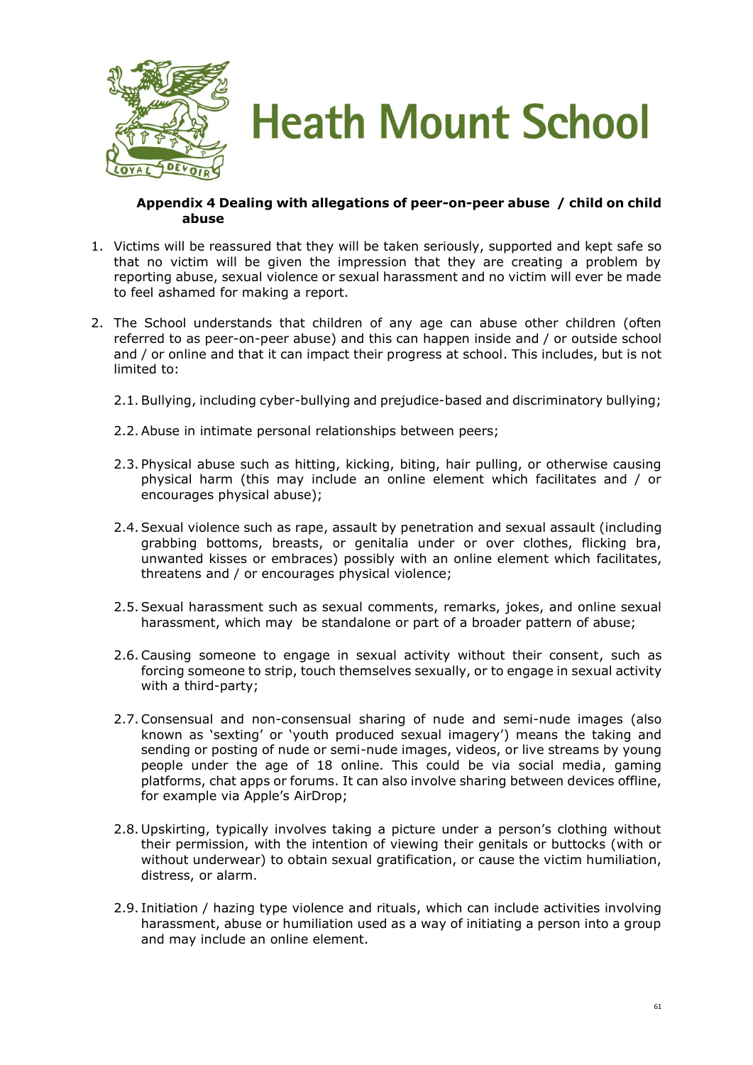# Heath Mount School

**Appendix 4 Dealing with allegations of peer-on-peer abuse / child on child abuse**

1. Victims will be reassured that they will be taken seriously, supported and kept safe so that no victim will be given the impression that they are creating a problem by reporting abuse, sexual violence or sexual harassment and no victim will ever be made to feel ashamed for making a report.

2. The School understands that children of any age can abuse other children (often referred to as peer-on-peer abuse) and this can happen inside and / or outside school and / or online and that it can impact their progress at school. This includes, but is not limited to:

   2.1. Bullying, including cyber-bullying and prejudice-based and discriminatory bullying;

   2.2. Abuse in intimate personal relationships between peers;

   2.3. Physical abuse such as hitting, kicking, biting, hair pulling, or otherwise causing physical harm (this may include an online element which facilitates and / or encourages physical abuse);

   2.4. Sexual violence such as rape, assault by penetration and sexual assault (including grabbing bottoms, breasts, or genitalia under or over clothes, flicking bra, unwanted kisses or embraces) possibly with an online element which facilitates, threatens and / or encourages physical violence;

   2.5. Sexual harassment such as sexual comments, remarks, jokes, and online sexual harassment, which may be standalone or part of a broader pattern of abuse;

   2.6. Causing someone to engage in sexual activity without their consent, such as forcing someone to strip, touch themselves sexually, or to engage in sexual activity with a third-party;

   2.7. Consensual and non-consensual sharing of nude and semi-nude images (also known as 'sexting' or 'youth produced sexual imagery') means the taking and sending or posting of nude or semi-nude images, videos, or live streams by young people under the age of 18 online. This could be via social media, gaming platforms, chat apps or forums. It can also involve sharing between devices offline, for example via Apple's AirDrop;

   2.8. Upskirting, typically involves taking a picture under a person's clothing without their permission, with the intention of viewing their genitals or buttocks (with or without underwear) to obtain sexual gratification, or cause the victim humiliation, distress, or alarm.

   2.9. Initiation / hazing type violence and rituals, which can include activities involving harassment, abuse or humiliation used as a way of initiating a person into a group and may include an online element.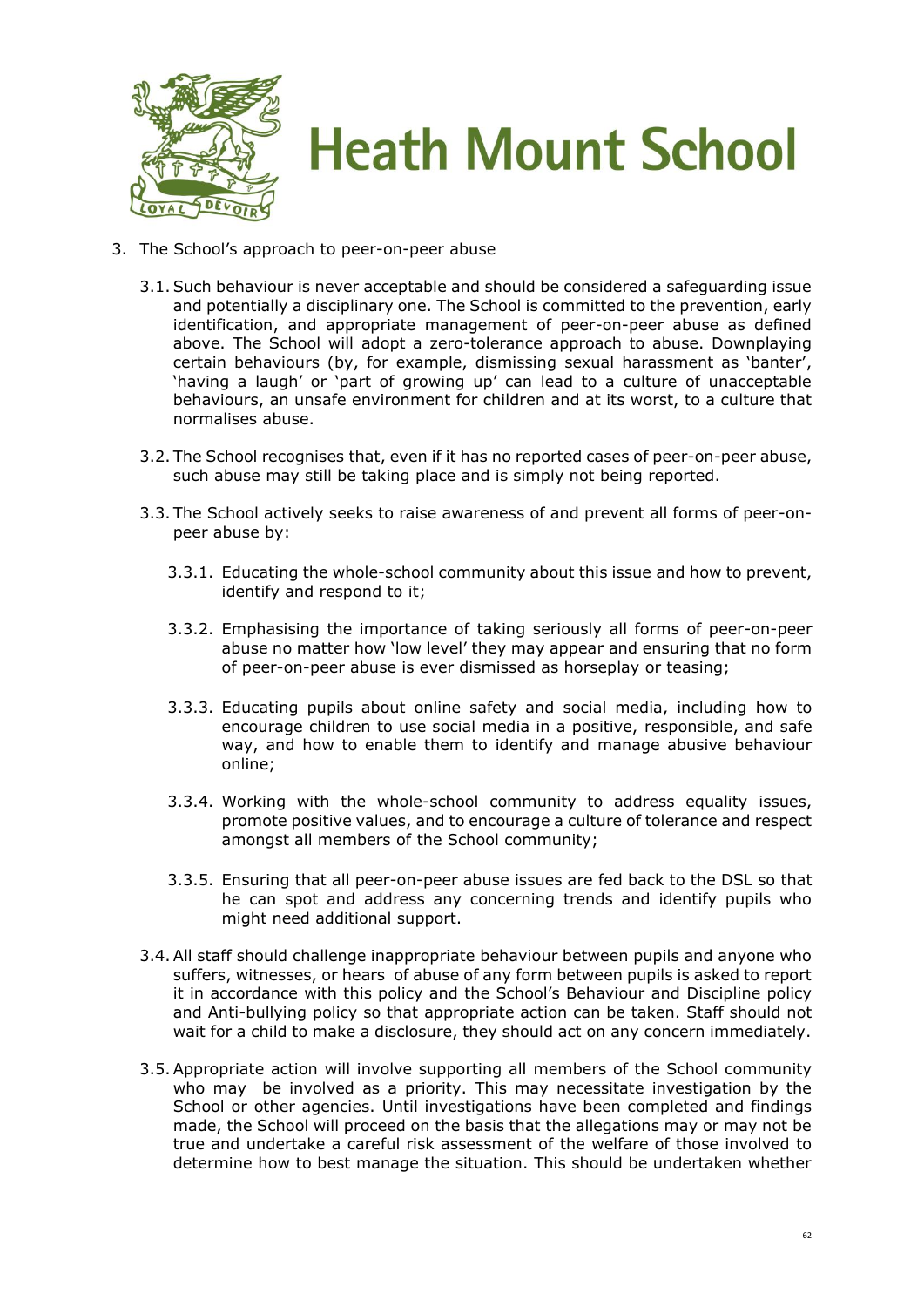3. The School's approach to peer-on-peer abuse

   3.1. Such behaviour is never acceptable and should be considered a safeguarding issue and potentially a disciplinary one. The School is committed to the prevention, early identification, and appropriate management of peer-on-peer abuse as defined above. The School will adopt a zero-tolerance approach to abuse. Downplaying certain behaviours (by, for example, dismissing sexual harassment as 'banter', 'having a laugh' or 'part of growing up' can lead to a culture of unacceptable behaviours, an unsafe environment for children and at its worst, to a culture that normalises abuse.

   3.2. The School recognises that, even if it has no reported cases of peer-on-peer abuse, such abuse may still be taking place and is simply not being reported.

   3.3. The School actively seeks to raise awareness of and prevent all forms of peer-on-peer abuse by:

      3.3.1. Educating the whole-school community about this issue and how to prevent, identify and respond to it;

      3.3.2. Emphasising the importance of taking seriously all forms of peer-on-peer abuse no matter how 'low level' they may appear and ensuring that no form of peer-on-peer abuse is ever dismissed as horseplay or teasing;

      3.3.3. Educating pupils about online safety and social media, including how to encourage children to use social media in a positive, responsible, and safe way, and how to enable them to identify and manage abusive behaviour online;

      3.3.4. Working with the whole-school community to address equality issues, promote positive values, and to encourage a culture of tolerance and respect amongst all members of the School community;

      3.3.5. Ensuring that all peer-on-peer abuse issues are fed back to the DSL so that he can spot and address any concerning trends and identify pupils who might need additional support.

   3.4. All staff should challenge inappropriate behaviour between pupils and anyone who suffers, witnesses, or hears of abuse of any form between pupils is asked to report it in accordance with this policy and the School's Behaviour and Discipline policy and Anti-bullying policy so that appropriate action can be taken. Staff should not wait for a child to make a disclosure, they should act on any concern immediately.

   3.5. Appropriate action will involve supporting all members of the School community who may be involved as a priority. This may necessitate investigation by the School or other agencies. Until investigations have been completed and findings made, the School will proceed on the basis that the allegations may or may not be true and undertake a careful risk assessment of the welfare of those involved to determine how to best manage the situation. This should be undertaken whether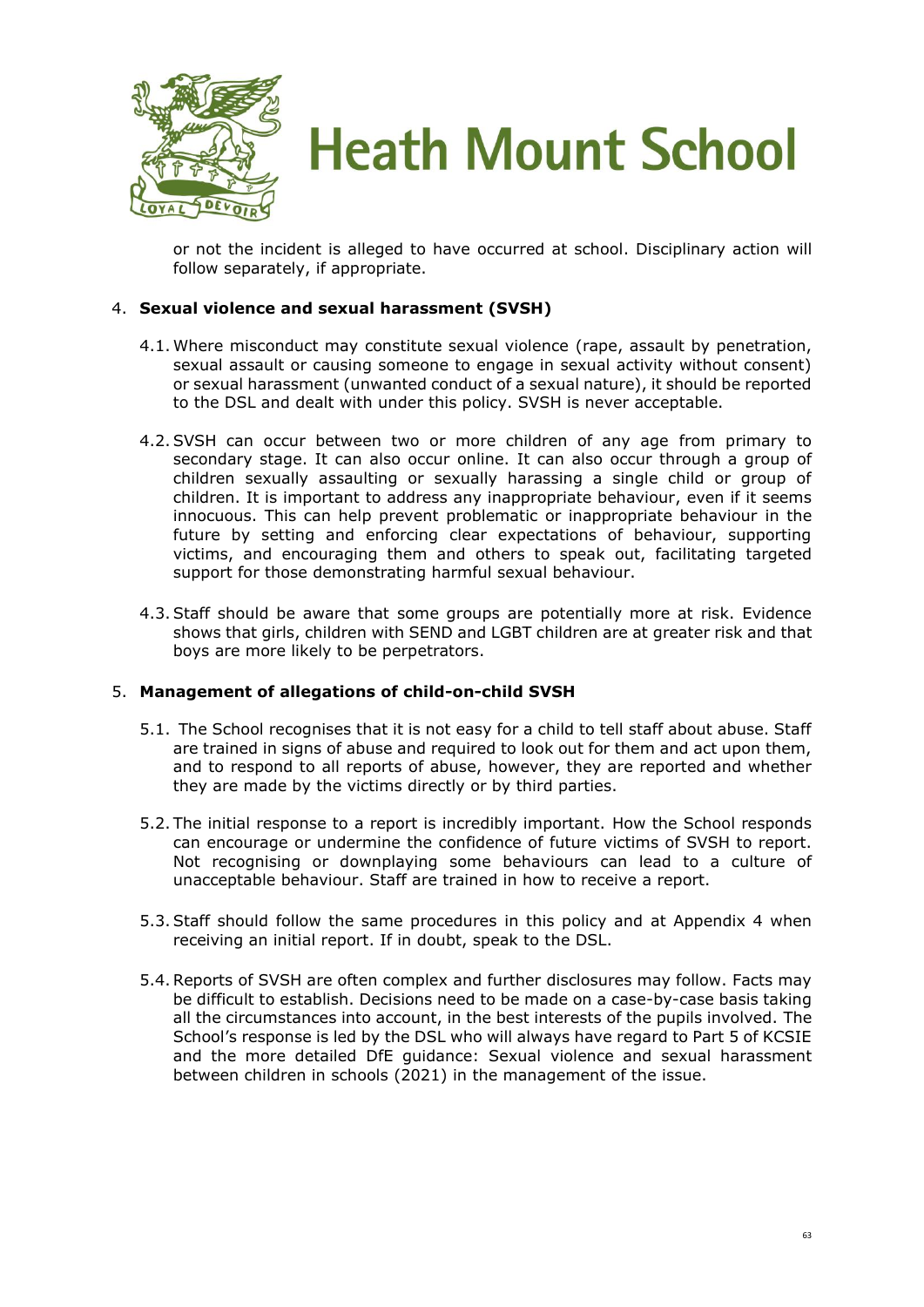or not the incident is alleged to have occurred at school. Disciplinary action will follow separately, if appropriate.

4. **Sexual violence and sexual harassment (SVSH)**

   4.1. Where misconduct may constitute sexual violence (rape, assault by penetration, sexual assault or causing someone to engage in sexual activity without consent) or sexual harassment (unwanted conduct of a sexual nature), it should be reported to the DSL and dealt with under this policy. SVSH is never acceptable.

   4.2. SVSH can occur between two or more children of any age from primary to secondary stage. It can also occur online. It can also occur through a group of children sexually assaulting or sexually harassing a single child or group of children. It is important to address any inappropriate behaviour, even if it seems innocuous. This can help prevent problematic or inappropriate behaviour in the future by setting and enforcing clear expectations of behaviour, supporting victims, and encouraging them and others to speak out, facilitating targeted support for those demonstrating harmful sexual behaviour.

   4.3. Staff should be aware that some groups are potentially more at risk. Evidence shows that girls, children with SEND and LGBT children are at greater risk and that boys are more likely to be perpetrators.

5. **Management of allegations of child-on-child SVSH**

   5.1. The School recognises that it is not easy for a child to tell staff about abuse. Staff are trained in signs of abuse and required to look out for them and act upon them, and to respond to all reports of abuse, however, they are reported and whether they are made by the victims directly or by third parties.

   5.2. The initial response to a report is incredibly important. How the School responds can encourage or undermine the confidence of future victims of SVSH to report. Not recognising or downplaying some behaviours can lead to a culture of unacceptable behaviour. Staff are trained in how to receive a report.

   5.3. Staff should follow the same procedures in this policy and at Appendix 4 when receiving an initial report. If in doubt, speak to the DSL.

   5.4. Reports of SVSH are often complex and further disclosures may follow. Facts may be difficult to establish. Decisions need to be made on a case-by-case basis taking all the circumstances into account, in the best interests of the pupils involved. The School's response is led by the DSL who will always have regard to Part 5 of KCSIE and the more detailed DfE guidance: Sexual violence and sexual harassment between children in schools (2021) in the management of the issue.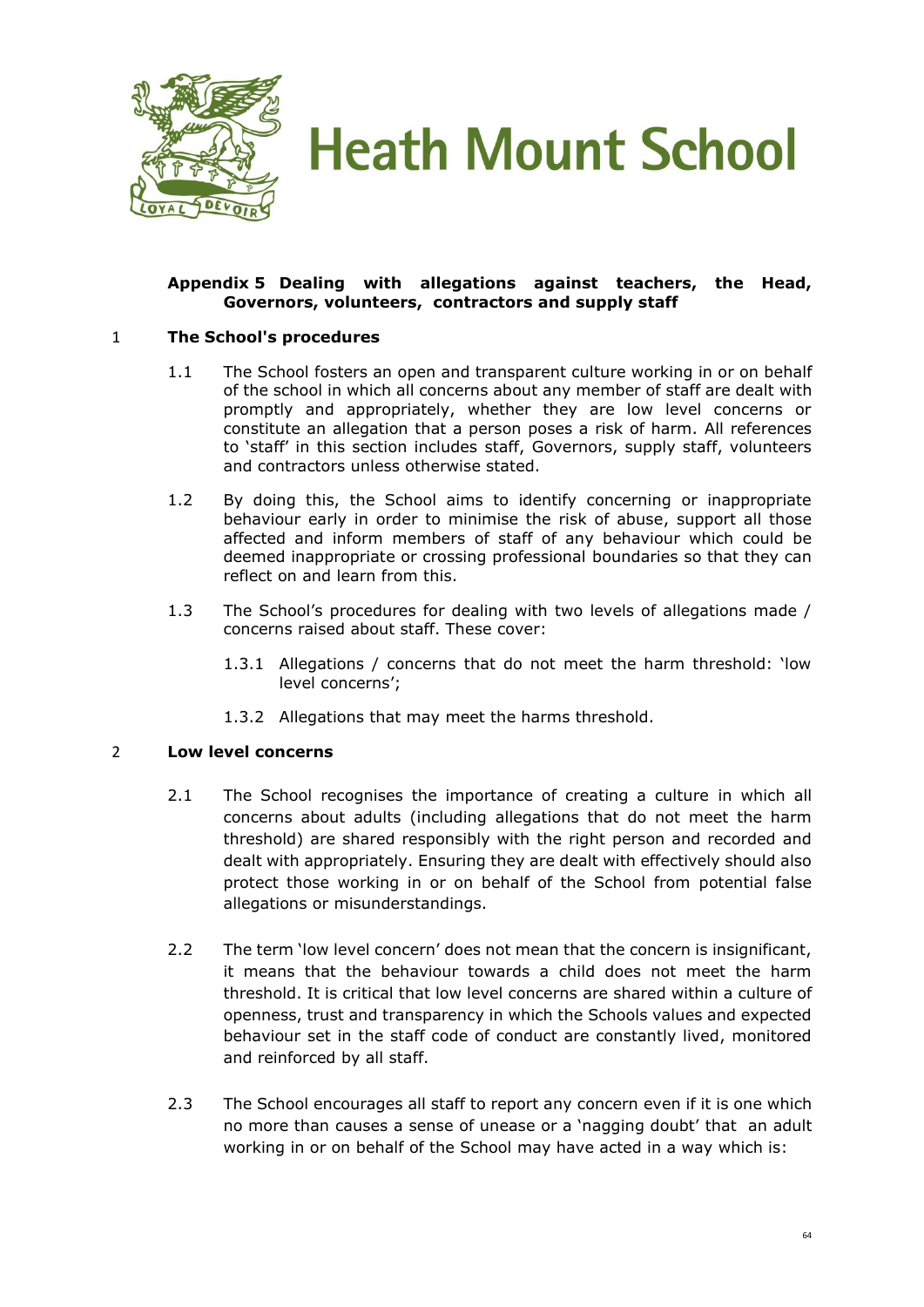# Heath Mount School

**Appendix 5 Dealing with allegations against teachers, the Head, Governors, volunteers, contractors and supply staff**

## 1 The School's procedures

1.1 The School fosters an open and transparent culture working in or on behalf of the school in which all concerns about any member of staff are dealt with promptly and appropriately, whether they are low level concerns or constitute an allegation that a person poses a risk of harm. All references to 'staff' in this section includes staff, Governors, supply staff, volunteers and contractors unless otherwise stated.

1.2 By doing this, the School aims to identify concerning or inappropriate behaviour early in order to minimise the risk of abuse, support all those affected and inform members of staff of any behaviour which could be deemed inappropriate or crossing professional boundaries so that they can reflect on and learn from this.

1.3 The School's procedures for dealing with two levels of allegations made / concerns raised about staff. These cover:

1.3.1 Allegations / concerns that do not meet the harm threshold: 'low level concerns';

1.3.2 Allegations that may meet the harms threshold.

## 2 Low level concerns

2.1 The School recognises the importance of creating a culture in which all concerns about adults (including allegations that do not meet the harm threshold) are shared responsibly with the right person and recorded and dealt with appropriately. Ensuring they are dealt with effectively should also protect those working in or on behalf of the School from potential false allegations or misunderstandings.

2.2 The term 'low level concern' does not mean that the concern is insignificant, it means that the behaviour towards a child does not meet the harm threshold. It is critical that low level concerns are shared within a culture of openness, trust and transparency in which the Schools values and expected behaviour set in the staff code of conduct are constantly lived, monitored and reinforced by all staff.

2.3 The School encourages all staff to report any concern even if it is one which no more than causes a sense of unease or a 'nagging doubt' that an adult working in or on behalf of the School may have acted in a way which is: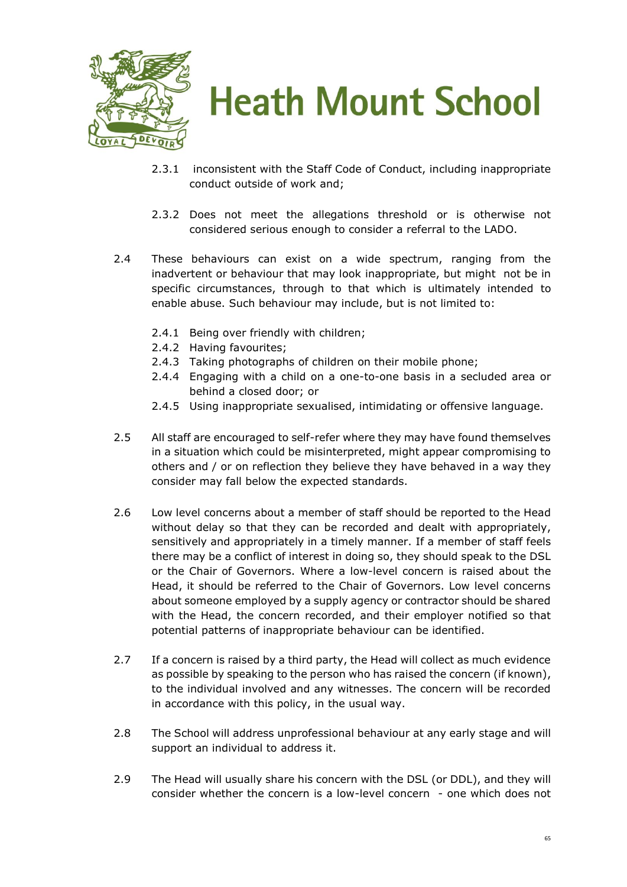2.3.1 inconsistent with the Staff Code of Conduct, including inappropriate conduct outside of work and;

2.3.2 Does not meet the allegations threshold or is otherwise not considered serious enough to consider a referral to the LADO.

2.4 These behaviours can exist on a wide spectrum, ranging from the inadvertent or behaviour that may look inappropriate, but might not be in specific circumstances, through to that which is ultimately intended to enable abuse. Such behaviour may include, but is not limited to:

2.4.1 Being over friendly with children;
2.4.2 Having favourites;
2.4.3 Taking photographs of children on their mobile phone;
2.4.4 Engaging with a child on a one-to-one basis in a secluded area or behind a closed door; or
2.4.5 Using inappropriate sexualised, intimidating or offensive language.

2.5 All staff are encouraged to self-refer where they may have found themselves in a situation which could be misinterpreted, might appear compromising to others and / or on reflection they believe they have behaved in a way they consider may fall below the expected standards.

2.6 Low level concerns about a member of staff should be reported to the Head without delay so that they can be recorded and dealt with appropriately, sensitively and appropriately in a timely manner. If a member of staff feels there may be a conflict of interest in doing so, they should speak to the DSL or the Chair of Governors. Where a low-level concern is raised about the Head, it should be referred to the Chair of Governors. Low level concerns about someone employed by a supply agency or contractor should be shared with the Head, the concern recorded, and their employer notified so that potential patterns of inappropriate behaviour can be identified.

2.7 If a concern is raised by a third party, the Head will collect as much evidence as possible by speaking to the person who has raised the concern (if known), to the individual involved and any witnesses. The concern will be recorded in accordance with this policy, in the usual way.

2.8 The School will address unprofessional behaviour at any early stage and will support an individual to address it.

2.9 The Head will usually share his concern with the DSL (or DDL), and they will consider whether the concern is a low-level concern - one which does not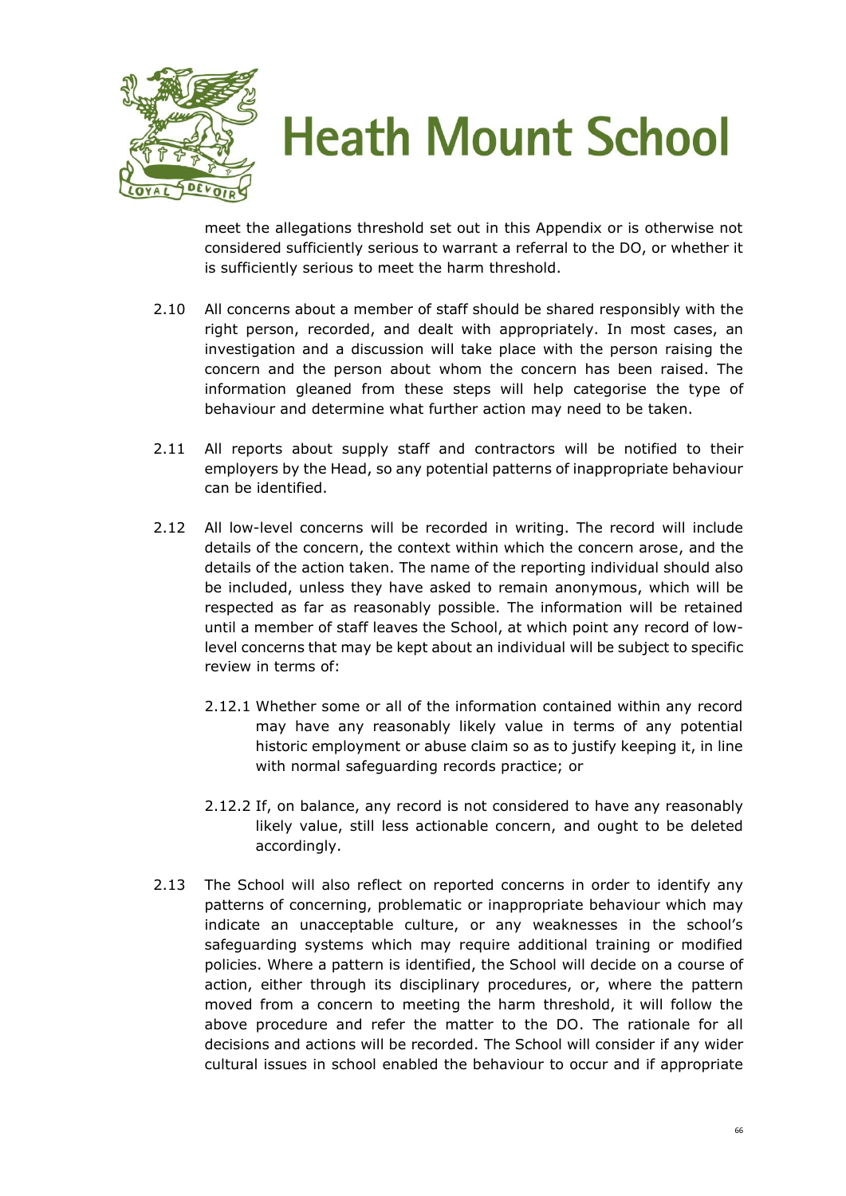meet the allegations threshold set out in this Appendix or is otherwise not considered sufficiently serious to warrant a referral to the DO, or whether it is sufficiently serious to meet the harm threshold.

2.10 All concerns about a member of staff should be shared responsibly with the right person, recorded, and dealt with appropriately. In most cases, an investigation and a discussion will take place with the person raising the concern and the person about whom the concern has been raised. The information gleaned from these steps will help categorise the type of behaviour and determine what further action may need to be taken.

2.11 All reports about supply staff and contractors will be notified to their employers by the Head, so any potential patterns of inappropriate behaviour can be identified.

2.12 All low-level concerns will be recorded in writing. The record will include details of the concern, the context within which the concern arose, and the details of the action taken. The name of the reporting individual should also be included, unless they have asked to remain anonymous, which will be respected as far as reasonably possible. The information will be retained until a member of staff leaves the School, at which point any record of low-level concerns that may be kept about an individual will be subject to specific review in terms of:

2.12.1 Whether some or all of the information contained within any record may have any reasonably likely value in terms of any potential historic employment or abuse claim so as to justify keeping it, in line with normal safeguarding records practice; or

2.12.2 If, on balance, any record is not considered to have any reasonably likely value, still less actionable concern, and ought to be deleted accordingly.

2.13 The School will also reflect on reported concerns in order to identify any patterns of concerning, problematic or inappropriate behaviour which may indicate an unacceptable culture, or any weaknesses in the school's safeguarding systems which may require additional training or modified policies. Where a pattern is identified, the School will decide on a course of action, either through its disciplinary procedures, or, where the pattern moved from a concern to meeting the harm threshold, it will follow the above procedure and refer the matter to the DO. The rationale for all decisions and actions will be recorded. The School will consider if any wider cultural issues in school enabled the behaviour to occur and if appropriate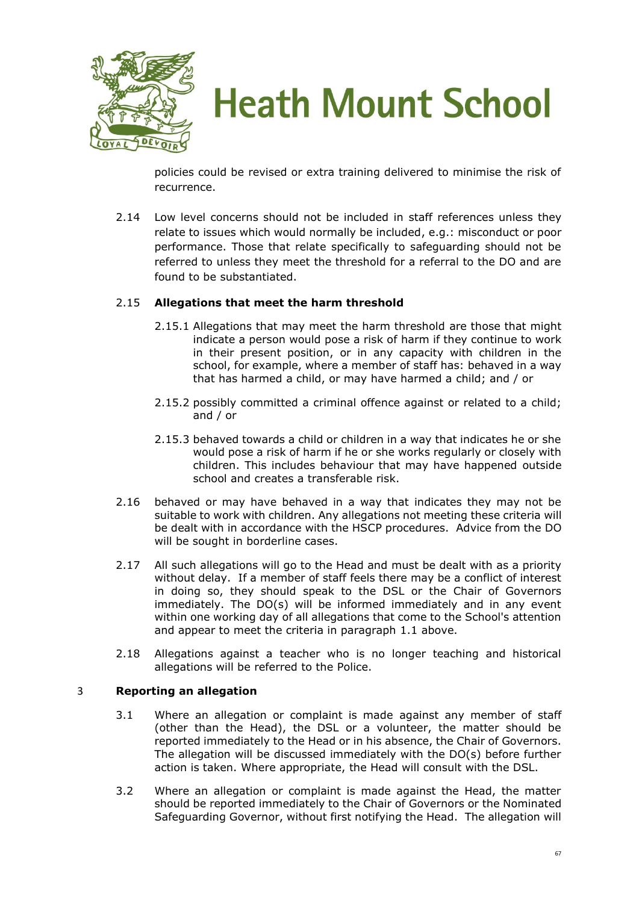policies could be revised or extra training delivered to minimise the risk of recurrence.

2.14 Low level concerns should not be included in staff references unless they relate to issues which would normally be included, e.g.: misconduct or poor performance. Those that relate specifically to safeguarding should not be referred to unless they meet the threshold for a referral to the DO and are found to be substantiated.

2.15 **Allegations that meet the harm threshold**

2.15.1 Allegations that may meet the harm threshold are those that might indicate a person would pose a risk of harm if they continue to work in their present position, or in any capacity with children in the school, for example, where a member of staff has: behaved in a way that has harmed a child, or may have harmed a child; and / or

2.15.2 possibly committed a criminal offence against or related to a child; and / or

2.15.3 behaved towards a child or children in a way that indicates he or she would pose a risk of harm if he or she works regularly or closely with children. This includes behaviour that may have happened outside school and creates a transferable risk.

2.16 behaved or may have behaved in a way that indicates they may not be suitable to work with children. Any allegations not meeting these criteria will be dealt with in accordance with the HSCP procedures. Advice from the DO will be sought in borderline cases.

2.17 All such allegations will go to the Head and must be dealt with as a priority without delay. If a member of staff feels there may be a conflict of interest in doing so, they should speak to the DSL or the Chair of Governors immediately. The DO(s) will be informed immediately and in any event within one working day of all allegations that come to the School's attention and appear to meet the criteria in paragraph 1.1 above.

2.18 Allegations against a teacher who is no longer teaching and historical allegations will be referred to the Police.

## 3 Reporting an allegation

3.1 Where an allegation or complaint is made against any member of staff (other than the Head), the DSL or a volunteer, the matter should be reported immediately to the Head or in his absence, the Chair of Governors. The allegation will be discussed immediately with the DO(s) before further action is taken. Where appropriate, the Head will consult with the DSL.

3.2 Where an allegation or complaint is made against the Head, the matter should be reported immediately to the Chair of Governors or the Nominated Safeguarding Governor, without first notifying the Head. The allegation will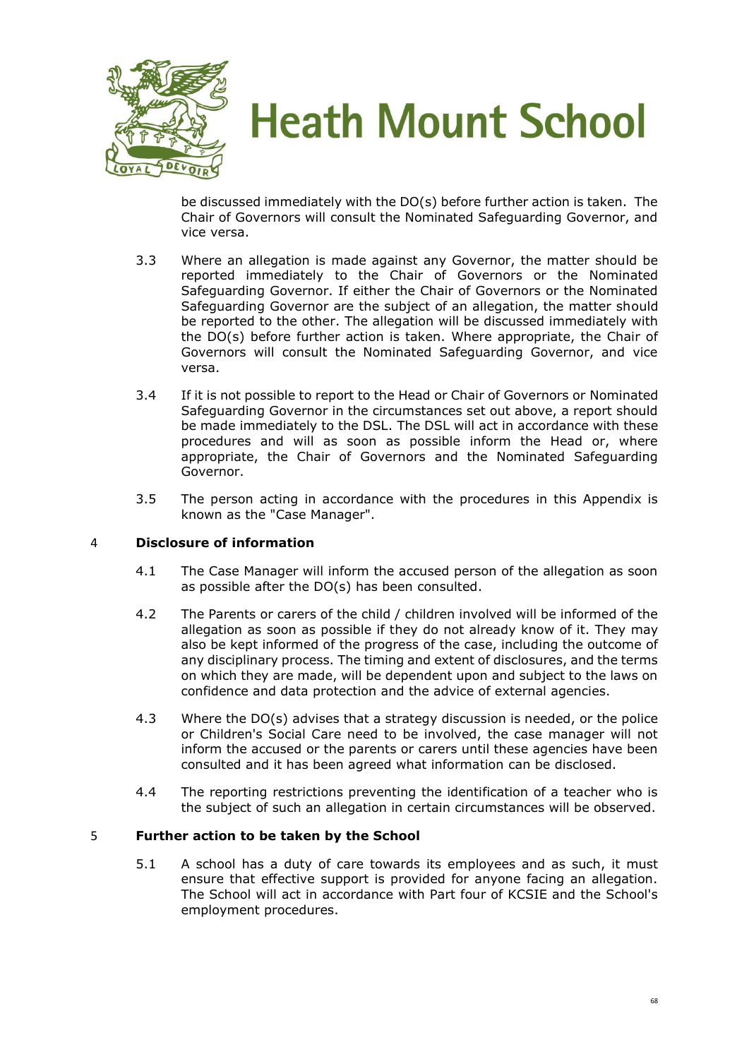be discussed immediately with the DO(s) before further action is taken. The Chair of Governors will consult the Nominated Safeguarding Governor, and vice versa.

3.3 Where an allegation is made against any Governor, the matter should be reported immediately to the Chair of Governors or the Nominated Safeguarding Governor. If either the Chair of Governors or the Nominated Safeguarding Governor are the subject of an allegation, the matter should be reported to the other. The allegation will be discussed immediately with the DO(s) before further action is taken. Where appropriate, the Chair of Governors will consult the Nominated Safeguarding Governor, and vice versa.

3.4 If it is not possible to report to the Head or Chair of Governors or Nominated Safeguarding Governor in the circumstances set out above, a report should be made immediately to the DSL. The DSL will act in accordance with these procedures and will as soon as possible inform the Head or, where appropriate, the Chair of Governors and the Nominated Safeguarding Governor.

3.5 The person acting in accordance with the procedures in this Appendix is known as the "Case Manager".

## 4 Disclosure of information

4.1 The Case Manager will inform the accused person of the allegation as soon as possible after the DO(s) has been consulted.

4.2 The Parents or carers of the child / children involved will be informed of the allegation as soon as possible if they do not already know of it. They may also be kept informed of the progress of the case, including the outcome of any disciplinary process. The timing and extent of disclosures, and the terms on which they are made, will be dependent upon and subject to the laws on confidence and data protection and the advice of external agencies.

4.3 Where the DO(s) advises that a strategy discussion is needed, or the police or Children's Social Care need to be involved, the case manager will not inform the accused or the parents or carers until these agencies have been consulted and it has been agreed what information can be disclosed.

4.4 The reporting restrictions preventing the identification of a teacher who is the subject of such an allegation in certain circumstances will be observed.

## 5 Further action to be taken by the School

5.1 A school has a duty of care towards its employees and as such, it must ensure that effective support is provided for anyone facing an allegation. The School will act in accordance with Part four of KCSIE and the School's employment procedures.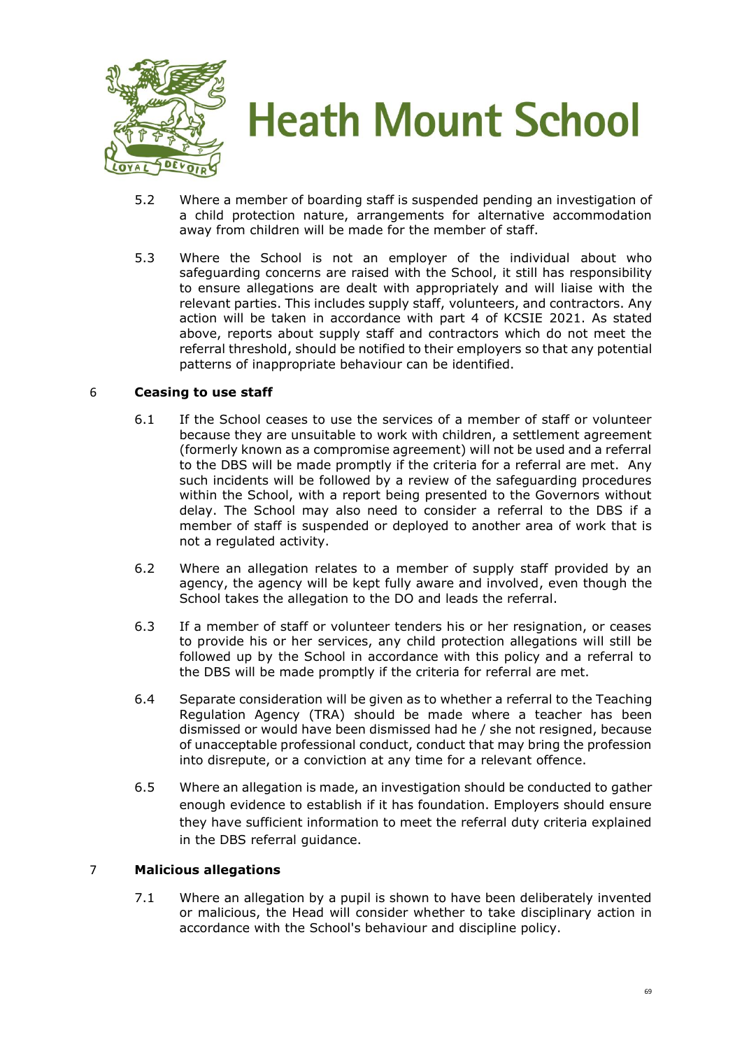5.2 Where a member of boarding staff is suspended pending an investigation of a child protection nature, arrangements for alternative accommodation away from children will be made for the member of staff.

5.3 Where the School is not an employer of the individual about who safeguarding concerns are raised with the School, it still has responsibility to ensure allegations are dealt with appropriately and will liaise with the relevant parties. This includes supply staff, volunteers, and contractors. Any action will be taken in accordance with part 4 of KCSIE 2021. As stated above, reports about supply staff and contractors which do not meet the referral threshold, should be notified to their employers so that any potential patterns of inappropriate behaviour can be identified.

## 6 Ceasing to use staff

6.1 If the School ceases to use the services of a member of staff or volunteer because they are unsuitable to work with children, a settlement agreement (formerly known as a compromise agreement) will not be used and a referral to the DBS will be made promptly if the criteria for a referral are met. Any such incidents will be followed by a review of the safeguarding procedures within the School, with a report being presented to the Governors without delay. The School may also need to consider a referral to the DBS if a member of staff is suspended or deployed to another area of work that is not a regulated activity.

6.2 Where an allegation relates to a member of supply staff provided by an agency, the agency will be kept fully aware and involved, even though the School takes the allegation to the DO and leads the referral.

6.3 If a member of staff or volunteer tenders his or her resignation, or ceases to provide his or her services, any child protection allegations will still be followed up by the School in accordance with this policy and a referral to the DBS will be made promptly if the criteria for referral are met.

6.4 Separate consideration will be given as to whether a referral to the Teaching Regulation Agency (TRA) should be made where a teacher has been dismissed or would have been dismissed had he / she not resigned, because of unacceptable professional conduct, conduct that may bring the profession into disrepute, or a conviction at any time for a relevant offence.

6.5 Where an allegation is made, an investigation should be conducted to gather enough evidence to establish if it has foundation. Employers should ensure they have sufficient information to meet the referral duty criteria explained in the DBS referral guidance.

## 7 Malicious allegations

7.1 Where an allegation by a pupil is shown to have been deliberately invented or malicious, the Head will consider whether to take disciplinary action in accordance with the School's behaviour and discipline policy.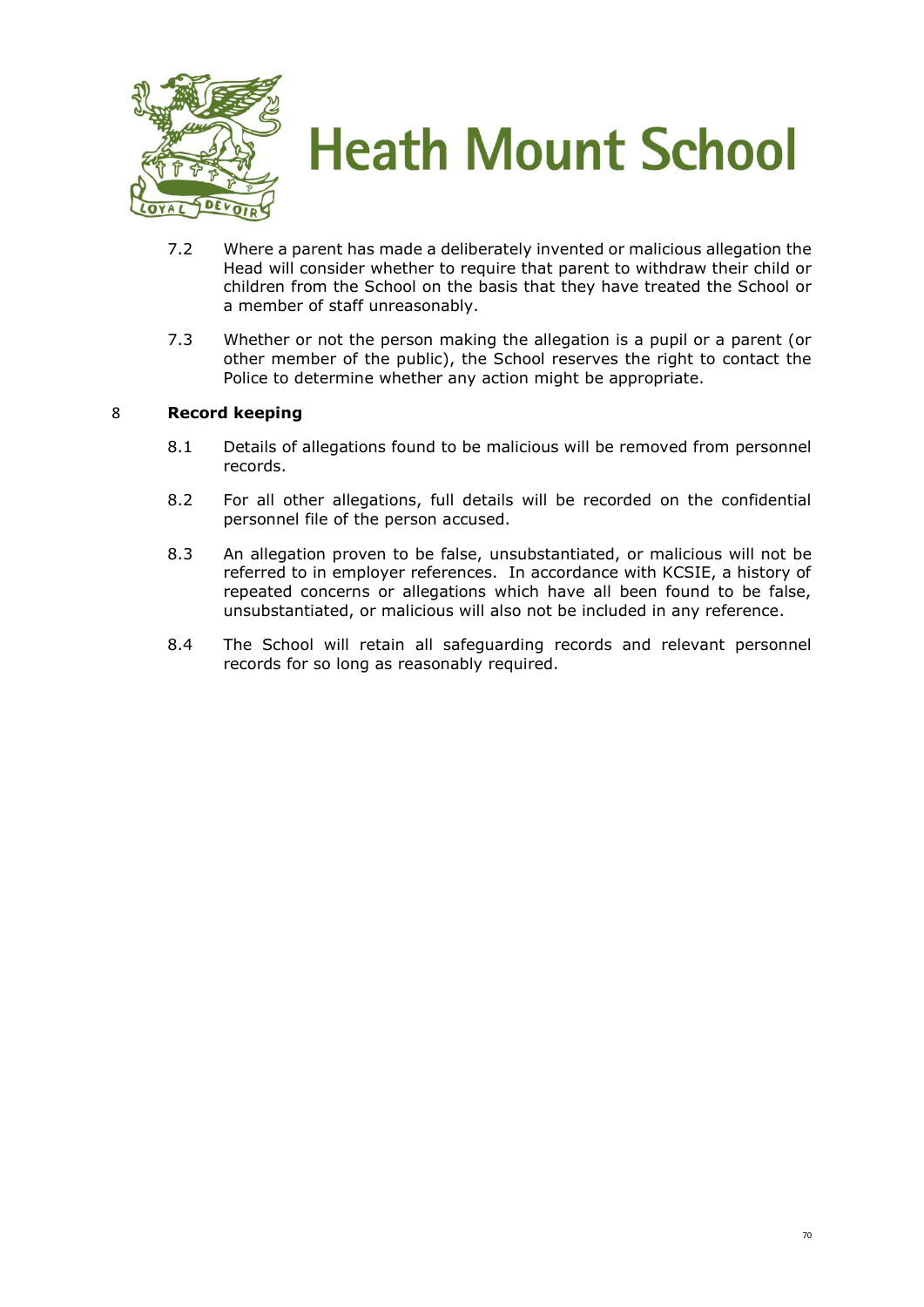7.2 Where a parent has made a deliberately invented or malicious allegation the Head will consider whether to require that parent to withdraw their child or children from the School on the basis that they have treated the School or a member of staff unreasonably.

7.3 Whether or not the person making the allegation is a pupil or a parent (or other member of the public), the School reserves the right to contact the Police to determine whether any action might be appropriate.

## 8 Record keeping

8.1 Details of allegations found to be malicious will be removed from personnel records.

8.2 For all other allegations, full details will be recorded on the confidential personnel file of the person accused.

8.3 An allegation proven to be false, unsubstantiated, or malicious will not be referred to in employer references. In accordance with KCSIE, a history of repeated concerns or allegations which have all been found to be false, unsubstantiated, or malicious will also not be included in any reference.

8.4 The School will retain all safeguarding records and relevant personnel records for so long as reasonably required.